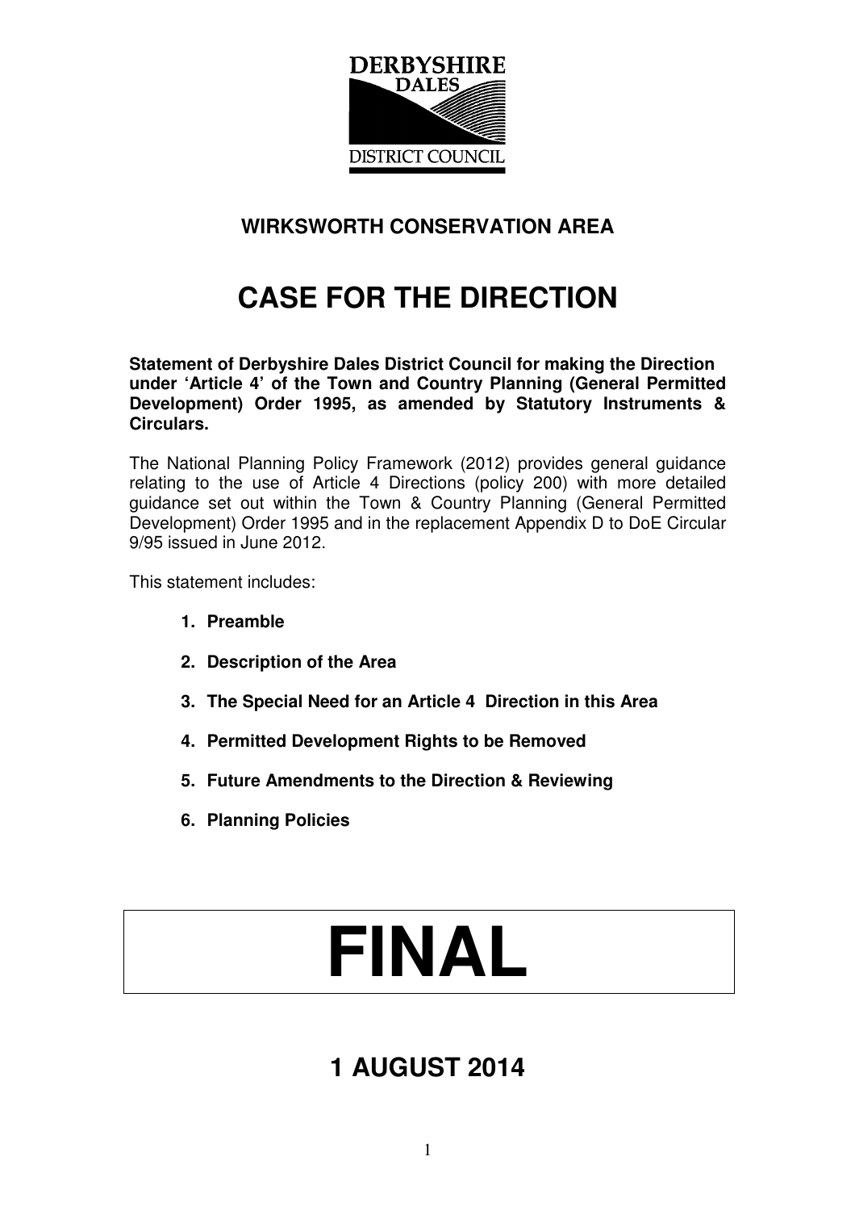DERBYSHIRE DALES DISTRICT COUNCIL

## WIRKSWORTH CONSERVATION AREA

# CASE FOR THE DIRECTION

**Statement of Derbyshire Dales District Council for making the Direction under 'Article 4' of the Town and Country Planning (General Permitted Development) Order 1995, as amended by Statutory Instruments & Circulars.**

The National Planning Policy Framework (2012) provides general guidance relating to the use of Article 4 Directions (policy 200) with more detailed guidance set out within the Town & Country Planning (General Permitted Development) Order 1995 and in the replacement Appendix D to DoE Circular 9/95 issued in June 2012.

This statement includes:

1. **Preamble**
2. **Description of the Area**
3. **The Special Need for an Article 4 Direction in this Area**
4. **Permitted Development Rights to be Removed**
5. **Future Amendments to the Direction & Reviewing**
6. **Planning Policies**

# FINAL

## 1 AUGUST 2014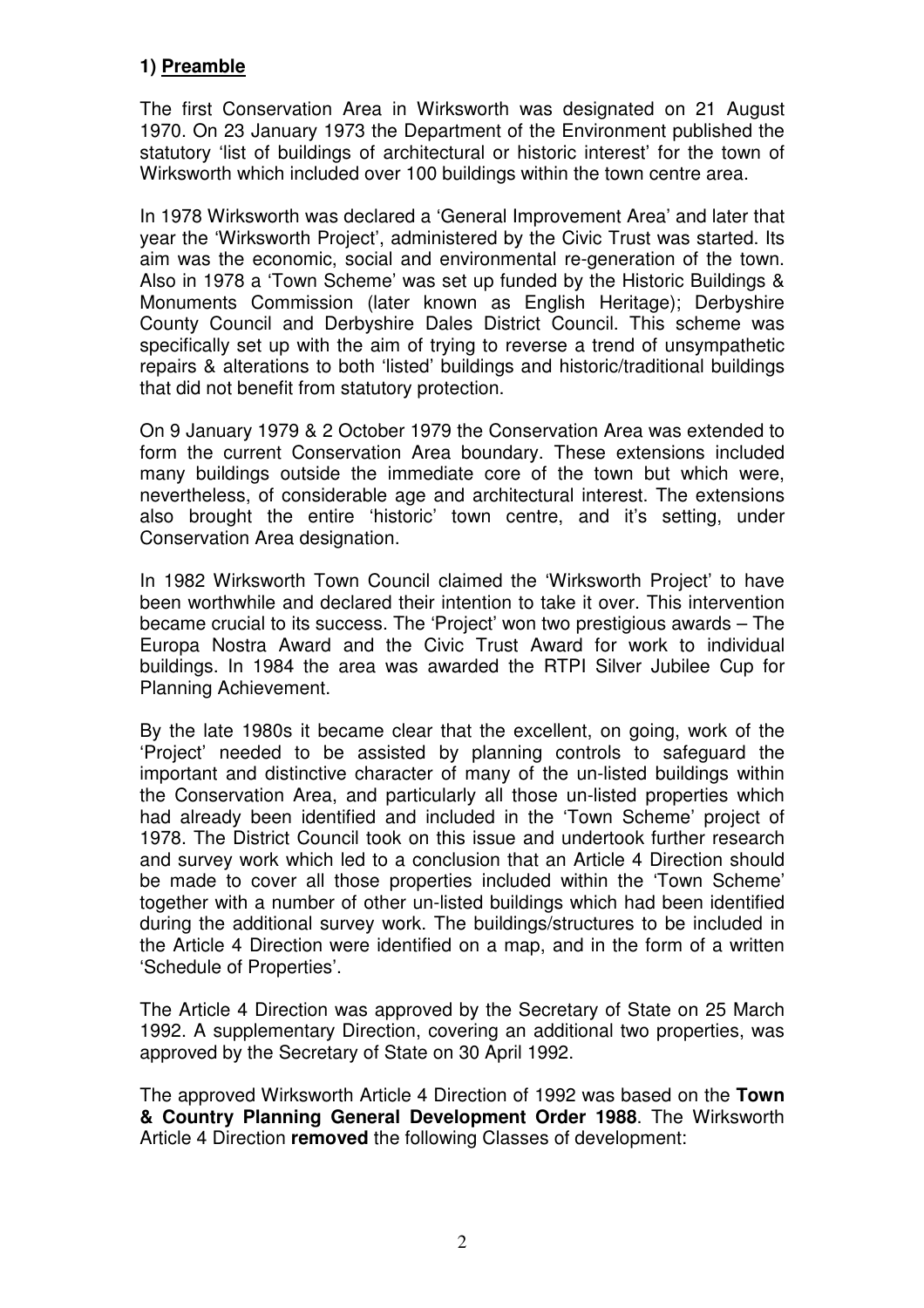## 1) Preamble

The first Conservation Area in Wirksworth was designated on 21 August 1970. On 23 January 1973 the Department of the Environment published the statutory 'list of buildings of architectural or historic interest' for the town of Wirksworth which included over 100 buildings within the town centre area.

In 1978 Wirksworth was declared a 'General Improvement Area' and later that year the 'Wirksworth Project', administered by the Civic Trust was started. Its aim was the economic, social and environmental re-generation of the town. Also in 1978 a 'Town Scheme' was set up funded by the Historic Buildings & Monuments Commission (later known as English Heritage); Derbyshire County Council and Derbyshire Dales District Council. This scheme was specifically set up with the aim of trying to reverse a trend of unsympathetic repairs & alterations to both 'listed' buildings and historic/traditional buildings that did not benefit from statutory protection.

On 9 January 1979 & 2 October 1979 the Conservation Area was extended to form the current Conservation Area boundary. These extensions included many buildings outside the immediate core of the town but which were, nevertheless, of considerable age and architectural interest. The extensions also brought the entire 'historic' town centre, and it's setting, under Conservation Area designation.

In 1982 Wirksworth Town Council claimed the 'Wirksworth Project' to have been worthwhile and declared their intention to take it over. This intervention became crucial to its success. The 'Project' won two prestigious awards – The Europa Nostra Award and the Civic Trust Award for work to individual buildings. In 1984 the area was awarded the RTPI Silver Jubilee Cup for Planning Achievement.

By the late 1980s it became clear that the excellent, on going, work of the 'Project' needed to be assisted by planning controls to safeguard the important and distinctive character of many of the un-listed buildings within the Conservation Area, and particularly all those un-listed properties which had already been identified and included in the 'Town Scheme' project of 1978. The District Council took on this issue and undertook further research and survey work which led to a conclusion that an Article 4 Direction should be made to cover all those properties included within the 'Town Scheme' together with a number of other un-listed buildings which had been identified during the additional survey work. The buildings/structures to be included in the Article 4 Direction were identified on a map, and in the form of a written 'Schedule of Properties'.

The Article 4 Direction was approved by the Secretary of State on 25 March 1992. A supplementary Direction, covering an additional two properties, was approved by the Secretary of State on 30 April 1992.

The approved Wirksworth Article 4 Direction of 1992 was based on the **Town & Country Planning General Development Order 1988**. The Wirksworth Article 4 Direction **removed** the following Classes of development: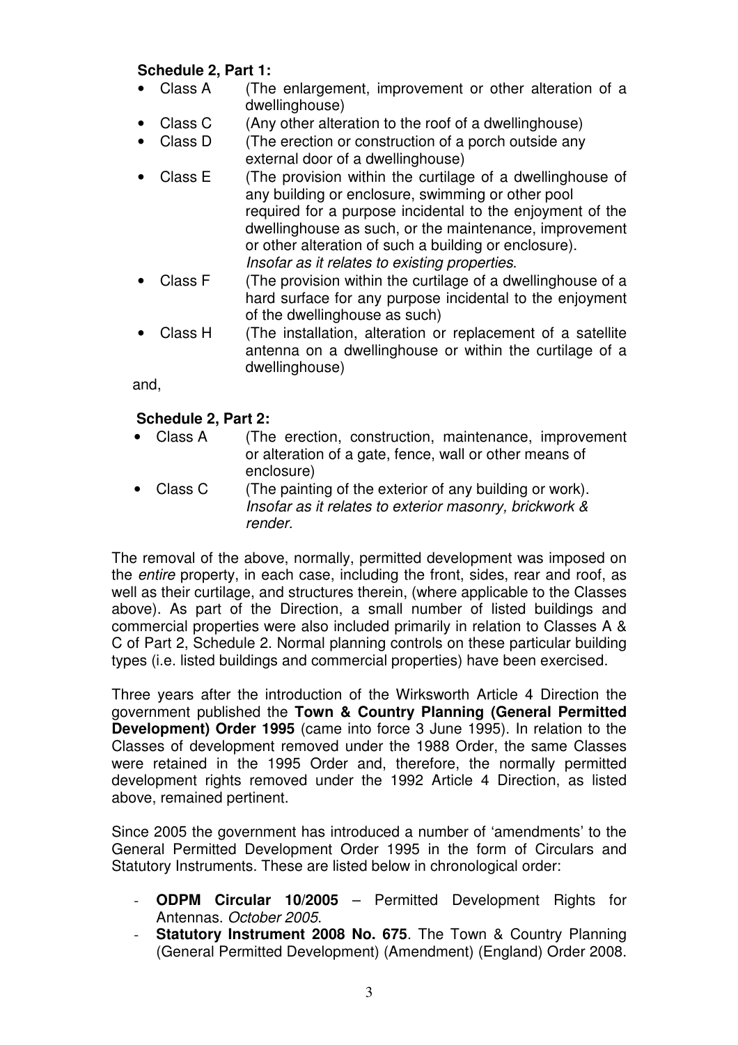**Schedule 2, Part 1:**

- Class A (The enlargement, improvement or other alteration of a dwellinghouse)
- Class C (Any other alteration to the roof of a dwellinghouse)
- Class D (The erection or construction of a porch outside any external door of a dwellinghouse)
- Class E (The provision within the curtilage of a dwellinghouse of any building or enclosure, swimming or other pool required for a purpose incidental to the enjoyment of the dwellinghouse as such, or the maintenance, improvement or other alteration of such a building or enclosure). *Insofar as it relates to existing properties*.
- Class F (The provision within the curtilage of a dwellinghouse of a hard surface for any purpose incidental to the enjoyment of the dwellinghouse as such)
- Class H (The installation, alteration or replacement of a satellite antenna on a dwellinghouse or within the curtilage of a dwellinghouse)

and,

**Schedule 2, Part 2:**

- Class A (The erection, construction, maintenance, improvement or alteration of a gate, fence, wall or other means of enclosure)
- Class C (The painting of the exterior of any building or work). *Insofar as it relates to exterior masonry, brickwork & render.*

The removal of the above, normally, permitted development was imposed on the *entire* property, in each case, including the front, sides, rear and roof, as well as their curtilage, and structures therein, (where applicable to the Classes above). As part of the Direction, a small number of listed buildings and commercial properties were also included primarily in relation to Classes A & C of Part 2, Schedule 2. Normal planning controls on these particular building types (i.e. listed buildings and commercial properties) have been exercised.

Three years after the introduction of the Wirksworth Article 4 Direction the government published the **Town & Country Planning (General Permitted Development) Order 1995** (came into force 3 June 1995). In relation to the Classes of development removed under the 1988 Order, the same Classes were retained in the 1995 Order and, therefore, the normally permitted development rights removed under the 1992 Article 4 Direction, as listed above, remained pertinent.

Since 2005 the government has introduced a number of 'amendments' to the General Permitted Development Order 1995 in the form of Circulars and Statutory Instruments. These are listed below in chronological order:

- **ODPM Circular 10/2005** – Permitted Development Rights for Antennas. *October 2005*.
- **Statutory Instrument 2008 No. 675**. The Town & Country Planning (General Permitted Development) (Amendment) (England) Order 2008.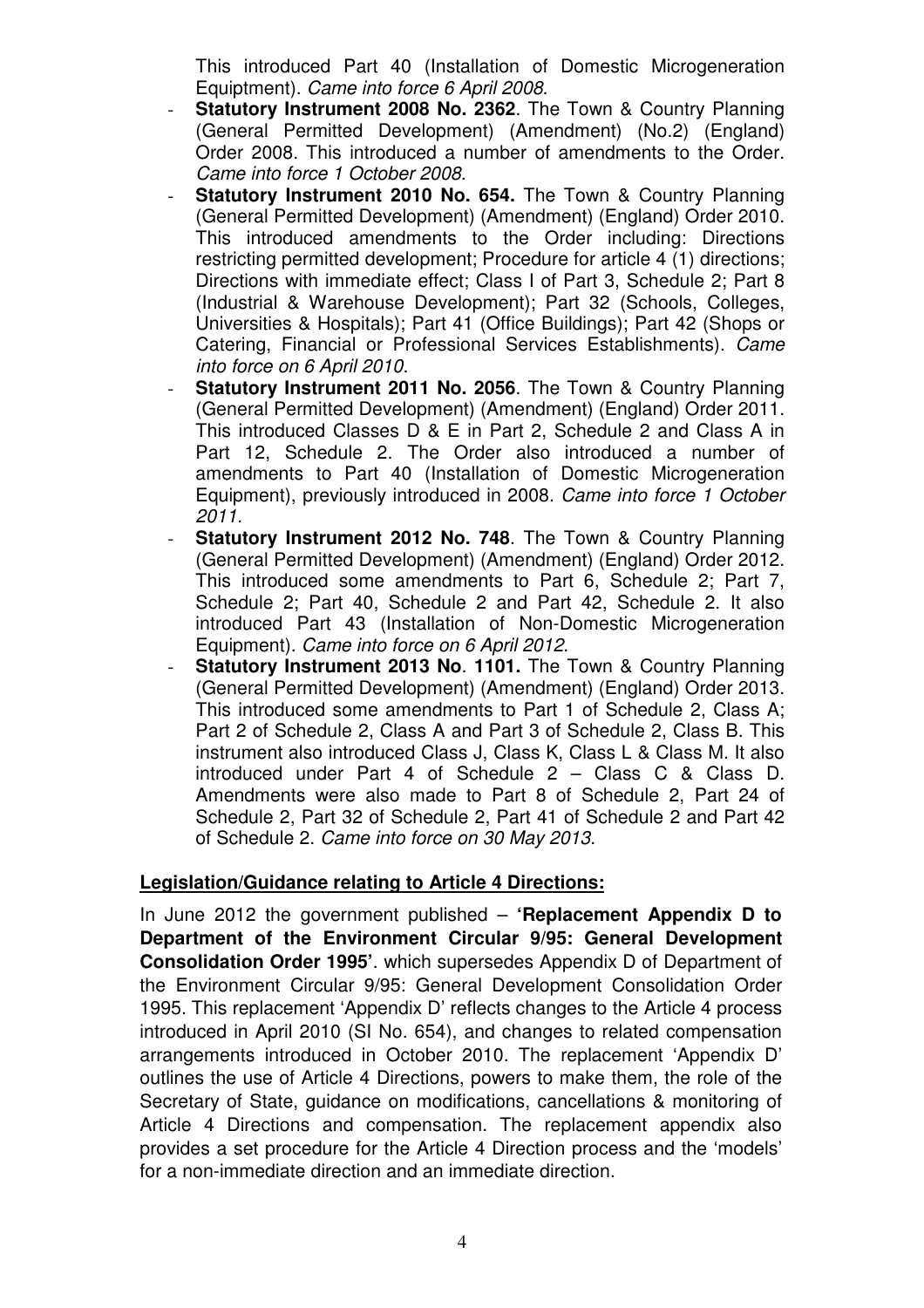This introduced Part 40 (Installation of Domestic Microgeneration Equiptment). *Came into force 6 April 2008*.

- **Statutory Instrument 2008 No. 2362**. The Town & Country Planning (General Permitted Development) (Amendment) (No.2) (England) Order 2008. This introduced a number of amendments to the Order. *Came into force 1 October 2008*.
- **Statutory Instrument 2010 No. 654.** The Town & Country Planning (General Permitted Development) (Amendment) (England) Order 2010. This introduced amendments to the Order including: Directions restricting permitted development; Procedure for article 4 (1) directions; Directions with immediate effect; Class I of Part 3, Schedule 2; Part 8 (Industrial & Warehouse Development); Part 32 (Schools, Colleges, Universities & Hospitals); Part 41 (Office Buildings); Part 42 (Shops or Catering, Financial or Professional Services Establishments). *Came into force on 6 April 2010.*
- **Statutory Instrument 2011 No. 2056**. The Town & Country Planning (General Permitted Development) (Amendment) (England) Order 2011. This introduced Classes D & E in Part 2, Schedule 2 and Class A in Part 12, Schedule 2. The Order also introduced a number of amendments to Part 40 (Installation of Domestic Microgeneration Equipment), previously introduced in 2008. *Came into force 1 October 2011.*
- **Statutory Instrument 2012 No. 748**. The Town & Country Planning (General Permitted Development) (Amendment) (England) Order 2012. This introduced some amendments to Part 6, Schedule 2; Part 7, Schedule 2; Part 40, Schedule 2 and Part 42, Schedule 2. It also introduced Part 43 (Installation of Non-Domestic Microgeneration Equipment). *Came into force on 6 April 2012*.
- **Statutory Instrument 2013 No**. **1101.** The Town & Country Planning (General Permitted Development) (Amendment) (England) Order 2013. This introduced some amendments to Part 1 of Schedule 2, Class A; Part 2 of Schedule 2, Class A and Part 3 of Schedule 2, Class B. This instrument also introduced Class J, Class K, Class L & Class M. It also introduced under Part 4 of Schedule 2 – Class C & Class D. Amendments were also made to Part 8 of Schedule 2, Part 24 of Schedule 2, Part 32 of Schedule 2, Part 41 of Schedule 2 and Part 42 of Schedule 2. *Came into force on 30 May 2013*.

**Legislation/Guidance relating to Article 4 Directions:**

In June 2012 the government published – **'Replacement Appendix D to Department of the Environment Circular 9/95: General Development Consolidation Order 1995'**. which supersedes Appendix D of Department of the Environment Circular 9/95: General Development Consolidation Order 1995. This replacement 'Appendix D' reflects changes to the Article 4 process introduced in April 2010 (SI No. 654), and changes to related compensation arrangements introduced in October 2010. The replacement 'Appendix D' outlines the use of Article 4 Directions, powers to make them, the role of the Secretary of State, guidance on modifications, cancellations & monitoring of Article 4 Directions and compensation. The replacement appendix also provides a set procedure for the Article 4 Direction process and the 'models' for a non-immediate direction and an immediate direction.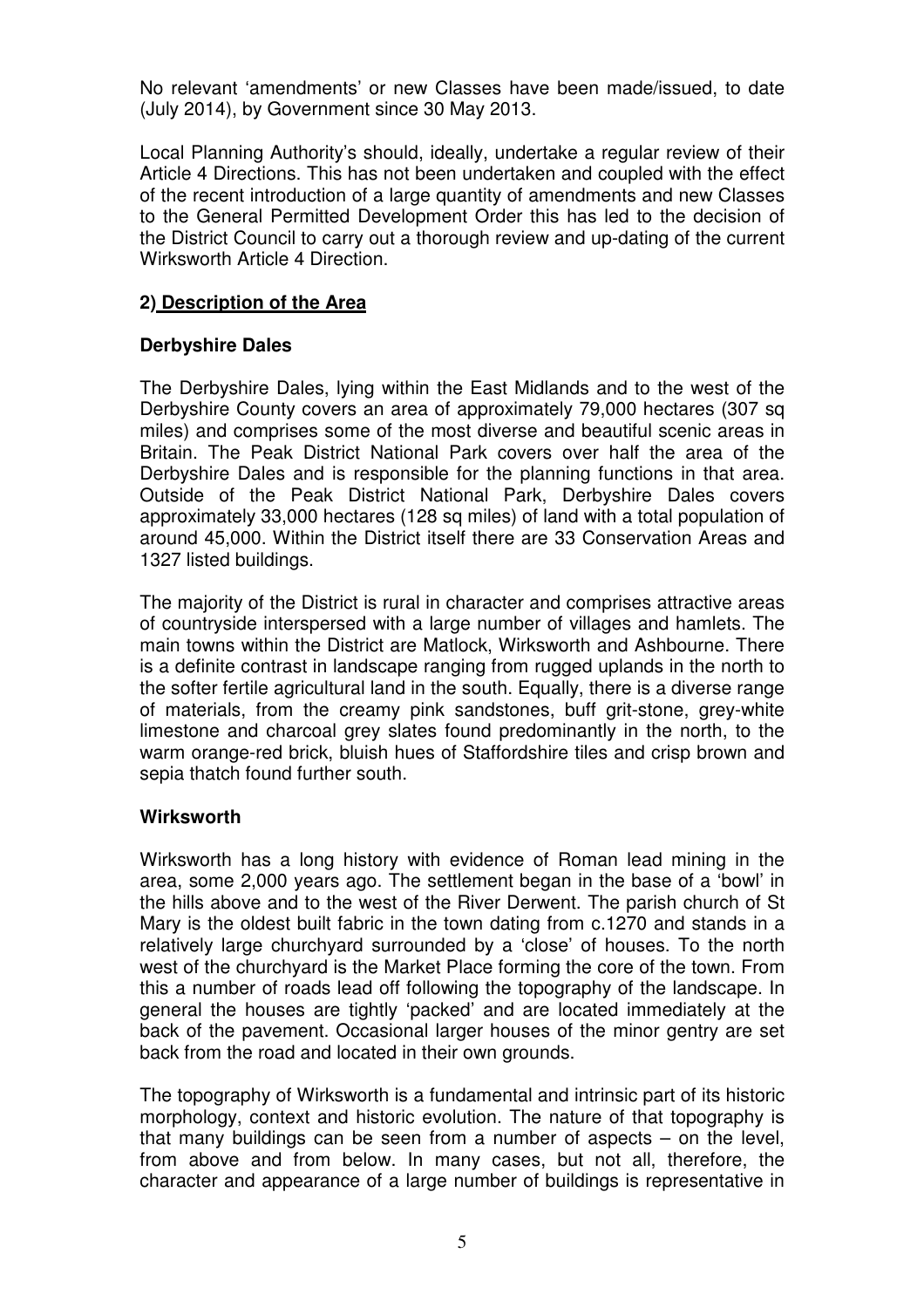No relevant 'amendments' or new Classes have been made/issued, to date (July 2014), by Government since 30 May 2013.

Local Planning Authority's should, ideally, undertake a regular review of their Article 4 Directions. This has not been undertaken and coupled with the effect of the recent introduction of a large quantity of amendments and new Classes to the General Permitted Development Order this has led to the decision of the District Council to carry out a thorough review and up-dating of the current Wirksworth Article 4 Direction.

## 2) Description of the Area

### Derbyshire Dales

The Derbyshire Dales, lying within the East Midlands and to the west of the Derbyshire County covers an area of approximately 79,000 hectares (307 sq miles) and comprises some of the most diverse and beautiful scenic areas in Britain. The Peak District National Park covers over half the area of the Derbyshire Dales and is responsible for the planning functions in that area. Outside of the Peak District National Park, Derbyshire Dales covers approximately 33,000 hectares (128 sq miles) of land with a total population of around 45,000. Within the District itself there are 33 Conservation Areas and 1327 listed buildings.

The majority of the District is rural in character and comprises attractive areas of countryside interspersed with a large number of villages and hamlets. The main towns within the District are Matlock, Wirksworth and Ashbourne. There is a definite contrast in landscape ranging from rugged uplands in the north to the softer fertile agricultural land in the south. Equally, there is a diverse range of materials, from the creamy pink sandstones, buff grit-stone, grey-white limestone and charcoal grey slates found predominantly in the north, to the warm orange-red brick, bluish hues of Staffordshire tiles and crisp brown and sepia thatch found further south.

### Wirksworth

Wirksworth has a long history with evidence of Roman lead mining in the area, some 2,000 years ago. The settlement began in the base of a 'bowl' in the hills above and to the west of the River Derwent. The parish church of St Mary is the oldest built fabric in the town dating from c.1270 and stands in a relatively large churchyard surrounded by a 'close' of houses. To the north west of the churchyard is the Market Place forming the core of the town. From this a number of roads lead off following the topography of the landscape. In general the houses are tightly 'packed' and are located immediately at the back of the pavement. Occasional larger houses of the minor gentry are set back from the road and located in their own grounds.

The topography of Wirksworth is a fundamental and intrinsic part of its historic morphology, context and historic evolution. The nature of that topography is that many buildings can be seen from a number of aspects – on the level, from above and from below. In many cases, but not all, therefore, the character and appearance of a large number of buildings is representative in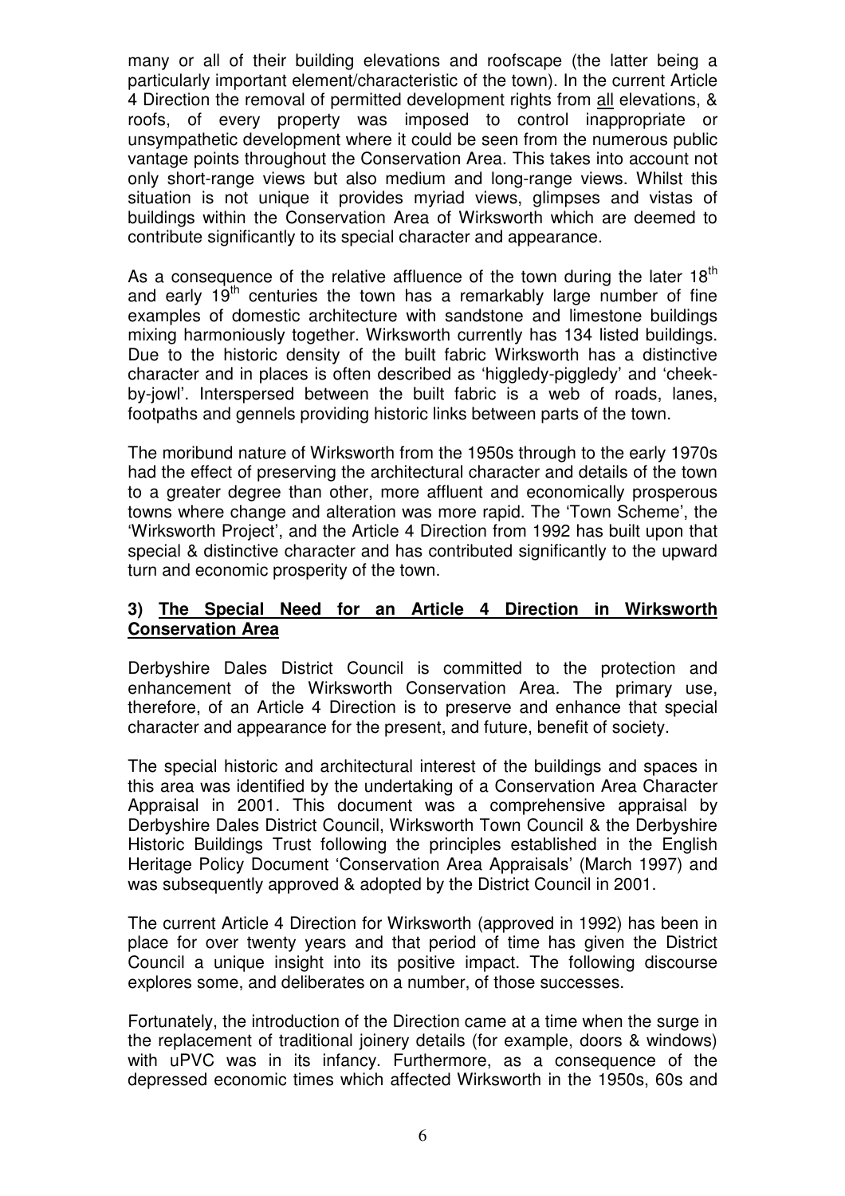many or all of their building elevations and roofscape (the latter being a particularly important element/characteristic of the town). In the current Article 4 Direction the removal of permitted development rights from all elevations, & roofs, of every property was imposed to control inappropriate or unsympathetic development where it could be seen from the numerous public vantage points throughout the Conservation Area. This takes into account not only short-range views but also medium and long-range views. Whilst this situation is not unique it provides myriad views, glimpses and vistas of buildings within the Conservation Area of Wirksworth which are deemed to contribute significantly to its special character and appearance.

As a consequence of the relative affluence of the town during the later 18th and early 19th centuries the town has a remarkably large number of fine examples of domestic architecture with sandstone and limestone buildings mixing harmoniously together. Wirksworth currently has 134 listed buildings. Due to the historic density of the built fabric Wirksworth has a distinctive character and in places is often described as 'higgledy-piggledy' and 'cheek-by-jowl'. Interspersed between the built fabric is a web of roads, lanes, footpaths and gennels providing historic links between parts of the town.

The moribund nature of Wirksworth from the 1950s through to the early 1970s had the effect of preserving the architectural character and details of the town to a greater degree than other, more affluent and economically prosperous towns where change and alteration was more rapid. The 'Town Scheme', the 'Wirksworth Project', and the Article 4 Direction from 1992 has built upon that special & distinctive character and has contributed significantly to the upward turn and economic prosperity of the town.

## 3) The Special Need for an Article 4 Direction in Wirksworth Conservation Area

Derbyshire Dales District Council is committed to the protection and enhancement of the Wirksworth Conservation Area. The primary use, therefore, of an Article 4 Direction is to preserve and enhance that special character and appearance for the present, and future, benefit of society.

The special historic and architectural interest of the buildings and spaces in this area was identified by the undertaking of a Conservation Area Character Appraisal in 2001. This document was a comprehensive appraisal by Derbyshire Dales District Council, Wirksworth Town Council & the Derbyshire Historic Buildings Trust following the principles established in the English Heritage Policy Document 'Conservation Area Appraisals' (March 1997) and was subsequently approved & adopted by the District Council in 2001.

The current Article 4 Direction for Wirksworth (approved in 1992) has been in place for over twenty years and that period of time has given the District Council a unique insight into its positive impact. The following discourse explores some, and deliberates on a number, of those successes.

Fortunately, the introduction of the Direction came at a time when the surge in the replacement of traditional joinery details (for example, doors & windows) with uPVC was in its infancy. Furthermore, as a consequence of the depressed economic times which affected Wirksworth in the 1950s, 60s and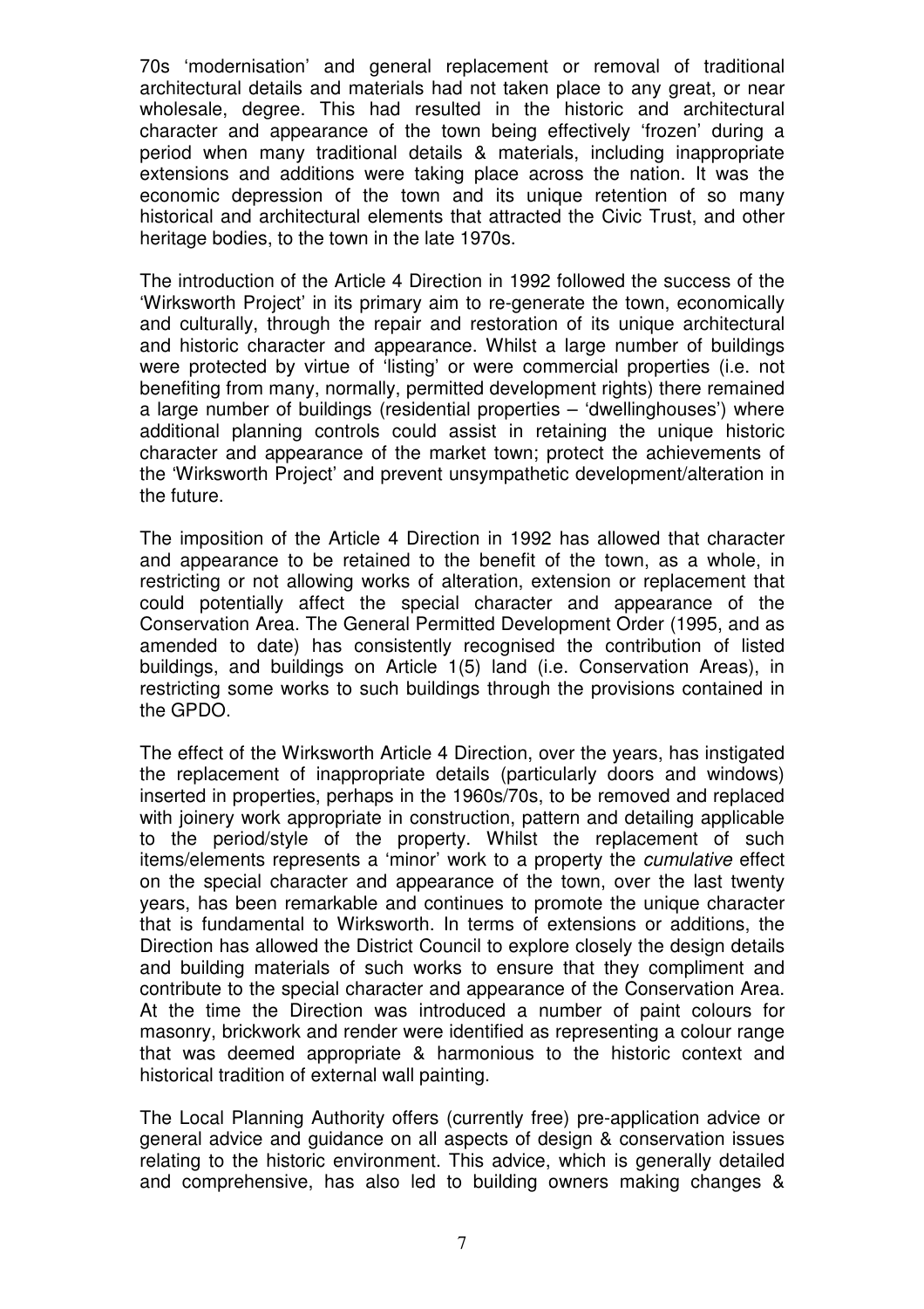70s 'modernisation' and general replacement or removal of traditional architectural details and materials had not taken place to any great, or near wholesale, degree. This had resulted in the historic and architectural character and appearance of the town being effectively 'frozen' during a period when many traditional details & materials, including inappropriate extensions and additions were taking place across the nation. It was the economic depression of the town and its unique retention of so many historical and architectural elements that attracted the Civic Trust, and other heritage bodies, to the town in the late 1970s.

The introduction of the Article 4 Direction in 1992 followed the success of the 'Wirksworth Project' in its primary aim to re-generate the town, economically and culturally, through the repair and restoration of its unique architectural and historic character and appearance. Whilst a large number of buildings were protected by virtue of 'listing' or were commercial properties (i.e. not benefiting from many, normally, permitted development rights) there remained a large number of buildings (residential properties – 'dwellinghouses') where additional planning controls could assist in retaining the unique historic character and appearance of the market town; protect the achievements of the 'Wirksworth Project' and prevent unsympathetic development/alteration in the future.

The imposition of the Article 4 Direction in 1992 has allowed that character and appearance to be retained to the benefit of the town, as a whole, in restricting or not allowing works of alteration, extension or replacement that could potentially affect the special character and appearance of the Conservation Area. The General Permitted Development Order (1995, and as amended to date) has consistently recognised the contribution of listed buildings, and buildings on Article 1(5) land (i.e. Conservation Areas), in restricting some works to such buildings through the provisions contained in the GPDO.

The effect of the Wirksworth Article 4 Direction, over the years, has instigated the replacement of inappropriate details (particularly doors and windows) inserted in properties, perhaps in the 1960s/70s, to be removed and replaced with joinery work appropriate in construction, pattern and detailing applicable to the period/style of the property. Whilst the replacement of such items/elements represents a 'minor' work to a property the *cumulative* effect on the special character and appearance of the town, over the last twenty years, has been remarkable and continues to promote the unique character that is fundamental to Wirksworth. In terms of extensions or additions, the Direction has allowed the District Council to explore closely the design details and building materials of such works to ensure that they compliment and contribute to the special character and appearance of the Conservation Area. At the time the Direction was introduced a number of paint colours for masonry, brickwork and render were identified as representing a colour range that was deemed appropriate & harmonious to the historic context and historical tradition of external wall painting.

The Local Planning Authority offers (currently free) pre-application advice or general advice and guidance on all aspects of design & conservation issues relating to the historic environment. This advice, which is generally detailed and comprehensive, has also led to building owners making changes &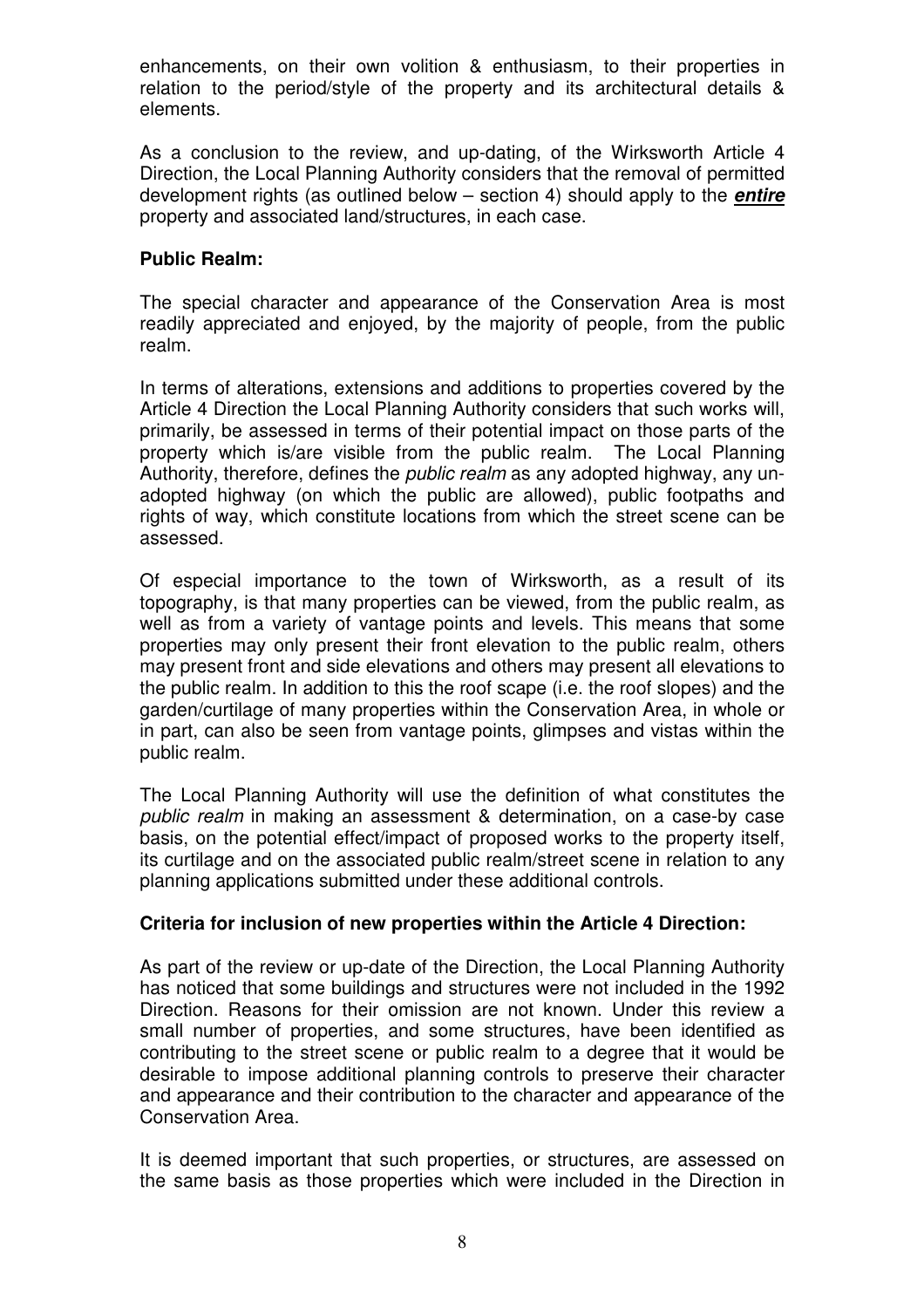enhancements, on their own volition & enthusiasm, to their properties in relation to the period/style of the property and its architectural details & elements.

As a conclusion to the review, and up-dating, of the Wirksworth Article 4 Direction, the Local Planning Authority considers that the removal of permitted development rights (as outlined below – section 4) should apply to the ***entire*** property and associated land/structures, in each case.

**Public Realm:**

The special character and appearance of the Conservation Area is most readily appreciated and enjoyed, by the majority of people, from the public realm.

In terms of alterations, extensions and additions to properties covered by the Article 4 Direction the Local Planning Authority considers that such works will, primarily, be assessed in terms of their potential impact on those parts of the property which is/are visible from the public realm. The Local Planning Authority, therefore, defines the *public realm* as any adopted highway, any un-adopted highway (on which the public are allowed), public footpaths and rights of way, which constitute locations from which the street scene can be assessed.

Of especial importance to the town of Wirksworth, as a result of its topography, is that many properties can be viewed, from the public realm, as well as from a variety of vantage points and levels. This means that some properties may only present their front elevation to the public realm, others may present front and side elevations and others may present all elevations to the public realm. In addition to this the roof scape (i.e. the roof slopes) and the garden/curtilage of many properties within the Conservation Area, in whole or in part, can also be seen from vantage points, glimpses and vistas within the public realm.

The Local Planning Authority will use the definition of what constitutes the *public realm* in making an assessment & determination, on a case-by case basis, on the potential effect/impact of proposed works to the property itself, its curtilage and on the associated public realm/street scene in relation to any planning applications submitted under these additional controls.

**Criteria for inclusion of new properties within the Article 4 Direction:**

As part of the review or up-date of the Direction, the Local Planning Authority has noticed that some buildings and structures were not included in the 1992 Direction. Reasons for their omission are not known. Under this review a small number of properties, and some structures, have been identified as contributing to the street scene or public realm to a degree that it would be desirable to impose additional planning controls to preserve their character and appearance and their contribution to the character and appearance of the Conservation Area.

It is deemed important that such properties, or structures, are assessed on the same basis as those properties which were included in the Direction in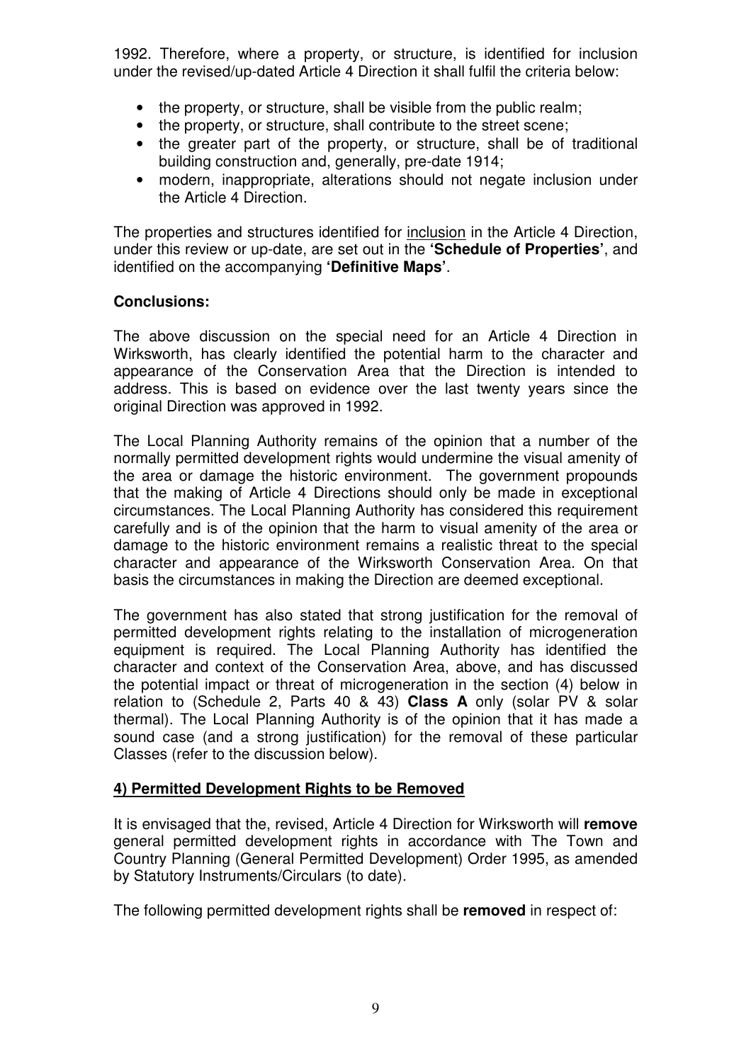1992. Therefore, where a property, or structure, is identified for inclusion under the revised/up-dated Article 4 Direction it shall fulfil the criteria below:

- the property, or structure, shall be visible from the public realm;
- the property, or structure, shall contribute to the street scene;
- the greater part of the property, or structure, shall be of traditional building construction and, generally, pre-date 1914;
- modern, inappropriate, alterations should not negate inclusion under the Article 4 Direction.

The properties and structures identified for <u>inclusion</u> in the Article 4 Direction, under this review or up-date, are set out in the **'Schedule of Properties'**, and identified on the accompanying **'Definitive Maps'**.

**Conclusions:**

The above discussion on the special need for an Article 4 Direction in Wirksworth, has clearly identified the potential harm to the character and appearance of the Conservation Area that the Direction is intended to address. This is based on evidence over the last twenty years since the original Direction was approved in 1992.

The Local Planning Authority remains of the opinion that a number of the normally permitted development rights would undermine the visual amenity of the area or damage the historic environment. The government propounds that the making of Article 4 Directions should only be made in exceptional circumstances. The Local Planning Authority has considered this requirement carefully and is of the opinion that the harm to visual amenity of the area or damage to the historic environment remains a realistic threat to the special character and appearance of the Wirksworth Conservation Area. On that basis the circumstances in making the Direction are deemed exceptional.

The government has also stated that strong justification for the removal of permitted development rights relating to the installation of microgeneration equipment is required. The Local Planning Authority has identified the character and context of the Conservation Area, above, and has discussed the potential impact or threat of microgeneration in the section (4) below in relation to (Schedule 2, Parts 40 & 43) **Class A** only (solar PV & solar thermal). The Local Planning Authority is of the opinion that it has made a sound case (and a strong justification) for the removal of these particular Classes (refer to the discussion below).

**<u>4) Permitted Development Rights to be Removed</u>**

It is envisaged that the, revised, Article 4 Direction for Wirksworth will **remove** general permitted development rights in accordance with The Town and Country Planning (General Permitted Development) Order 1995, as amended by Statutory Instruments/Circulars (to date).

The following permitted development rights shall be **removed** in respect of: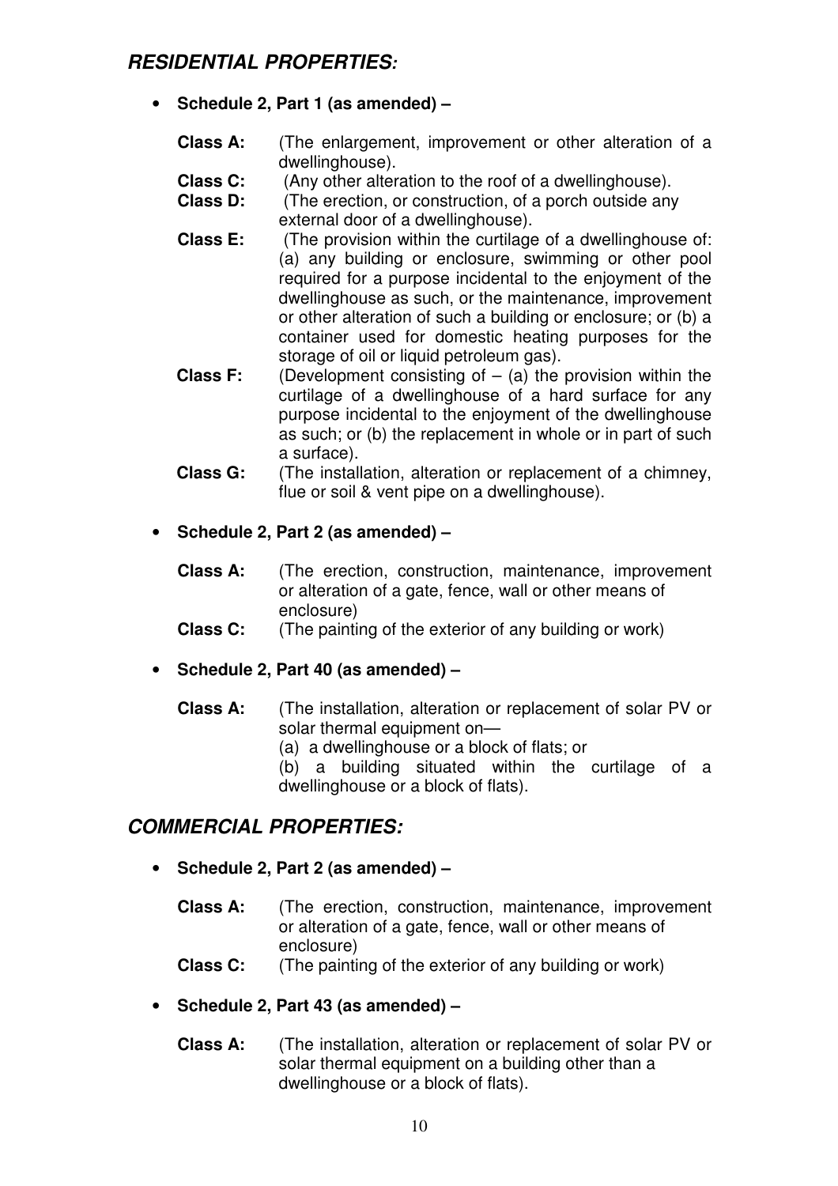## ***RESIDENTIAL PROPERTIES:***

- **Schedule 2, Part 1 (as amended) –**

  **Class A:** (The enlargement, improvement or other alteration of a dwellinghouse).

  **Class C:** (Any other alteration to the roof of a dwellinghouse).

  **Class D:** (The erection, or construction, of a porch outside any external door of a dwellinghouse).

  **Class E:** (The provision within the curtilage of a dwellinghouse of: (a) any building or enclosure, swimming or other pool required for a purpose incidental to the enjoyment of the dwellinghouse as such, or the maintenance, improvement or other alteration of such a building or enclosure; or (b) a container used for domestic heating purposes for the storage of oil or liquid petroleum gas).

  **Class F:** (Development consisting of – (a) the provision within the curtilage of a dwellinghouse of a hard surface for any purpose incidental to the enjoyment of the dwellinghouse as such; or (b) the replacement in whole or in part of such a surface).

  **Class G:** (The installation, alteration or replacement of a chimney, flue or soil & vent pipe on a dwellinghouse).

- **Schedule 2, Part 2 (as amended) –**

  **Class A:** (The erection, construction, maintenance, improvement or alteration of a gate, fence, wall or other means of enclosure)

  **Class C:** (The painting of the exterior of any building or work)

- **Schedule 2, Part 40 (as amended) –**

  **Class A:** (The installation, alteration or replacement of solar PV or solar thermal equipment on—
  (a) a dwellinghouse or a block of flats; or
  (b) a building situated within the curtilage of a dwellinghouse or a block of flats).

## ***COMMERCIAL PROPERTIES:***

- **Schedule 2, Part 2 (as amended) –**

  **Class A:** (The erection, construction, maintenance, improvement or alteration of a gate, fence, wall or other means of enclosure)

  **Class C:** (The painting of the exterior of any building or work)

- **Schedule 2, Part 43 (as amended) –**

  **Class A:** (The installation, alteration or replacement of solar PV or solar thermal equipment on a building other than a dwellinghouse or a block of flats).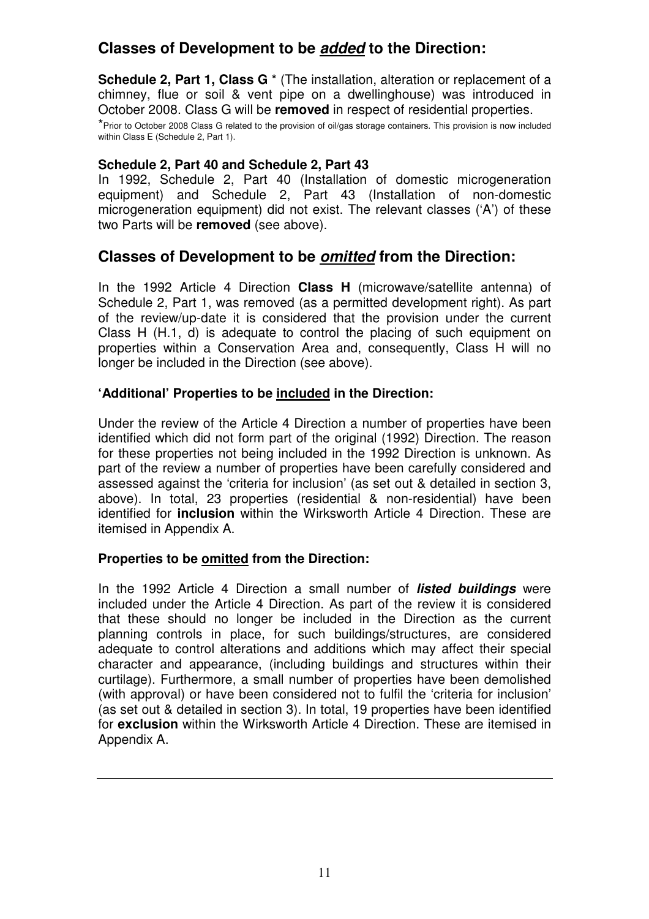## Classes of Development to be ***added*** to the Direction:

**Schedule 2, Part 1, Class G** * (The installation, alteration or replacement of a chimney, flue or soil & vent pipe on a dwellinghouse) was introduced in October 2008. Class G will be **removed** in respect of residential properties.

*Prior to October 2008 Class G related to the provision of oil/gas storage containers. This provision is now included within Class E (Schedule 2, Part 1).

**Schedule 2, Part 40 and Schedule 2, Part 43**

In 1992, Schedule 2, Part 40 (Installation of domestic microgeneration equipment) and Schedule 2, Part 43 (Installation of non-domestic microgeneration equipment) did not exist. The relevant classes ('A') of these two Parts will be **removed** (see above).

## Classes of Development to be ***omitted*** from the Direction:

In the 1992 Article 4 Direction **Class H** (microwave/satellite antenna) of Schedule 2, Part 1, was removed (as a permitted development right). As part of the review/up-date it is considered that the provision under the current Class H (H.1, d) is adequate to control the placing of such equipment on properties within a Conservation Area and, consequently, Class H will no longer be included in the Direction (see above).

**'Additional' Properties to be <u>included</u> in the Direction:**

Under the review of the Article 4 Direction a number of properties have been identified which did not form part of the original (1992) Direction. The reason for these properties not being included in the 1992 Direction is unknown. As part of the review a number of properties have been carefully considered and assessed against the 'criteria for inclusion' (as set out & detailed in section 3, above). In total, 23 properties (residential & non-residential) have been identified for **inclusion** within the Wirksworth Article 4 Direction. These are itemised in Appendix A.

**Properties to be <u>omitted</u> from the Direction:**

In the 1992 Article 4 Direction a small number of ***listed buildings*** were included under the Article 4 Direction. As part of the review it is considered that these should no longer be included in the Direction as the current planning controls in place, for such buildings/structures, are considered adequate to control alterations and additions which may affect their special character and appearance, (including buildings and structures within their curtilage). Furthermore, a small number of properties have been demolished (with approval) or have been considered not to fulfil the 'criteria for inclusion' (as set out & detailed in section 3). In total, 19 properties have been identified for **exclusion** within the Wirksworth Article 4 Direction. These are itemised in Appendix A.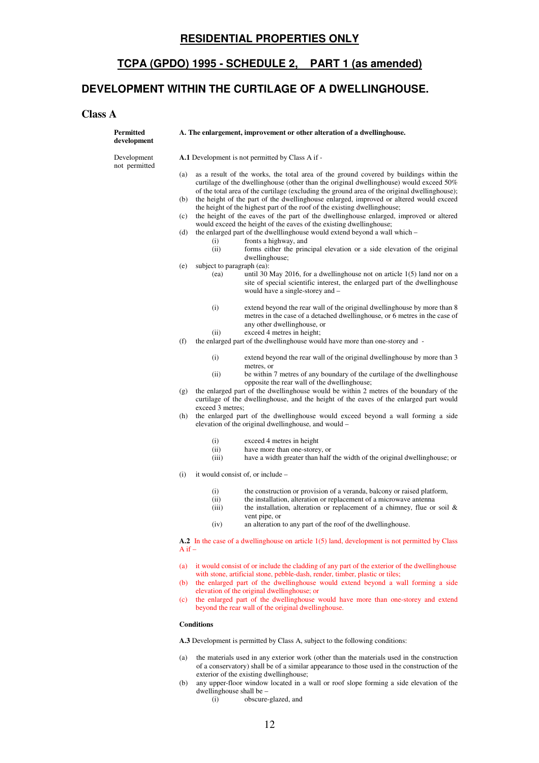## RESIDENTIAL PROPERTIES ONLY

## TCPA (GPDO) 1995 - SCHEDULE 2, PART 1 (as amended)

# DEVELOPMENT WITHIN THE CURTILAGE OF A DWELLINGHOUSE.

## Class A

**Permitted development**

**A. The enlargement, improvement or other alteration of a dwellinghouse.**

Development not permitted

**A.1** Development is not permitted by Class A if -

(a) as a result of the works, the total area of the ground covered by buildings within the curtilage of the dwellinghouse (other than the original dwellinghouse) would exceed 50% of the total area of the curtilage (excluding the ground area of the original dwellinghouse);

(b) the height of the part of the dwellinghouse enlarged, improved or altered would exceed the height of the highest part of the roof of the existing dwellinghouse;

(c) the height of the eaves of the part of the dwellinghouse enlarged, improved or altered would exceed the height of the eaves of the existing dwellinghouse;

(d) the enlarged part of the dwellinghouse would extend beyond a wall which –
  - (i) fronts a highway, and
  - (ii) forms either the principal elevation or a side elevation of the original dwellinghouse;

(e) subject to paragraph (ea):
  - (ea) until 30 May 2016, for a dwellinghouse not on article 1(5) land nor on a site of special scientific interest, the enlarged part of the dwellinghouse would have a single-storey and –
  - (i) extend beyond the rear wall of the original dwellinghouse by more than 8 metres in the case of a detached dwellinghouse, or 6 metres in the case of any other dwellinghouse, or
  - (ii) exceed 4 metres in height;

(f) the enlarged part of the dwellinghouse would have more than one-storey and -
  - (i) extend beyond the rear wall of the original dwellinghouse by more than 3 metres, or
  - (ii) be within 7 metres of any boundary of the curtilage of the dwellinghouse opposite the rear wall of the dwellinghouse;

(g) the enlarged part of the dwellinghouse would be within 2 metres of the boundary of the curtilage of the dwellinghouse, and the height of the eaves of the enlarged part would exceed 3 metres;

(h) the enlarged part of the dwellinghouse would exceed beyond a wall forming a side elevation of the original dwellinghouse, and would –
  - (i) exceed 4 metres in height
  - (ii) have more than one-storey, or
  - (iii) have a width greater than half the width of the original dwellinghouse; or

(i) it would consist of, or include –
  - (i) the construction or provision of a veranda, balcony or raised platform,
  - (ii) the installation, alteration or replacement of a microwave antenna
  - (iii) the installation, alteration or replacement of a chimney, flue or soil & vent pipe, or
  - (iv) an alteration to any part of the roof of the dwellinghouse.

**A.2** In the case of a dwellinghouse on article 1(5) land, development is not permitted by Class A if –

(a) it would consist of or include the cladding of any part of the exterior of the dwellinghouse with stone, artificial stone, pebble-dash, render, timber, plastic or tiles;

(b) the enlarged part of the dwellinghouse would extend beyond a wall forming a side elevation of the original dwellinghouse; or

(c) the enlarged part of the dwellinghouse would have more than one-storey and extend beyond the rear wall of the original dwellinghouse.

**Conditions**

**A.3** Development is permitted by Class A, subject to the following conditions:

(a) the materials used in any exterior work (other than the materials used in the construction of a conservatory) shall be of a similar appearance to those used in the construction of the exterior of the existing dwellinghouse;

(b) any upper-floor window located in a wall or roof slope forming a side elevation of the dwellinghouse shall be –
  - (i) obscure-glazed, and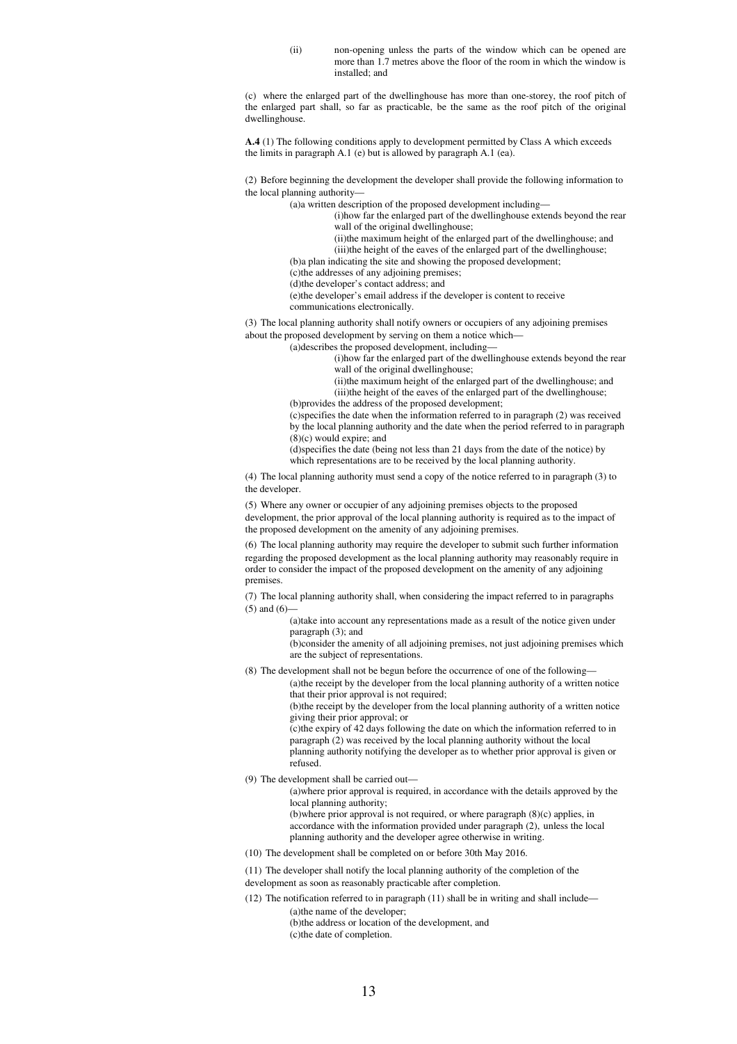(ii) non-opening unless the parts of the window which can be opened are more than 1.7 metres above the floor of the room in which the window is installed; and

(c) where the enlarged part of the dwellinghouse has more than one-storey, the roof pitch of the enlarged part shall, so far as practicable, be the same as the roof pitch of the original dwellinghouse.

**A.4** (1) The following conditions apply to development permitted by Class A which exceeds the limits in paragraph A.1 (e) but is allowed by paragraph A.1 (ea).

(2) Before beginning the development the developer shall provide the following information to the local planning authority—

(a)a written description of the proposed development including—

(i)how far the enlarged part of the dwellinghouse extends beyond the rear wall of the original dwellinghouse;

(ii)the maximum height of the enlarged part of the dwellinghouse; and

(iii)the height of the eaves of the enlarged part of the dwellinghouse;

(b)a plan indicating the site and showing the proposed development;

(c)the addresses of any adjoining premises;

(d)the developer's contact address; and

(e)the developer's email address if the developer is content to receive communications electronically.

(3) The local planning authority shall notify owners or occupiers of any adjoining premises about the proposed development by serving on them a notice which—

(a)describes the proposed development, including—

(i)how far the enlarged part of the dwellinghouse extends beyond the rear wall of the original dwellinghouse;

(ii)the maximum height of the enlarged part of the dwellinghouse; and

(iii)the height of the eaves of the enlarged part of the dwellinghouse;

(b)provides the address of the proposed development;

(c)specifies the date when the information referred to in paragraph (2) was received by the local planning authority and the date when the period referred to in paragraph (8)(c) would expire; and

(d)specifies the date (being not less than 21 days from the date of the notice) by which representations are to be received by the local planning authority.

(4) The local planning authority must send a copy of the notice referred to in paragraph (3) to the developer.

(5) Where any owner or occupier of any adjoining premises objects to the proposed development, the prior approval of the local planning authority is required as to the impact of the proposed development on the amenity of any adjoining premises.

(6) The local planning authority may require the developer to submit such further information regarding the proposed development as the local planning authority may reasonably require in order to consider the impact of the proposed development on the amenity of any adjoining premises.

(7) The local planning authority shall, when considering the impact referred to in paragraphs (5) and (6)—

(a)take into account any representations made as a result of the notice given under paragraph (3); and

(b)consider the amenity of all adjoining premises, not just adjoining premises which are the subject of representations.

(8) The development shall not be begun before the occurrence of one of the following—

(a)the receipt by the developer from the local planning authority of a written notice that their prior approval is not required;

(b)the receipt by the developer from the local planning authority of a written notice giving their prior approval; or

(c)the expiry of 42 days following the date on which the information referred to in paragraph (2) was received by the local planning authority without the local planning authority notifying the developer as to whether prior approval is given or refused.

(9) The development shall be carried out—

(a)where prior approval is required, in accordance with the details approved by the local planning authority;

(b)where prior approval is not required, or where paragraph (8)(c) applies, in accordance with the information provided under paragraph (2), unless the local planning authority and the developer agree otherwise in writing.

(10) The development shall be completed on or before 30th May 2016.

(11) The developer shall notify the local planning authority of the completion of the development as soon as reasonably practicable after completion.

(12) The notification referred to in paragraph (11) shall be in writing and shall include—

(a)the name of the developer;

(b)the address or location of the development, and

(c)the date of completion.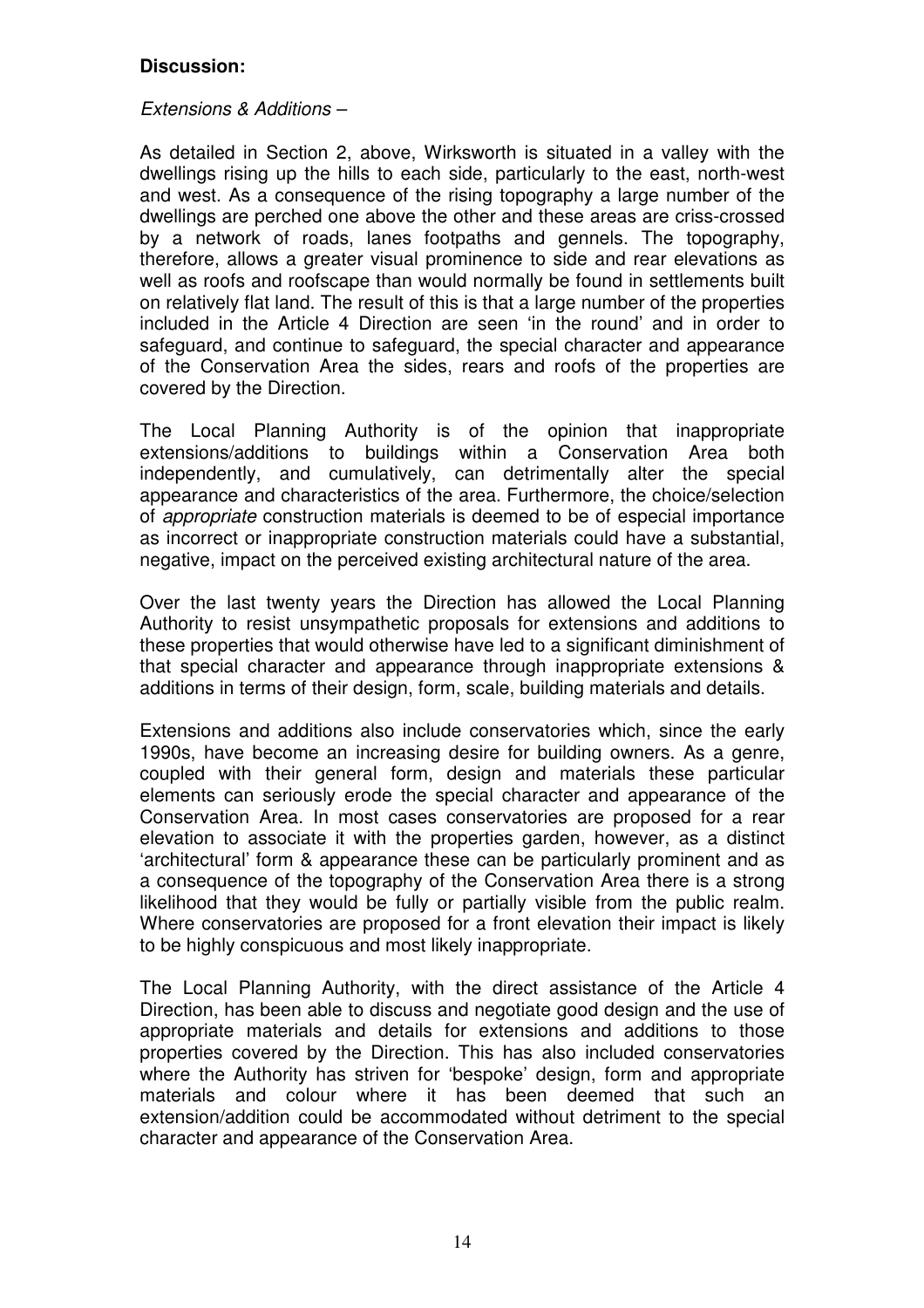**Discussion:**

*Extensions & Additions –*

As detailed in Section 2, above, Wirksworth is situated in a valley with the dwellings rising up the hills to each side, particularly to the east, north-west and west. As a consequence of the rising topography a large number of the dwellings are perched one above the other and these areas are criss-crossed by a network of roads, lanes footpaths and gennels. The topography, therefore, allows a greater visual prominence to side and rear elevations as well as roofs and roofscape than would normally be found in settlements built on relatively flat land. The result of this is that a large number of the properties included in the Article 4 Direction are seen 'in the round' and in order to safeguard, and continue to safeguard, the special character and appearance of the Conservation Area the sides, rears and roofs of the properties are covered by the Direction.

The Local Planning Authority is of the opinion that inappropriate extensions/additions to buildings within a Conservation Area both independently, and cumulatively, can detrimentally alter the special appearance and characteristics of the area. Furthermore, the choice/selection of *appropriate* construction materials is deemed to be of especial importance as incorrect or inappropriate construction materials could have a substantial, negative, impact on the perceived existing architectural nature of the area.

Over the last twenty years the Direction has allowed the Local Planning Authority to resist unsympathetic proposals for extensions and additions to these properties that would otherwise have led to a significant diminishment of that special character and appearance through inappropriate extensions & additions in terms of their design, form, scale, building materials and details.

Extensions and additions also include conservatories which, since the early 1990s, have become an increasing desire for building owners. As a genre, coupled with their general form, design and materials these particular elements can seriously erode the special character and appearance of the Conservation Area. In most cases conservatories are proposed for a rear elevation to associate it with the properties garden, however, as a distinct 'architectural' form & appearance these can be particularly prominent and as a consequence of the topography of the Conservation Area there is a strong likelihood that they would be fully or partially visible from the public realm. Where conservatories are proposed for a front elevation their impact is likely to be highly conspicuous and most likely inappropriate.

The Local Planning Authority, with the direct assistance of the Article 4 Direction, has been able to discuss and negotiate good design and the use of appropriate materials and details for extensions and additions to those properties covered by the Direction. This has also included conservatories where the Authority has striven for 'bespoke' design, form and appropriate materials and colour where it has been deemed that such an extension/addition could be accommodated without detriment to the special character and appearance of the Conservation Area.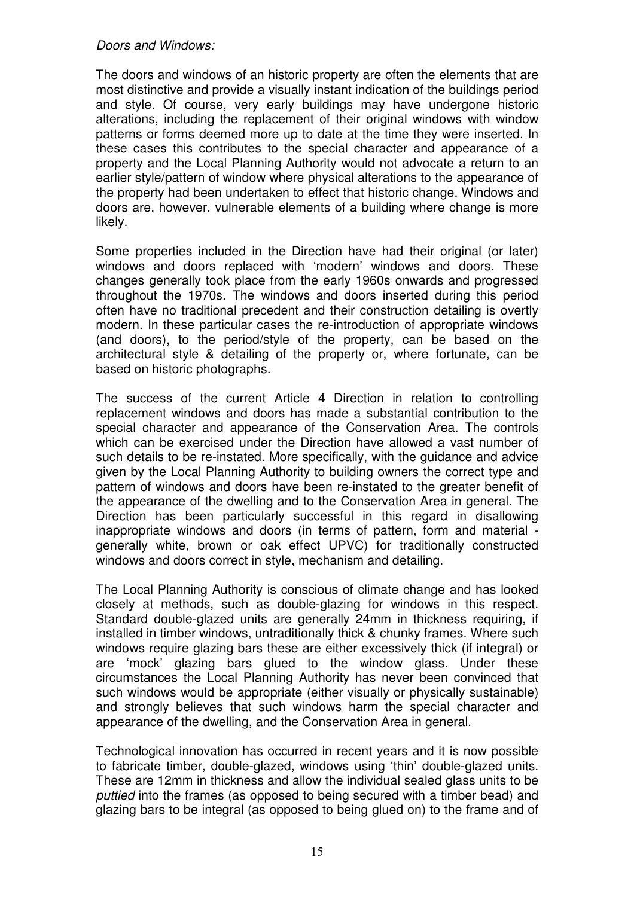*Doors and Windows:*

The doors and windows of an historic property are often the elements that are most distinctive and provide a visually instant indication of the buildings period and style. Of course, very early buildings may have undergone historic alterations, including the replacement of their original windows with window patterns or forms deemed more up to date at the time they were inserted. In these cases this contributes to the special character and appearance of a property and the Local Planning Authority would not advocate a return to an earlier style/pattern of window where physical alterations to the appearance of the property had been undertaken to effect that historic change. Windows and doors are, however, vulnerable elements of a building where change is more likely.

Some properties included in the Direction have had their original (or later) windows and doors replaced with 'modern' windows and doors. These changes generally took place from the early 1960s onwards and progressed throughout the 1970s. The windows and doors inserted during this period often have no traditional precedent and their construction detailing is overtly modern. In these particular cases the re-introduction of appropriate windows (and doors), to the period/style of the property, can be based on the architectural style & detailing of the property or, where fortunate, can be based on historic photographs.

The success of the current Article 4 Direction in relation to controlling replacement windows and doors has made a substantial contribution to the special character and appearance of the Conservation Area. The controls which can be exercised under the Direction have allowed a vast number of such details to be re-instated. More specifically, with the guidance and advice given by the Local Planning Authority to building owners the correct type and pattern of windows and doors have been re-instated to the greater benefit of the appearance of the dwelling and to the Conservation Area in general. The Direction has been particularly successful in this regard in disallowing inappropriate windows and doors (in terms of pattern, form and material - generally white, brown or oak effect UPVC) for traditionally constructed windows and doors correct in style, mechanism and detailing.

The Local Planning Authority is conscious of climate change and has looked closely at methods, such as double-glazing for windows in this respect. Standard double-glazed units are generally 24mm in thickness requiring, if installed in timber windows, untraditionally thick & chunky frames. Where such windows require glazing bars these are either excessively thick (if integral) or are 'mock' glazing bars glued to the window glass. Under these circumstances the Local Planning Authority has never been convinced that such windows would be appropriate (either visually or physically sustainable) and strongly believes that such windows harm the special character and appearance of the dwelling, and the Conservation Area in general.

Technological innovation has occurred in recent years and it is now possible to fabricate timber, double-glazed, windows using 'thin' double-glazed units. These are 12mm in thickness and allow the individual sealed glass units to be *puttied* into the frames (as opposed to being secured with a timber bead) and glazing bars to be integral (as opposed to being glued on) to the frame and of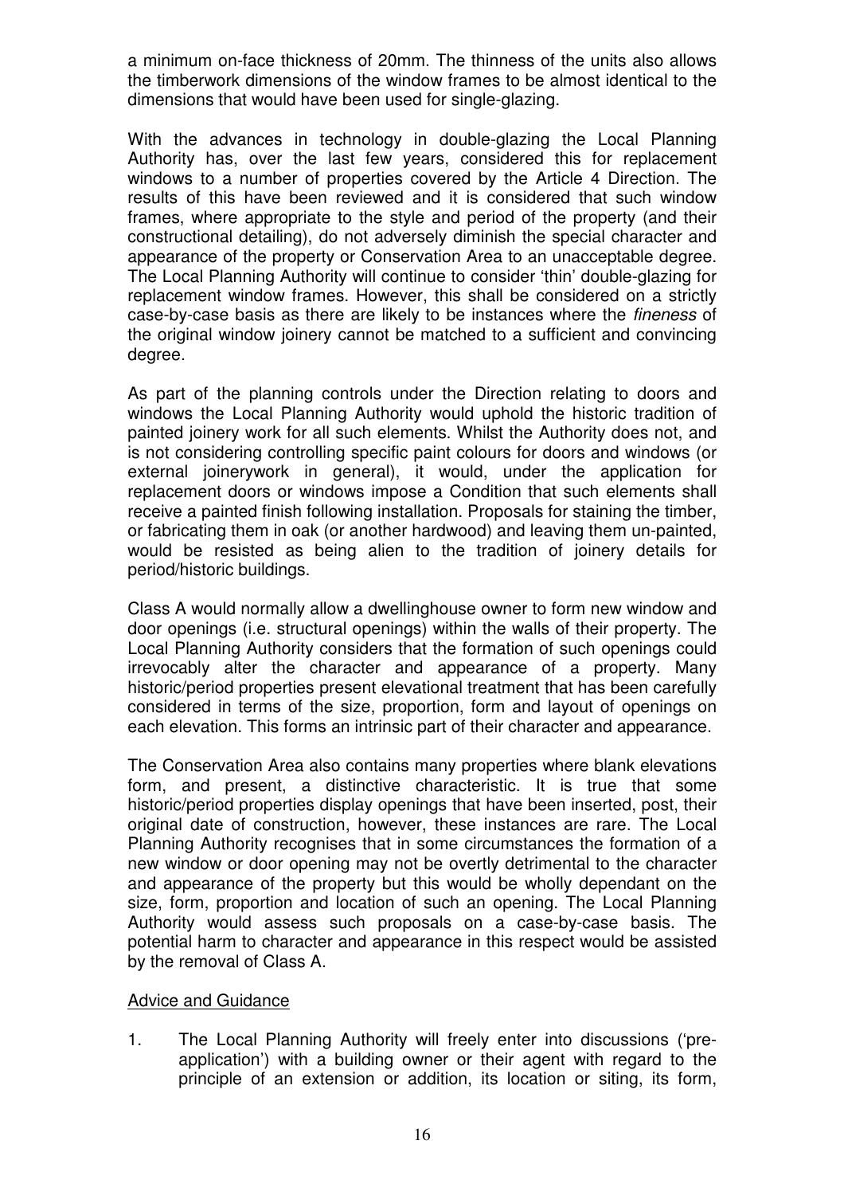a minimum on-face thickness of 20mm. The thinness of the units also allows the timberwork dimensions of the window frames to be almost identical to the dimensions that would have been used for single-glazing.

With the advances in technology in double-glazing the Local Planning Authority has, over the last few years, considered this for replacement windows to a number of properties covered by the Article 4 Direction. The results of this have been reviewed and it is considered that such window frames, where appropriate to the style and period of the property (and their constructional detailing), do not adversely diminish the special character and appearance of the property or Conservation Area to an unacceptable degree. The Local Planning Authority will continue to consider 'thin' double-glazing for replacement window frames. However, this shall be considered on a strictly case-by-case basis as there are likely to be instances where the *fineness* of the original window joinery cannot be matched to a sufficient and convincing degree.

As part of the planning controls under the Direction relating to doors and windows the Local Planning Authority would uphold the historic tradition of painted joinery work for all such elements. Whilst the Authority does not, and is not considering controlling specific paint colours for doors and windows (or external joinerywork in general), it would, under the application for replacement doors or windows impose a Condition that such elements shall receive a painted finish following installation. Proposals for staining the timber, or fabricating them in oak (or another hardwood) and leaving them un-painted, would be resisted as being alien to the tradition of joinery details for period/historic buildings.

Class A would normally allow a dwellinghouse owner to form new window and door openings (i.e. structural openings) within the walls of their property. The Local Planning Authority considers that the formation of such openings could irrevocably alter the character and appearance of a property. Many historic/period properties present elevational treatment that has been carefully considered in terms of the size, proportion, form and layout of openings on each elevation. This forms an intrinsic part of their character and appearance.

The Conservation Area also contains many properties where blank elevations form, and present, a distinctive characteristic. It is true that some historic/period properties display openings that have been inserted, post, their original date of construction, however, these instances are rare. The Local Planning Authority recognises that in some circumstances the formation of a new window or door opening may not be overtly detrimental to the character and appearance of the property but this would be wholly dependant on the size, form, proportion and location of such an opening. The Local Planning Authority would assess such proposals on a case-by-case basis. The potential harm to character and appearance in this respect would be assisted by the removal of Class A.

<u>Advice and Guidance</u>

1. The Local Planning Authority will freely enter into discussions ('pre-application') with a building owner or their agent with regard to the principle of an extension or addition, its location or siting, its form,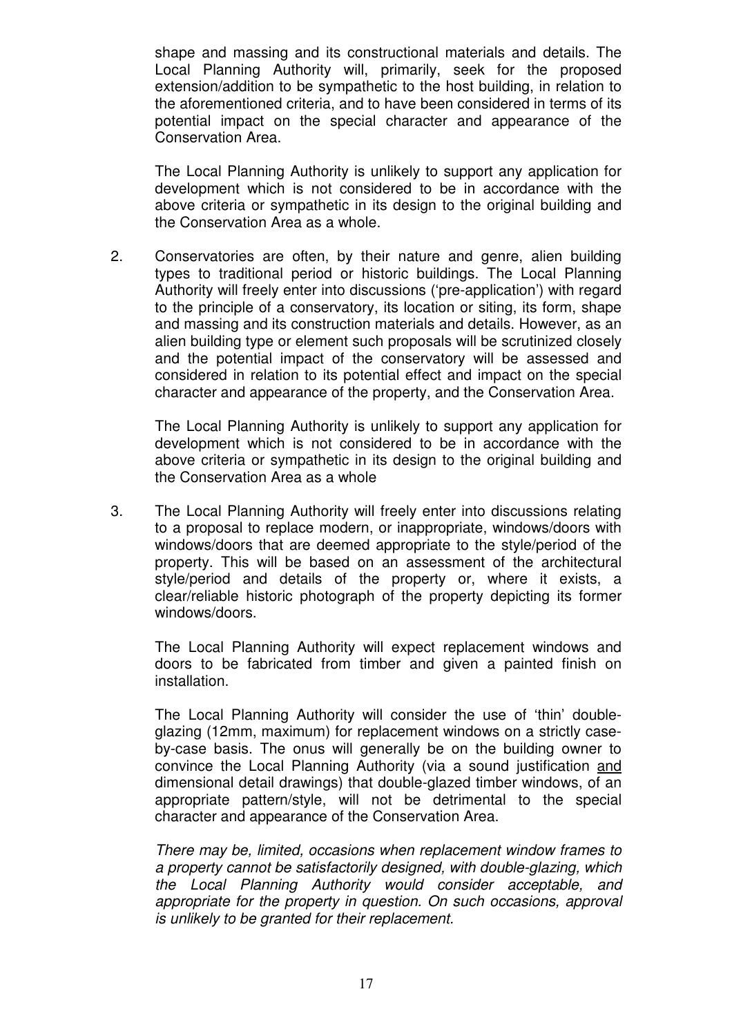shape and massing and its constructional materials and details. The Local Planning Authority will, primarily, seek for the proposed extension/addition to be sympathetic to the host building, in relation to the aforementioned criteria, and to have been considered in terms of its potential impact on the special character and appearance of the Conservation Area.

The Local Planning Authority is unlikely to support any application for development which is not considered to be in accordance with the above criteria or sympathetic in its design to the original building and the Conservation Area as a whole.

2. Conservatories are often, by their nature and genre, alien building types to traditional period or historic buildings. The Local Planning Authority will freely enter into discussions ('pre-application') with regard to the principle of a conservatory, its location or siting, its form, shape and massing and its construction materials and details. However, as an alien building type or element such proposals will be scrutinized closely and the potential impact of the conservatory will be assessed and considered in relation to its potential effect and impact on the special character and appearance of the property, and the Conservation Area.

   The Local Planning Authority is unlikely to support any application for development which is not considered to be in accordance with the above criteria or sympathetic in its design to the original building and the Conservation Area as a whole

3. The Local Planning Authority will freely enter into discussions relating to a proposal to replace modern, or inappropriate, windows/doors with windows/doors that are deemed appropriate to the style/period of the property. This will be based on an assessment of the architectural style/period and details of the property or, where it exists, a clear/reliable historic photograph of the property depicting its former windows/doors.

   The Local Planning Authority will expect replacement windows and doors to be fabricated from timber and given a painted finish on installation.

   The Local Planning Authority will consider the use of 'thin' double-glazing (12mm, maximum) for replacement windows on a strictly case-by-case basis. The onus will generally be on the building owner to convince the Local Planning Authority (via a sound justification <u>and</u> dimensional detail drawings) that double-glazed timber windows, of an appropriate pattern/style, will not be detrimental to the special character and appearance of the Conservation Area.

   *There may be, limited, occasions when replacement window frames to a property cannot be satisfactorily designed, with double-glazing, which the Local Planning Authority would consider acceptable, and appropriate for the property in question. On such occasions, approval is unlikely to be granted for their replacement.*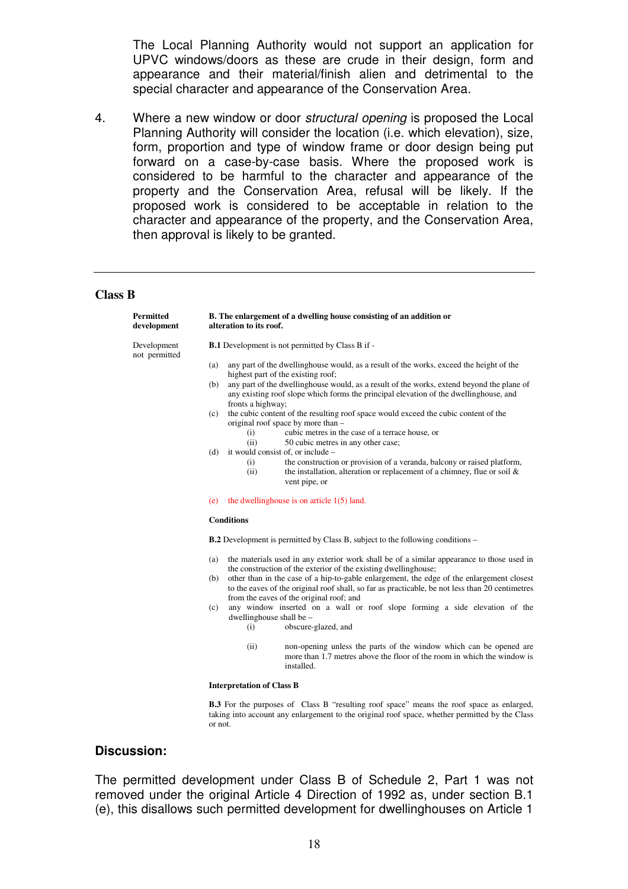The Local Planning Authority would not support an application for UPVC windows/doors as these are crude in their design, form and appearance and their material/finish alien and detrimental to the special character and appearance of the Conservation Area.

4. Where a new window or door *structural opening* is proposed the Local Planning Authority will consider the location (i.e. which elevation), size, form, proportion and type of window frame or door design being put forward on a case-by-case basis. Where the proposed work is considered to be harmful to the character and appearance of the property and the Conservation Area, refusal will be likely. If the proposed work is considered to be acceptable in relation to the character and appearance of the property, and the Conservation Area, then approval is likely to be granted.

---

## Class B

| | |
|---|---|
| **Permitted development** | **B. The enlargement of a dwelling house consisting of an addition or alteration to its roof.** |
| Development not permitted | **B.1** Development is not permitted by Class B if - |

(a) any part of the dwellinghouse would, as a result of the works, exceed the height of the highest part of the existing roof;

(b) any part of the dwellinghouse would, as a result of the works, extend beyond the plane of any existing roof slope which forms the principal elevation of the dwellinghouse, and fronts a highway;

(c) the cubic content of the resulting roof space would exceed the cubic content of the original roof space by more than –
  (i) cubic metres in the case of a terrace house, or
  (ii) 50 cubic metres in any other case;

(d) it would consist of, or include –
  (i) the construction or provision of a veranda, balcony or raised platform,
  (ii) the installation, alteration or replacement of a chimney, flue or soil & vent pipe, or

(e) the dwellinghouse is on article 1(5) land.

**Conditions**

**B.2** Development is permitted by Class B, subject to the following conditions –

(a) the materials used in any exterior work shall be of a similar appearance to those used in the construction of the exterior of the existing dwellinghouse;

(b) other than in the case of a hip-to-gable enlargement, the edge of the enlargement closest to the eaves of the original roof shall, so far as practicable, be not less than 20 centimetres from the eaves of the original roof; and

(c) any window inserted on a wall or roof slope forming a side elevation of the dwellinghouse shall be –
  (i) obscure-glazed, and
  (ii) non-opening unless the parts of the window which can be opened are more than 1.7 metres above the floor of the room in which the window is installed.

**Interpretation of Class B**

**B.3** For the purposes of Class B "resulting roof space" means the roof space as enlarged, taking into account any enlargement to the original roof space, whether permitted by the Class or not.

### Discussion:

The permitted development under Class B of Schedule 2, Part 1 was not removed under the original Article 4 Direction of 1992 as, under section B.1 (e), this disallows such permitted development for dwellinghouses on Article 1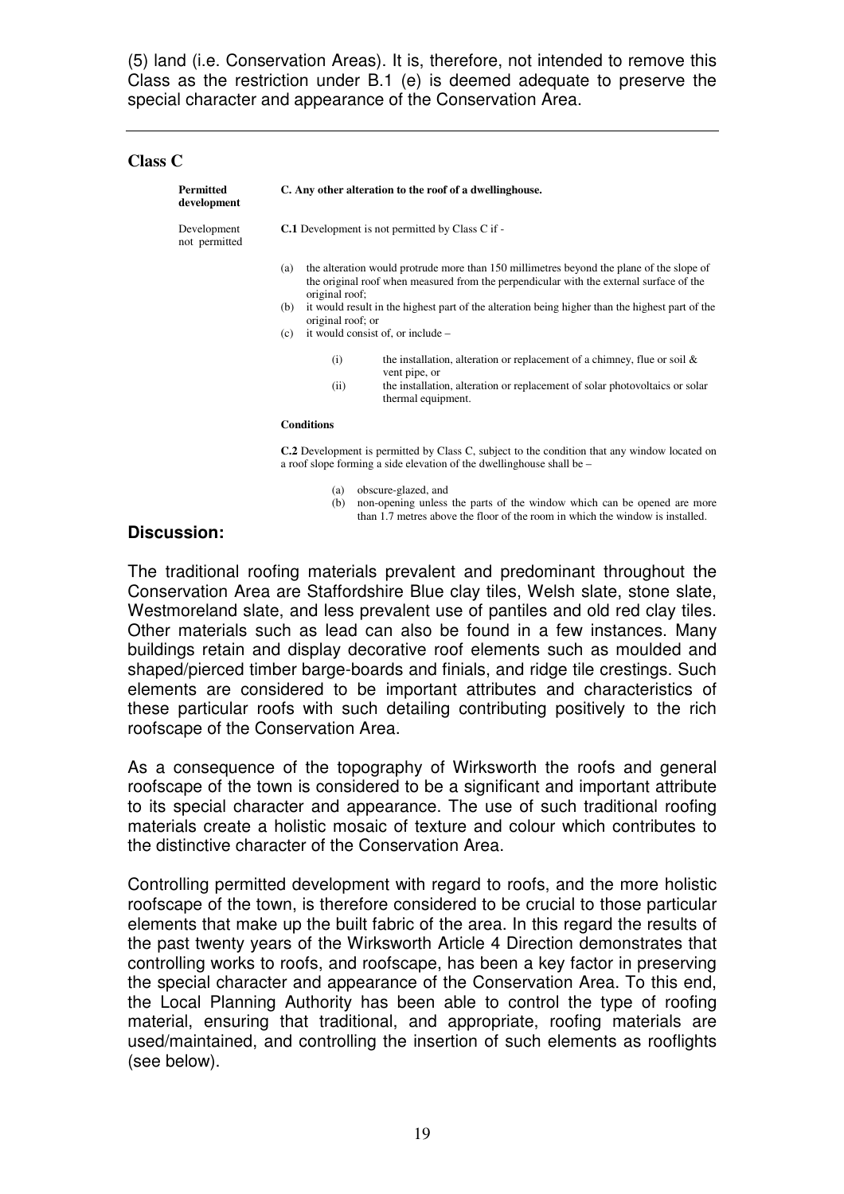(5) land (i.e. Conservation Areas). It is, therefore, not intended to remove this Class as the restriction under B.1 (e) is deemed adequate to preserve the special character and appearance of the Conservation Area.

---

**Class C**

| | |
|---|---|
| **Permitted development** | **C. Any other alteration to the roof of a dwellinghouse.** |
| Development not permitted | **C.1** Development is not permitted by Class C if - |

(a) the alteration would protrude more than 150 millimetres beyond the plane of the slope of the original roof when measured from the perpendicular with the external surface of the original roof;

(b) it would result in the highest part of the alteration being higher than the highest part of the original roof; or

(c) it would consist of, or include –

- (i) the installation, alteration or replacement of a chimney, flue or soil & vent pipe, or
- (ii) the installation, alteration or replacement of solar photovoltaics or solar thermal equipment.

**Conditions**

**C.2** Development is permitted by Class C, subject to the condition that any window located on a roof slope forming a side elevation of the dwellinghouse shall be –

- (a) obscure-glazed, and
- (b) non-opening unless the parts of the window which can be opened are more than 1.7 metres above the floor of the room in which the window is installed.

## Discussion:

The traditional roofing materials prevalent and predominant throughout the Conservation Area are Staffordshire Blue clay tiles, Welsh slate, stone slate, Westmoreland slate, and less prevalent use of pantiles and old red clay tiles. Other materials such as lead can also be found in a few instances. Many buildings retain and display decorative roof elements such as moulded and shaped/pierced timber barge-boards and finials, and ridge tile crestings. Such elements are considered to be important attributes and characteristics of these particular roofs with such detailing contributing positively to the rich roofscape of the Conservation Area.

As a consequence of the topography of Wirksworth the roofs and general roofscape of the town is considered to be a significant and important attribute to its special character and appearance. The use of such traditional roofing materials create a holistic mosaic of texture and colour which contributes to the distinctive character of the Conservation Area.

Controlling permitted development with regard to roofs, and the more holistic roofscape of the town, is therefore considered to be crucial to those particular elements that make up the built fabric of the area. In this regard the results of the past twenty years of the Wirksworth Article 4 Direction demonstrates that controlling works to roofs, and roofscape, has been a key factor in preserving the special character and appearance of the Conservation Area. To this end, the Local Planning Authority has been able to control the type of roofing material, ensuring that traditional, and appropriate, roofing materials are used/maintained, and controlling the insertion of such elements as rooflights (see below).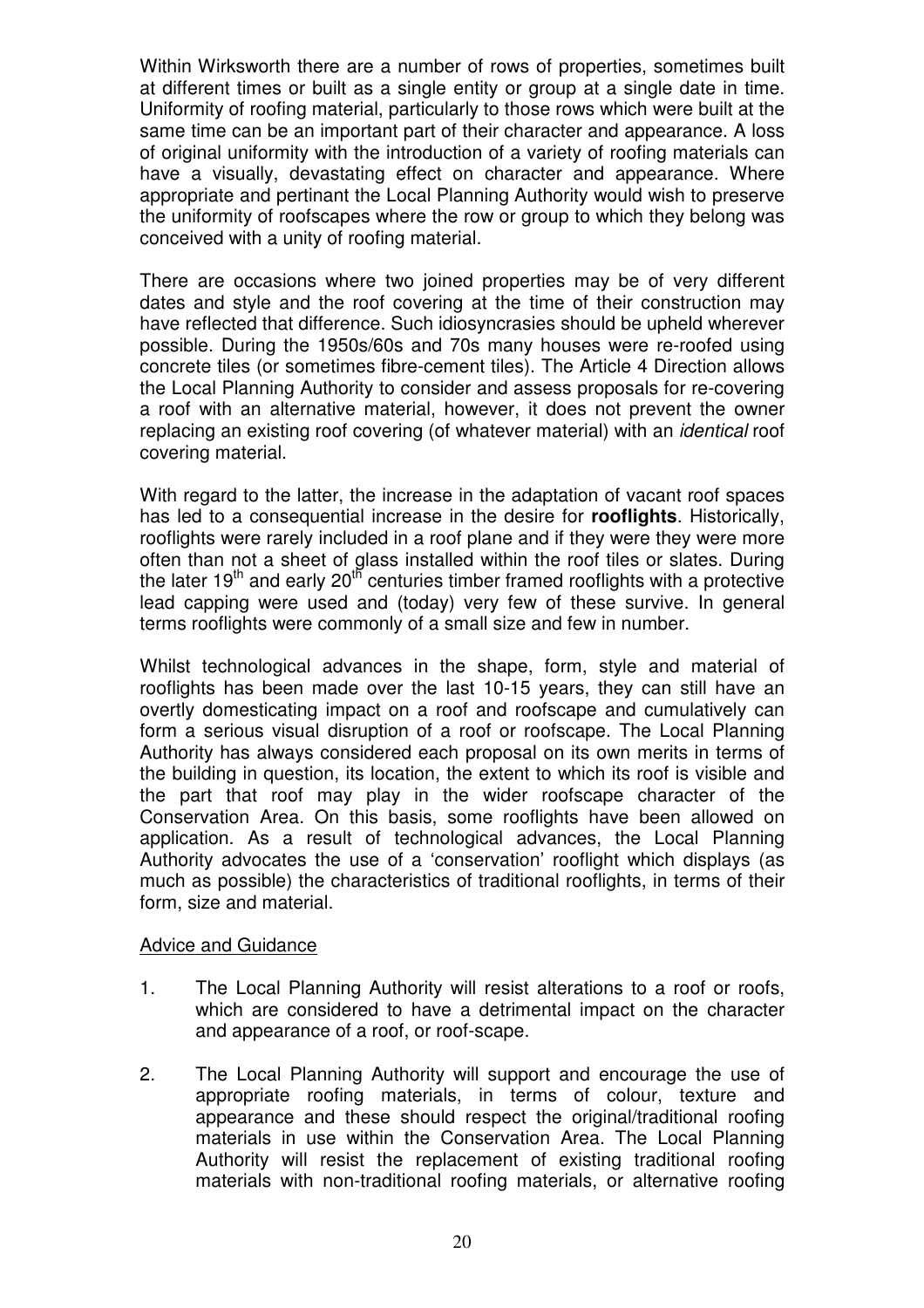Within Wirksworth there are a number of rows of properties, sometimes built at different times or built as a single entity or group at a single date in time. Uniformity of roofing material, particularly to those rows which were built at the same time can be an important part of their character and appearance. A loss of original uniformity with the introduction of a variety of roofing materials can have a visually, devastating effect on character and appearance. Where appropriate and pertinant the Local Planning Authority would wish to preserve the uniformity of roofscapes where the row or group to which they belong was conceived with a unity of roofing material.

There are occasions where two joined properties may be of very different dates and style and the roof covering at the time of their construction may have reflected that difference. Such idiosyncrasies should be upheld wherever possible. During the 1950s/60s and 70s many houses were re-roofed using concrete tiles (or sometimes fibre-cement tiles). The Article 4 Direction allows the Local Planning Authority to consider and assess proposals for re-covering a roof with an alternative material, however, it does not prevent the owner replacing an existing roof covering (of whatever material) with an *identical* roof covering material.

With regard to the latter, the increase in the adaptation of vacant roof spaces has led to a consequential increase in the desire for **rooflights**. Historically, rooflights were rarely included in a roof plane and if they were they were more often than not a sheet of glass installed within the roof tiles or slates. During the later 19th and early 20th centuries timber framed rooflights with a protective lead capping were used and (today) very few of these survive. In general terms rooflights were commonly of a small size and few in number.

Whilst technological advances in the shape, form, style and material of rooflights has been made over the last 10-15 years, they can still have an overtly domesticating impact on a roof and roofscape and cumulatively can form a serious visual disruption of a roof or roofscape. The Local Planning Authority has always considered each proposal on its own merits in terms of the building in question, its location, the extent to which its roof is visible and the part that roof may play in the wider roofscape character of the Conservation Area. On this basis, some rooflights have been allowed on application. As a result of technological advances, the Local Planning Authority advocates the use of a 'conservation' rooflight which displays (as much as possible) the characteristics of traditional rooflights, in terms of their form, size and material.

<u>Advice and Guidance</u>

1. The Local Planning Authority will resist alterations to a roof or roofs, which are considered to have a detrimental impact on the character and appearance of a roof, or roof-scape.

2. The Local Planning Authority will support and encourage the use of appropriate roofing materials, in terms of colour, texture and appearance and these should respect the original/traditional roofing materials in use within the Conservation Area. The Local Planning Authority will resist the replacement of existing traditional roofing materials with non-traditional roofing materials, or alternative roofing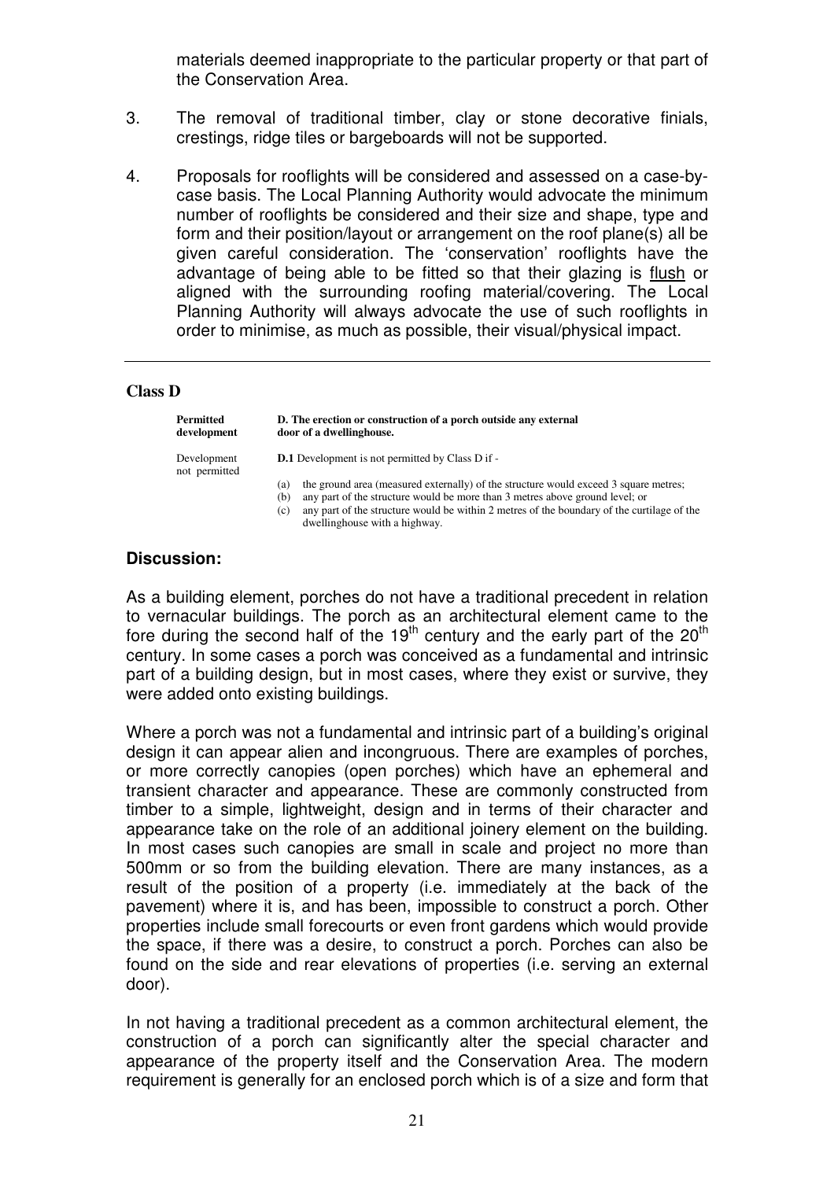materials deemed inappropriate to the particular property or that part of the Conservation Area.

3. The removal of traditional timber, clay or stone decorative finials, crestings, ridge tiles or bargeboards will not be supported.

4. Proposals for rooflights will be considered and assessed on a case-by-case basis. The Local Planning Authority would advocate the minimum number of rooflights be considered and their size and shape, type and form and their position/layout or arrangement on the roof plane(s) all be given careful consideration. The 'conservation' rooflights have the advantage of being able to be fitted so that their glazing is <u>flush</u> or aligned with the surrounding roofing material/covering. The Local Planning Authority will always advocate the use of such rooflights in order to minimise, as much as possible, their visual/physical impact.

---

**Class D**

| | |
|---|---|
| **Permitted development** | **D. The erection or construction of a porch outside any external door of a dwellinghouse.** |
| Development not permitted | **D.1** Development is not permitted by Class D if -<br>(a) the ground area (measured externally) of the structure would exceed 3 square metres;<br>(b) any part of the structure would be more than 3 metres above ground level; or<br>(c) any part of the structure would be within 2 metres of the boundary of the curtilage of the dwellinghouse with a highway. |

## Discussion:

As a building element, porches do not have a traditional precedent in relation to vernacular buildings. The porch as an architectural element came to the fore during the second half of the 19th century and the early part of the 20th century. In some cases a porch was conceived as a fundamental and intrinsic part of a building design, but in most cases, where they exist or survive, they were added onto existing buildings.

Where a porch was not a fundamental and intrinsic part of a building's original design it can appear alien and incongruous. There are examples of porches, or more correctly canopies (open porches) which have an ephemeral and transient character and appearance. These are commonly constructed from timber to a simple, lightweight, design and in terms of their character and appearance take on the role of an additional joinery element on the building. In most cases such canopies are small in scale and project no more than 500mm or so from the building elevation. There are many instances, as a result of the position of a property (i.e. immediately at the back of the pavement) where it is, and has been, impossible to construct a porch. Other properties include small forecourts or even front gardens which would provide the space, if there was a desire, to construct a porch. Porches can also be found on the side and rear elevations of properties (i.e. serving an external door).

In not having a traditional precedent as a common architectural element, the construction of a porch can significantly alter the special character and appearance of the property itself and the Conservation Area. The modern requirement is generally for an enclosed porch which is of a size and form that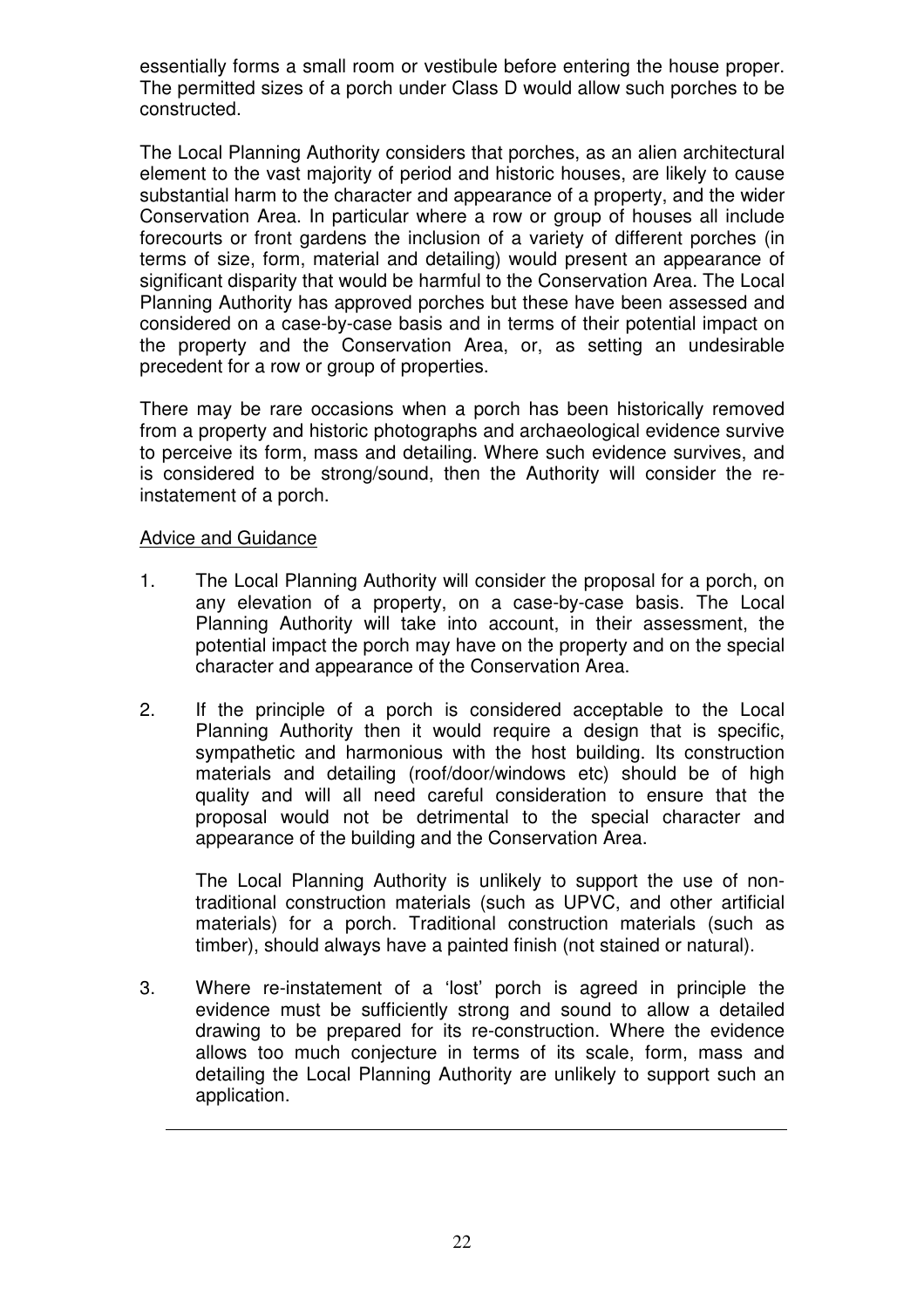essentially forms a small room or vestibule before entering the house proper. The permitted sizes of a porch under Class D would allow such porches to be constructed.

The Local Planning Authority considers that porches, as an alien architectural element to the vast majority of period and historic houses, are likely to cause substantial harm to the character and appearance of a property, and the wider Conservation Area. In particular where a row or group of houses all include forecourts or front gardens the inclusion of a variety of different porches (in terms of size, form, material and detailing) would present an appearance of significant disparity that would be harmful to the Conservation Area. The Local Planning Authority has approved porches but these have been assessed and considered on a case-by-case basis and in terms of their potential impact on the property and the Conservation Area, or, as setting an undesirable precedent for a row or group of properties.

There may be rare occasions when a porch has been historically removed from a property and historic photographs and archaeological evidence survive to perceive its form, mass and detailing. Where such evidence survives, and is considered to be strong/sound, then the Authority will consider the re-instatement of a porch.

<u>Advice and Guidance</u>

1. The Local Planning Authority will consider the proposal for a porch, on any elevation of a property, on a case-by-case basis. The Local Planning Authority will take into account, in their assessment, the potential impact the porch may have on the property and on the special character and appearance of the Conservation Area.

2. If the principle of a porch is considered acceptable to the Local Planning Authority then it would require a design that is specific, sympathetic and harmonious with the host building. Its construction materials and detailing (roof/door/windows etc) should be of high quality and will all need careful consideration to ensure that the proposal would not be detrimental to the special character and appearance of the building and the Conservation Area.

   The Local Planning Authority is unlikely to support the use of non-traditional construction materials (such as UPVC, and other artificial materials) for a porch. Traditional construction materials (such as timber), should always have a painted finish (not stained or natural).

3. Where re-instatement of a 'lost' porch is agreed in principle the evidence must be sufficiently strong and sound to allow a detailed drawing to be prepared for its re-construction. Where the evidence allows too much conjecture in terms of its scale, form, mass and detailing the Local Planning Authority are unlikely to support such an application.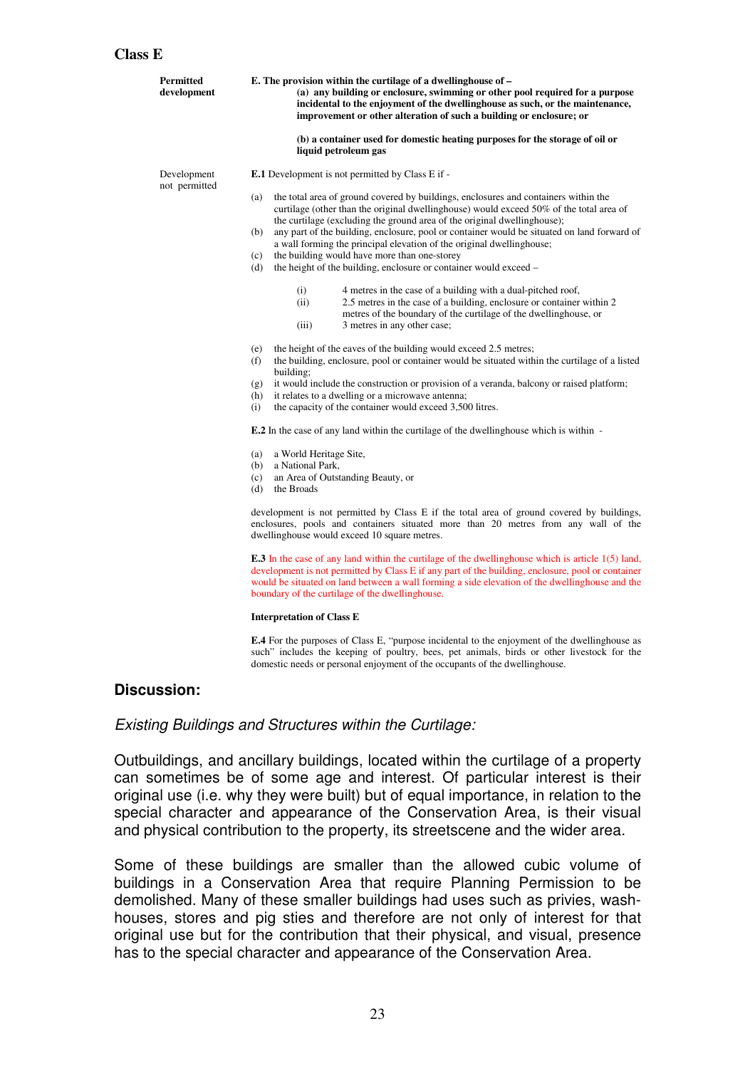## Class E

| | |
|---|---|
| Permitted development | **E. The provision within the curtilage of a dwellinghouse of –** **(a) any building or enclosure, swimming or other pool required for a purpose incidental to the enjoyment of the dwellinghouse as such, or the maintenance, improvement or other alteration of such a building or enclosure; or** **(b) a container used for domestic heating purposes for the storage of oil or liquid petroleum gas** |
| Development not permitted | **E.1** Development is not permitted by Class E if - |

(a) the total area of ground covered by buildings, enclosures and containers within the curtilage (other than the original dwellinghouse) would exceed 50% of the total area of the curtilage (excluding the ground area of the original dwellinghouse);
(b) any part of the building, enclosure, pool or container would be situated on land forward of a wall forming the principal elevation of the original dwellinghouse;
(c) the building would have more than one-storey
(d) the height of the building, enclosure or container would exceed –

- (i) 4 metres in the case of a building with a dual-pitched roof,
- (ii) 2.5 metres in the case of a building, enclosure or container within 2 metres of the boundary of the curtilage of the dwellinghouse, or
- (iii) 3 metres in any other case;

(e) the height of the eaves of the building would exceed 2.5 metres;
(f) the building, enclosure, pool or container would be situated within the curtilage of a listed building;
(g) it would include the construction or provision of a veranda, balcony or raised platform;
(h) it relates to a dwelling or a microwave antenna;
(i) the capacity of the container would exceed 3,500 litres.

**E.2** In the case of any land within the curtilage of the dwellinghouse which is within -

(a) a World Heritage Site,
(b) a National Park,
(c) an Area of Outstanding Beauty, or
(d) the Broads

development is not permitted by Class E if the total area of ground covered by buildings, enclosures, pools and containers situated more than 20 metres from any wall of the dwellinghouse would exceed 10 square metres.

**E.3** In the case of any land within the curtilage of the dwellinghouse which is article 1(5) land, development is not permitted by Class E if any part of the building, enclosure, pool or container would be situated on land between a wall forming a side elevation of the dwellinghouse and the boundary of the curtilage of the dwellinghouse.

**Interpretation of Class E**

**E.4** For the purposes of Class E, "purpose incidental to the enjoyment of the dwellinghouse as such" includes the keeping of poultry, bees, pet animals, birds or other livestock for the domestic needs or personal enjoyment of the occupants of the dwellinghouse.

## Discussion:

*Existing Buildings and Structures within the Curtilage:*

Outbuildings, and ancillary buildings, located within the curtilage of a property can sometimes be of some age and interest. Of particular interest is their original use (i.e. why they were built) but of equal importance, in relation to the special character and appearance of the Conservation Area, is their visual and physical contribution to the property, its streetscene and the wider area.

Some of these buildings are smaller than the allowed cubic volume of buildings in a Conservation Area that require Planning Permission to be demolished. Many of these smaller buildings had uses such as privies, wash-houses, stores and pig sties and therefore are not only of interest for that original use but for the contribution that their physical, and visual, presence has to the special character and appearance of the Conservation Area.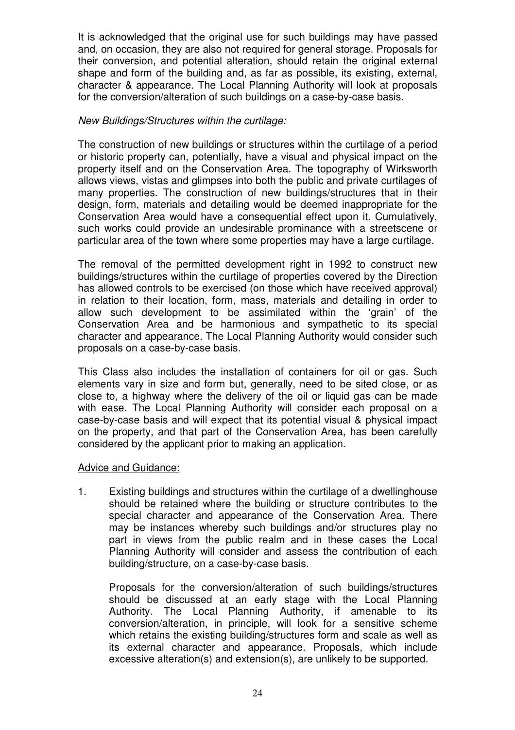It is acknowledged that the original use for such buildings may have passed and, on occasion, they are also not required for general storage. Proposals for their conversion, and potential alteration, should retain the original external shape and form of the building and, as far as possible, its existing, external, character & appearance. The Local Planning Authority will look at proposals for the conversion/alteration of such buildings on a case-by-case basis.

*New Buildings/Structures within the curtilage:*

The construction of new buildings or structures within the curtilage of a period or historic property can, potentially, have a visual and physical impact on the property itself and on the Conservation Area. The topography of Wirksworth allows views, vistas and glimpses into both the public and private curtilages of many properties. The construction of new buildings/structures that in their design, form, materials and detailing would be deemed inappropriate for the Conservation Area would have a consequential effect upon it. Cumulatively, such works could provide an undesirable prominance with a streetscene or particular area of the town where some properties may have a large curtilage.

The removal of the permitted development right in 1992 to construct new buildings/structures within the curtilage of properties covered by the Direction has allowed controls to be exercised (on those which have received approval) in relation to their location, form, mass, materials and detailing in order to allow such development to be assimilated within the 'grain' of the Conservation Area and be harmonious and sympathetic to its special character and appearance. The Local Planning Authority would consider such proposals on a case-by-case basis.

This Class also includes the installation of containers for oil or gas. Such elements vary in size and form but, generally, need to be sited close, or as close to, a highway where the delivery of the oil or liquid gas can be made with ease. The Local Planning Authority will consider each proposal on a case-by-case basis and will expect that its potential visual & physical impact on the property, and that part of the Conservation Area, has been carefully considered by the applicant prior to making an application.

<u>Advice and Guidance:</u>

1. Existing buildings and structures within the curtilage of a dwellinghouse should be retained where the building or structure contributes to the special character and appearance of the Conservation Area. There may be instances whereby such buildings and/or structures play no part in views from the public realm and in these cases the Local Planning Authority will consider and assess the contribution of each building/structure, on a case-by-case basis.

   Proposals for the conversion/alteration of such buildings/structures should be discussed at an early stage with the Local Planning Authority. The Local Planning Authority, if amenable to its conversion/alteration, in principle, will look for a sensitive scheme which retains the existing building/structures form and scale as well as its external character and appearance. Proposals, which include excessive alteration(s) and extension(s), are unlikely to be supported.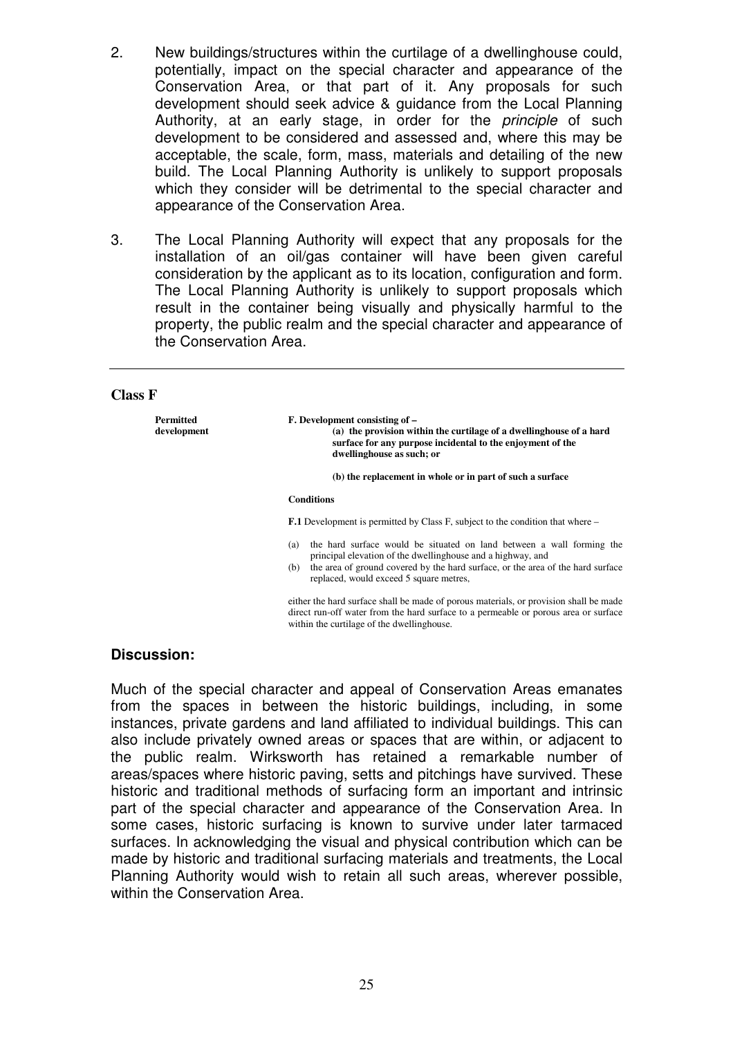2. New buildings/structures within the curtilage of a dwellinghouse could, potentially, impact on the special character and appearance of the Conservation Area, or that part of it. Any proposals for such development should seek advice & guidance from the Local Planning Authority, at an early stage, in order for the *principle* of such development to be considered and assessed and, where this may be acceptable, the scale, form, mass, materials and detailing of the new build. The Local Planning Authority is unlikely to support proposals which they consider will be detrimental to the special character and appearance of the Conservation Area.

3. The Local Planning Authority will expect that any proposals for the installation of an oil/gas container will have been given careful consideration by the applicant as to its location, configuration and form. The Local Planning Authority is unlikely to support proposals which result in the container being visually and physically harmful to the property, the public realm and the special character and appearance of the Conservation Area.

---

**Class F**

**Permitted development**

**F. Development consisting of –**

**(a) the provision within the curtilage of a dwellinghouse of a hard surface for any purpose incidental to the enjoyment of the dwellinghouse as such; or**

**(b) the replacement in whole or in part of such a surface**

**Conditions**

**F.1** Development is permitted by Class F, subject to the condition that where –

(a) the hard surface would be situated on land between a wall forming the principal elevation of the dwellinghouse and a highway, and
(b) the area of ground covered by the hard surface, or the area of the hard surface replaced, would exceed 5 square metres,

either the hard surface shall be made of porous materials, or provision shall be made direct run-off water from the hard surface to a permeable or porous area or surface within the curtilage of the dwellinghouse.

## Discussion:

Much of the special character and appeal of Conservation Areas emanates from the spaces in between the historic buildings, including, in some instances, private gardens and land affiliated to individual buildings. This can also include privately owned areas or spaces that are within, or adjacent to the public realm. Wirksworth has retained a remarkable number of areas/spaces where historic paving, setts and pitchings have survived. These historic and traditional methods of surfacing form an important and intrinsic part of the special character and appearance of the Conservation Area. In some cases, historic surfacing is known to survive under later tarmaced surfaces. In acknowledging the visual and physical contribution which can be made by historic and traditional surfacing materials and treatments, the Local Planning Authority would wish to retain all such areas, wherever possible, within the Conservation Area.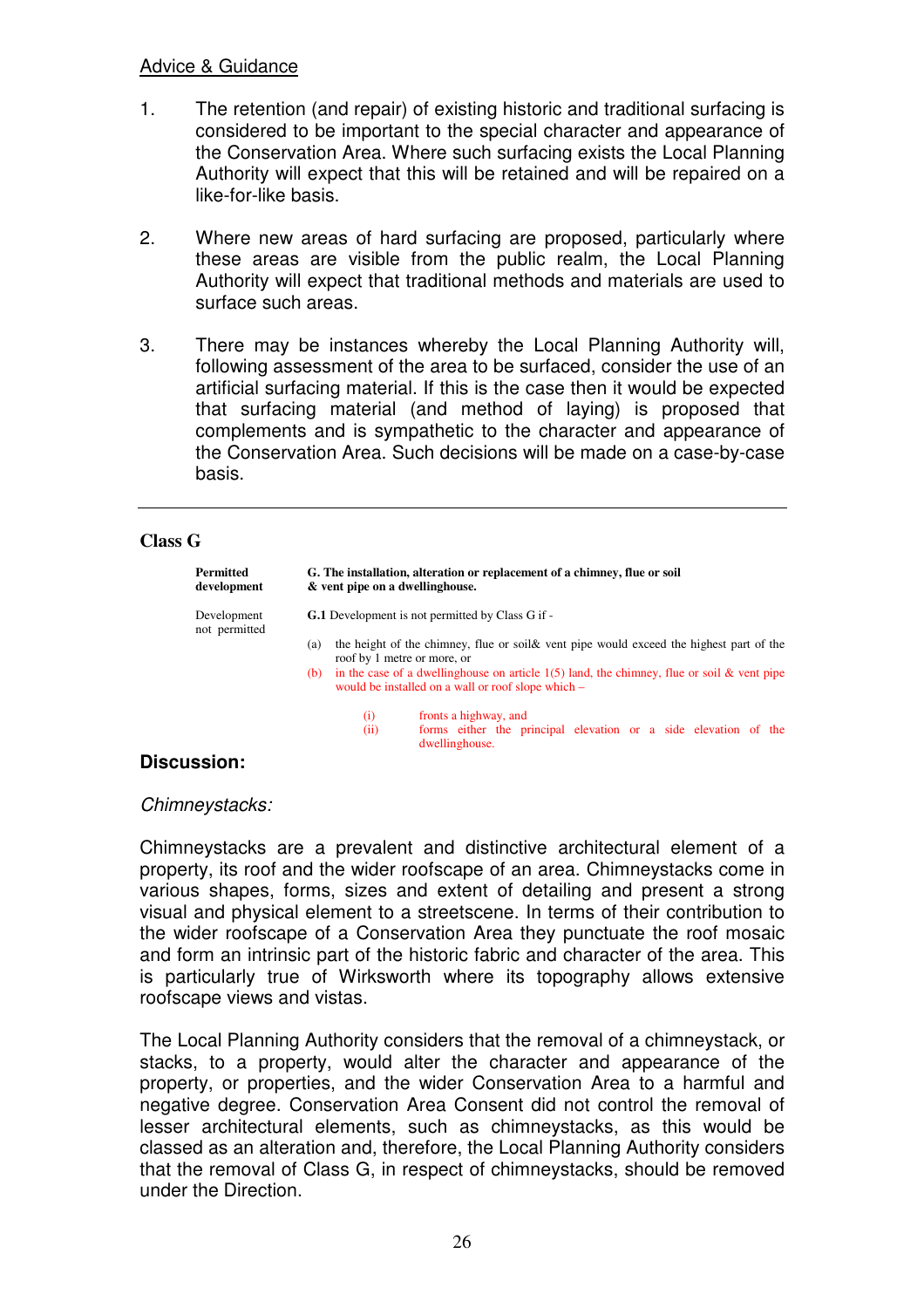Advice & Guidance

1. The retention (and repair) of existing historic and traditional surfacing is considered to be important to the special character and appearance of the Conservation Area. Where such surfacing exists the Local Planning Authority will expect that this will be retained and will be repaired on a like-for-like basis.

2. Where new areas of hard surfacing are proposed, particularly where these areas are visible from the public realm, the Local Planning Authority will expect that traditional methods and materials are used to surface such areas.

3. There may be instances whereby the Local Planning Authority will, following assessment of the area to be surfaced, consider the use of an artificial surfacing material. If this is the case then it would be expected that surfacing material (and method of laying) is proposed that complements and is sympathetic to the character and appearance of the Conservation Area. Such decisions will be made on a case-by-case basis.

---

## Class G

| | |
|---|---|
| **Permitted development** | **G. The installation, alteration or replacement of a chimney, flue or soil & vent pipe on a dwellinghouse.** |
| Development not permitted | **G.1** Development is not permitted by Class G if - |
| | (a) the height of the chimney, flue or soil& vent pipe would exceed the highest part of the roof by 1 metre or more, or |
| | (b) in the case of a dwellinghouse on article 1(5) land, the chimney, flue or soil & vent pipe would be installed on a wall or roof slope which – (i) fronts a highway, and (ii) forms either the principal elevation or a side elevation of the dwellinghouse. |

## Discussion:

*Chimneystacks:*

Chimneystacks are a prevalent and distinctive architectural element of a property, its roof and the wider roofscape of an area. Chimneystacks come in various shapes, forms, sizes and extent of detailing and present a strong visual and physical element to a streetscene. In terms of their contribution to the wider roofscape of a Conservation Area they punctuate the roof mosaic and form an intrinsic part of the historic fabric and character of the area. This is particularly true of Wirksworth where its topography allows extensive roofscape views and vistas.

The Local Planning Authority considers that the removal of a chimneystack, or stacks, to a property, would alter the character and appearance of the property, or properties, and the wider Conservation Area to a harmful and negative degree. Conservation Area Consent did not control the removal of lesser architectural elements, such as chimneystacks, as this would be classed as an alteration and, therefore, the Local Planning Authority considers that the removal of Class G, in respect of chimneystacks, should be removed under the Direction.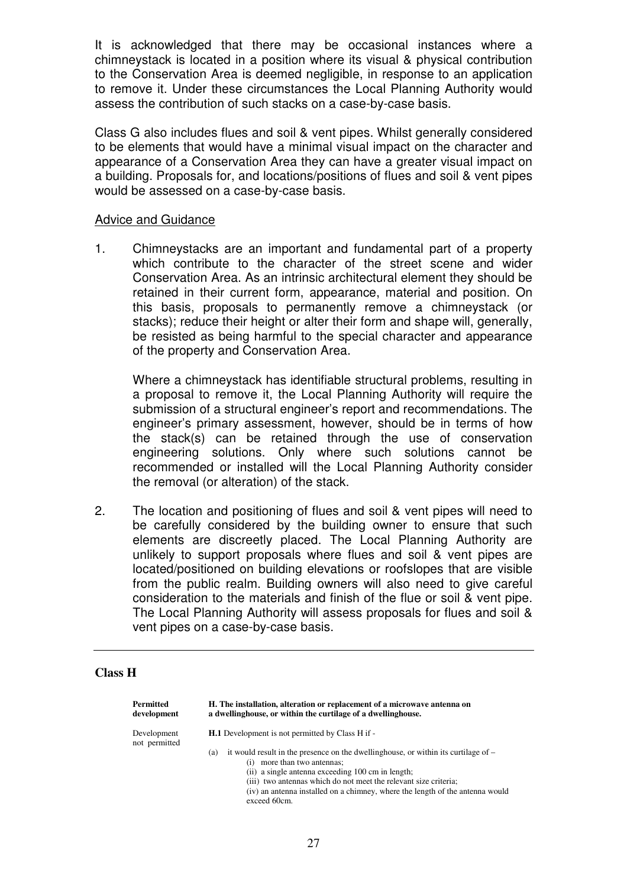It is acknowledged that there may be occasional instances where a chimneystack is located in a position where its visual & physical contribution to the Conservation Area is deemed negligible, in response to an application to remove it. Under these circumstances the Local Planning Authority would assess the contribution of such stacks on a case-by-case basis.

Class G also includes flues and soil & vent pipes. Whilst generally considered to be elements that would have a minimal visual impact on the character and appearance of a Conservation Area they can have a greater visual impact on a building. Proposals for, and locations/positions of flues and soil & vent pipes would be assessed on a case-by-case basis.

Advice and Guidance

1. Chimneystacks are an important and fundamental part of a property which contribute to the character of the street scene and wider Conservation Area. As an intrinsic architectural element they should be retained in their current form, appearance, material and position. On this basis, proposals to permanently remove a chimneystack (or stacks); reduce their height or alter their form and shape will, generally, be resisted as being harmful to the special character and appearance of the property and Conservation Area.

   Where a chimneystack has identifiable structural problems, resulting in a proposal to remove it, the Local Planning Authority will require the submission of a structural engineer's report and recommendations. The engineer's primary assessment, however, should be in terms of how the stack(s) can be retained through the use of conservation engineering solutions. Only where such solutions cannot be recommended or installed will the Local Planning Authority consider the removal (or alteration) of the stack.

2. The location and positioning of flues and soil & vent pipes will need to be carefully considered by the building owner to ensure that such elements are discreetly placed. The Local Planning Authority are unlikely to support proposals where flues and soil & vent pipes are located/positioned on building elevations or roofslopes that are visible from the public realm. Building owners will also need to give careful consideration to the materials and finish of the flue or soil & vent pipe. The Local Planning Authority will assess proposals for flues and soil & vent pipes on a case-by-case basis.

---

## Class H

| | |
|---|---|
| **Permitted development** | **H. The installation, alteration or replacement of a microwave antenna on a dwellinghouse, or within the curtilage of a dwellinghouse.** |
| Development not permitted | **H.1** Development is not permitted by Class H if -<br><br>(a) it would result in the presence on the dwellinghouse, or within its curtilage of –<br>(i) more than two antennas;<br>(ii) a single antenna exceeding 100 cm in length;<br>(iii) two antennas which do not meet the relevant size criteria;<br>(iv) an antenna installed on a chimney, where the length of the antenna would exceed 60cm. |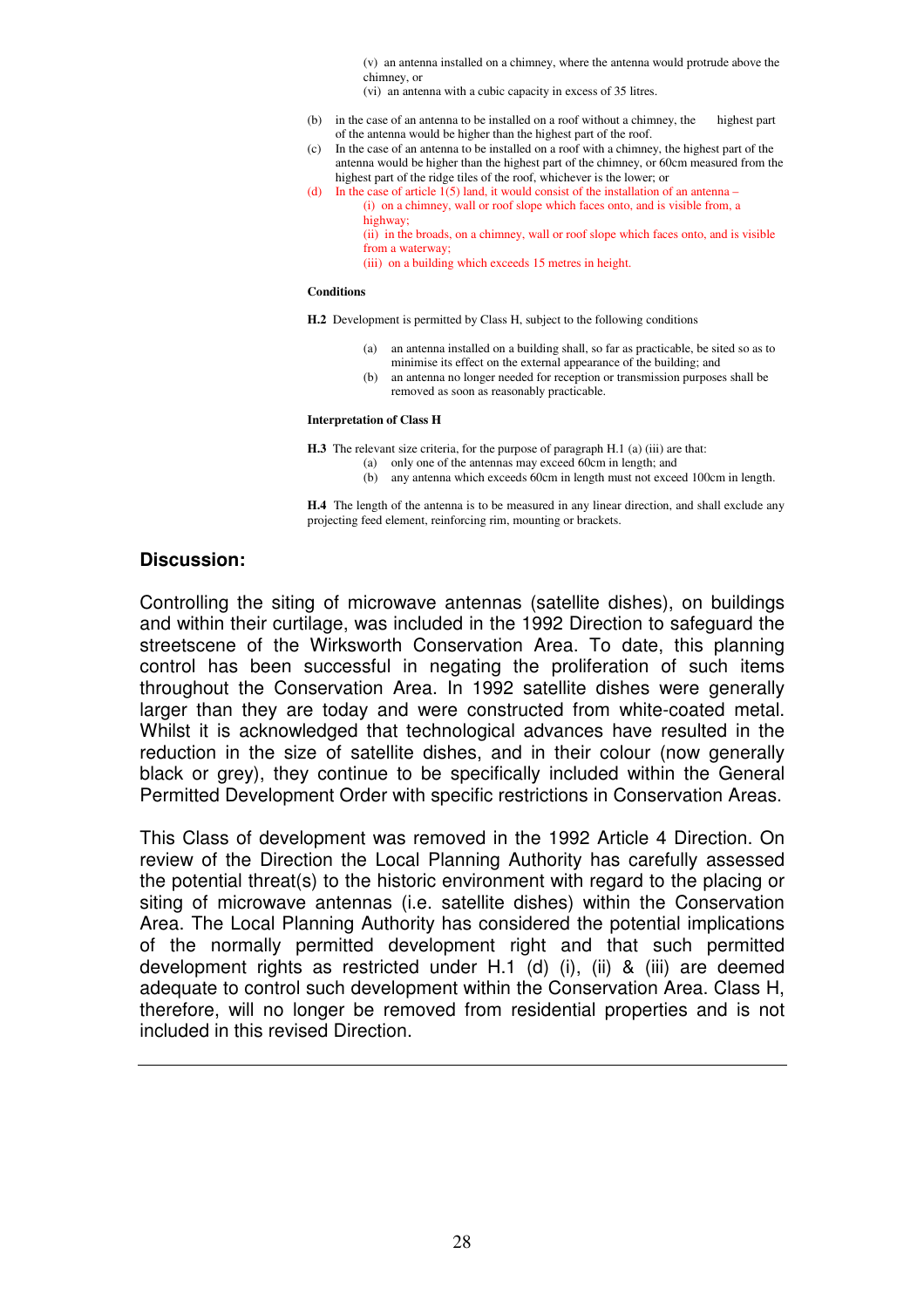(v) an antenna installed on a chimney, where the antenna would protrude above the chimney, or

(vi) an antenna with a cubic capacity in excess of 35 litres.

(b) in the case of an antenna to be installed on a roof without a chimney, the highest part of the antenna would be higher than the highest part of the roof.

(c) In the case of an antenna to be installed on a roof with a chimney, the highest part of the antenna would be higher than the highest part of the chimney, or 60cm measured from the highest part of the ridge tiles of the roof, whichever is the lower; or

(d) In the case of article 1(5) land, it would consist of the installation of an antenna –

(i) on a chimney, wall or roof slope which faces onto, and is visible from, a highway;

(ii) in the broads, on a chimney, wall or roof slope which faces onto, and is visible from a waterway;

(iii) on a building which exceeds 15 metres in height.

**Conditions**

**H.2** Development is permitted by Class H, subject to the following conditions

(a) an antenna installed on a building shall, so far as practicable, be sited so as to minimise its effect on the external appearance of the building; and

(b) an antenna no longer needed for reception or transmission purposes shall be removed as soon as reasonably practicable.

**Interpretation of Class H**

**H.3** The relevant size criteria, for the purpose of paragraph H.1 (a) (iii) are that:

(a) only one of the antennas may exceed 60cm in length; and

(b) any antenna which exceeds 60cm in length must not exceed 100cm in length.

**H.4** The length of the antenna is to be measured in any linear direction, and shall exclude any projecting feed element, reinforcing rim, mounting or brackets.

## Discussion:

Controlling the siting of microwave antennas (satellite dishes), on buildings and within their curtilage, was included in the 1992 Direction to safeguard the streetscene of the Wirksworth Conservation Area. To date, this planning control has successful in negating the proliferation of such items throughout the Conservation Area. In 1992 satellite dishes were generally larger than they are today and were constructed from white-coated metal. Whilst it is acknowledged that technological advances have resulted in the reduction in the size of satellite dishes, and in their colour (now generally black or grey), they continue to be specifically included within the General Permitted Development Order with specific restrictions in Conservation Areas.

This Class of development was removed in the 1992 Article 4 Direction. On review of the Direction the Local Planning Authority has carefully assessed the potential threat(s) to the historic environment with regard to the placing or siting of microwave antennas (i.e. satellite dishes) within the Conservation Area. The Local Planning Authority has considered the potential implications of the normally permitted development right and that such permitted development rights as restricted under H.1 (d) (i), (ii) & (iii) are deemed adequate to control such development within the Conservation Area. Class H, therefore, will no longer be removed from residential properties and is not included in this revised Direction.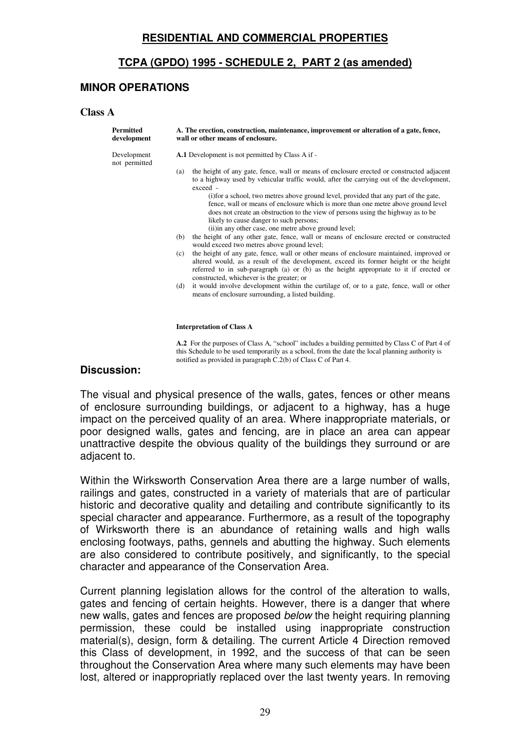## RESIDENTIAL AND COMMERCIAL PROPERTIES

## TCPA (GPDO) 1995 - SCHEDULE 2, PART 2 (as amended)

### MINOR OPERATIONS

#### Class A

| | |
|---|---|
| **Permitted development** | **A. The erection, construction, maintenance, improvement or alteration of a gate, fence, wall or other means of enclosure.** |
| Development not permitted | **A.1** Development is not permitted by Class A if - |

(a) the height of any gate, fence, wall or means of enclosure erected or constructed adjacent to a highway used by vehicular traffic would, after the carrying out of the development, exceed -

(i)for a school, two metres above ground level, provided that any part of the gate, fence, wall or means of enclosure which is more than one metre above ground level does not create an obstruction to the view of persons using the highway as to be likely to cause danger to such persons;

(ii)in any other case, one metre above ground level;

(b) the height of any other gate, fence, wall or means of enclosure erected or constructed would exceed two metres above ground level;

(c) the height of any gate, fence, wall or other means of enclosure maintained, improved or altered would, as a result of the development, exceed its former height or the height referred to in sub-paragraph (a) or (b) as the height appropriate to it if erected or constructed, whichever is the greater; or

(d) it would involve development within the curtilage of, or to a gate, fence, wall or other means of enclosure surrounding, a listed building.

**Interpretation of Class A**

**A.2** For the purposes of Class A, "school" includes a building permitted by Class C of Part 4 of this Schedule to be used temporarily as a school, from the date the local planning authority is notified as provided in paragraph C.2(b) of Class C of Part 4.

### Discussion:

The visual and physical presence of the walls, gates, fences or other means of enclosure surrounding buildings, or adjacent to a highway, has a huge impact on the perceived quality of an area. Where inappropriate materials, or poor designed walls, gates and fencing, are in place an area can appear unattractive despite the obvious quality of the buildings they surround or are adjacent to.

Within the Wirksworth Conservation Area there are a large number of walls, railings and gates, constructed in a variety of materials that are of particular historic and decorative quality and detailing and contribute significantly to its special character and appearance. Furthermore, as a result of the topography of Wirksworth there is an abundance of retaining walls and high walls enclosing footways, paths, gennels and abutting the highway. Such elements are also considered to contribute positively, and significantly, to the special character and appearance of the Conservation Area.

Current planning legislation allows for the control of the alteration to walls, gates and fencing of certain heights. However, there is a danger that where new walls, gates and fences are proposed *below* the height requiring planning permission, these could be installed using inappropriate construction material(s), design, form & detailing. The current Article 4 Direction removed this Class of development, in 1992, and the success of that can be seen throughout the Conservation Area where many such elements may have been lost, altered or inappropriatly replaced over the last twenty years. In removing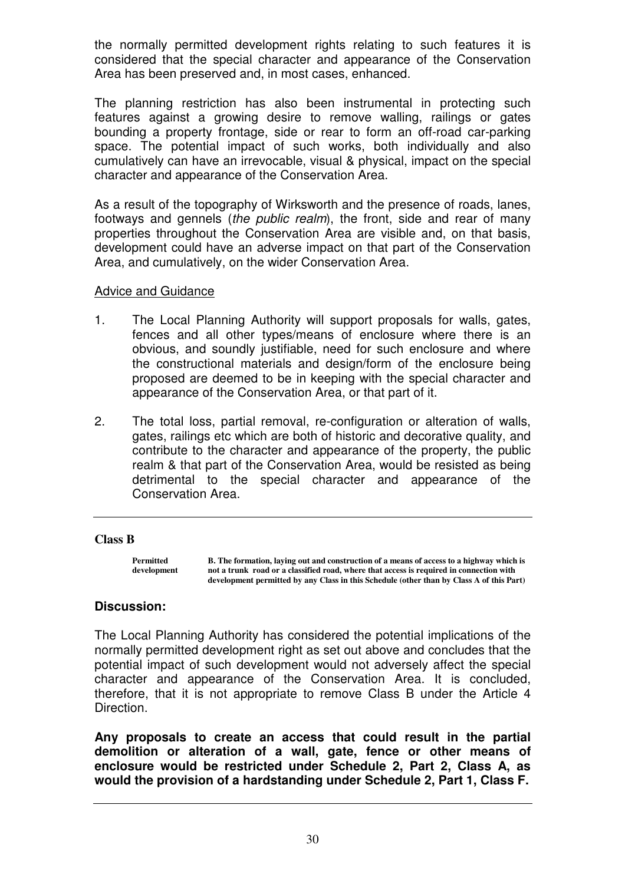the normally permitted development rights relating to such features it is considered that the special character and appearance of the Conservation Area has been preserved and, in most cases, enhanced.

The planning restriction has also been instrumental in protecting such features against a growing desire to remove walling, railings or gates bounding a property frontage, side or rear to form an off-road car-parking space. The potential impact of such works, both individually and also cumulatively can have an irrevocable, visual & physical, impact on the special character and appearance of the Conservation Area.

As a result of the topography of Wirksworth and the presence of roads, lanes, footways and gennels (*the public realm*), the front, side and rear of many properties throughout the Conservation Area are visible and, on that basis, development could have an adverse impact on that part of the Conservation Area, and cumulatively, on the wider Conservation Area.

Advice and Guidance

1. The Local Planning Authority will support proposals for walls, gates, fences and all other types/means of enclosure where there is an obvious, and soundly justifiable, need for such enclosure and where the constructional materials and design/form of the enclosure being proposed are deemed to be in keeping with the special character and appearance of the Conservation Area, or that part of it.

2. The total loss, partial removal, re-configuration or alteration of walls, gates, railings etc which are both of historic and decorative quality, and contribute to the character and appearance of the property, the public realm & that part of the Conservation Area, would be resisted as being detrimental to the special character and appearance of the Conservation Area.

---

**Class B**

| | |
|---|---|
| **Permitted development** | **B. The formation, laying out and construction of a means of access to a highway which is not a trunk road or a classified road, where that access is required in connection with development permitted by any Class in this Schedule (other than by Class A of this Part)** |

## Discussion:

The Local Planning Authority has considered the potential implications of the normally permitted development right as set out above and concludes that the potential impact of such development would not adversely affect the special character and appearance of the Conservation Area. It is concluded, therefore, that it is not appropriate to remove Class B under the Article 4 Direction.

**Any proposals to create an access that could result in the partial demolition or alteration of a wall, gate, fence or other means of enclosure would be restricted under Schedule 2, Part 2, Class A, as would the provision of a hardstanding under Schedule 2, Part 1, Class F.**

---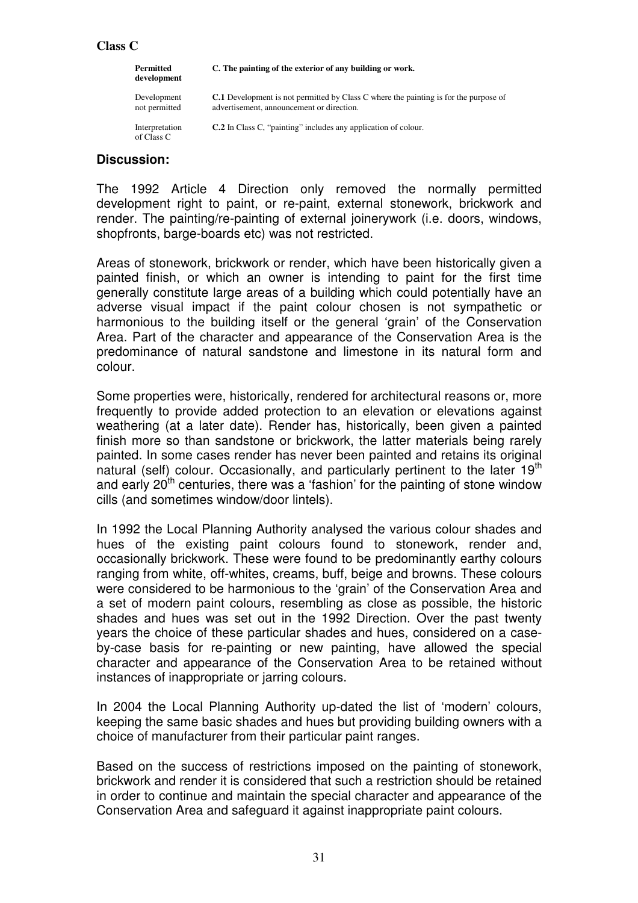**Class C**

| | |
|---|---|
| **Permitted development** | **C. The painting of the exterior of any building or work.** |
| Development not permitted | **C.1** Development is not permitted by Class C where the painting is for the purpose of advertisement, announcement or direction. |
| Interpretation of Class C | **C.2** In Class C, "painting" includes any application of colour. |

## Discussion:

The 1992 Article 4 Direction only removed the normally permitted development right to paint, or re-paint, external stonework, brickwork and render. The painting/re-painting of external joinerywork (i.e. doors, windows, shopfronts, barge-boards etc) was not restricted.

Areas of stonework, brickwork or render, which have been historically given a painted finish, or which an owner is intending to paint for the first time generally constitute large areas of a building which could potentially have an adverse visual impact if the paint colour chosen is not sympathetic or harmonious to the building itself or the general 'grain' of the Conservation Area. Part of the character and appearance of the Conservation Area is the predominance of natural sandstone and limestone in its natural form and colour.

Some properties were, historically, rendered for architectural reasons or, more frequently to provide added protection to an elevation or elevations against weathering (at a later date). Render has, historically, been given a painted finish more so than sandstone or brickwork, the latter materials being rarely painted. In some cases render has never been painted and retains its original natural (self) colour. Occasionally, and particularly pertinent to the later 19th and early 20th centuries, there was a 'fashion' for the painting of stone window cills (and sometimes window/door lintels).

In 1992 the Local Planning Authority analysed the various colour shades and hues of the existing paint colours found to stonework, render and, occasionally brickwork. These were found to be predominantly earthy colours ranging from white, off-whites, creams, buff, beige and browns. These colours were considered to be harmonious to the 'grain' of the Conservation Area and a set of modern paint colours, resembling as close as possible, the historic shades and hues was set out in the 1992 Direction. Over the past twenty years the choice of these particular shades and hues, considered on a case-by-case basis for re-painting or new painting, have allowed the special character and appearance of the Conservation Area to be retained without instances of inappropriate or jarring colours.

In 2004 the Local Planning Authority up-dated the list of 'modern' colours, keeping the same basic shades and hues but providing building owners with a choice of manufacturer from their particular paint ranges.

Based on the success of restrictions imposed on the painting of stonework, brickwork and render it is considered that such a restriction should be retained in order to continue and maintain the special character and appearance of the Conservation Area and safeguard it against inappropriate paint colours.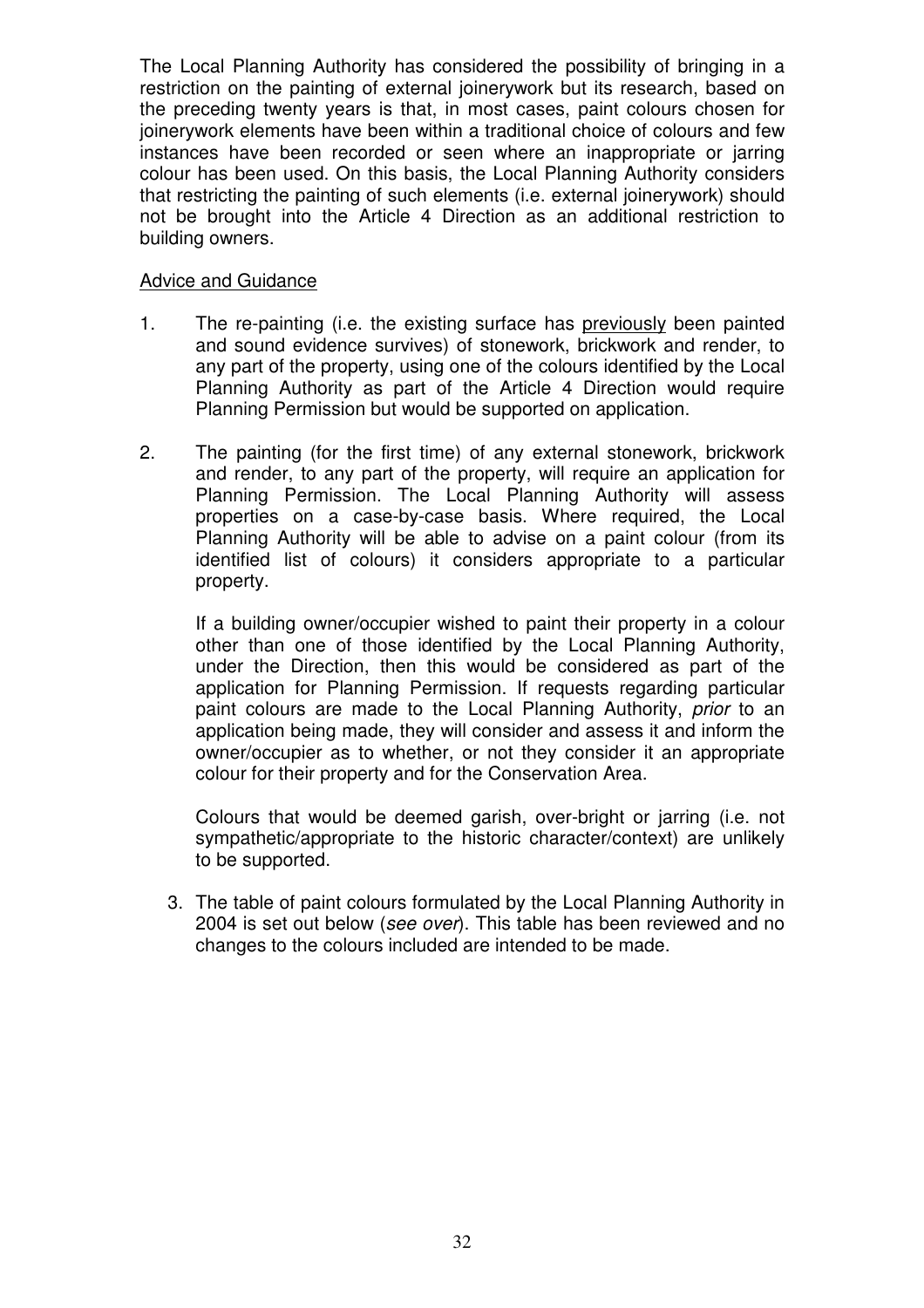The Local Planning Authority has considered the possibility of bringing in a restriction on the painting of external joinerywork but its research, based on the preceding twenty years is that, in most cases, paint colours chosen for joinerywork elements have been within a traditional choice of colours and few instances have been recorded or seen where an inappropriate or jarring colour has been used. On this basis, the Local Planning Authority considers that restricting the painting of such elements (i.e. external joinerywork) should not be brought into the Article 4 Direction as an additional restriction to building owners.

<u>Advice and Guidance</u>

1. The re-painting (i.e. the existing surface has <u>previously</u> been painted and sound evidence survives) of stonework, brickwork and render, to any part of the property, using one of the colours identified by the Local Planning Authority as part of the Article 4 Direction would require Planning Permission but would be supported on application.

2. The painting (for the first time) of any external stonework, brickwork and render, to any part of the property, will require an application for Planning Permission. The Local Planning Authority will assess properties on a case-by-case basis. Where required, the Local Planning Authority will be able to advise on a paint colour (from its identified list of colours) it considers appropriate to a particular property.

   If a building owner/occupier wished to paint their property in a colour other than one of those identified by the Local Planning Authority, under the Direction, then this would be considered as part of the application for Planning Permission. If requests regarding particular paint colours are made to the Local Planning Authority, *prior* to an application being made, they will consider and assess it and inform the owner/occupier as to whether, or not they consider it an appropriate colour for their property and for the Conservation Area.

   Colours that would be deemed garish, over-bright or jarring (i.e. not sympathetic/appropriate to the historic character/context) are unlikely to be supported.

3. The table of paint colours formulated by the Local Planning Authority in 2004 is set out below (*see over*). This table has been reviewed and no changes to the colours included are intended to be made.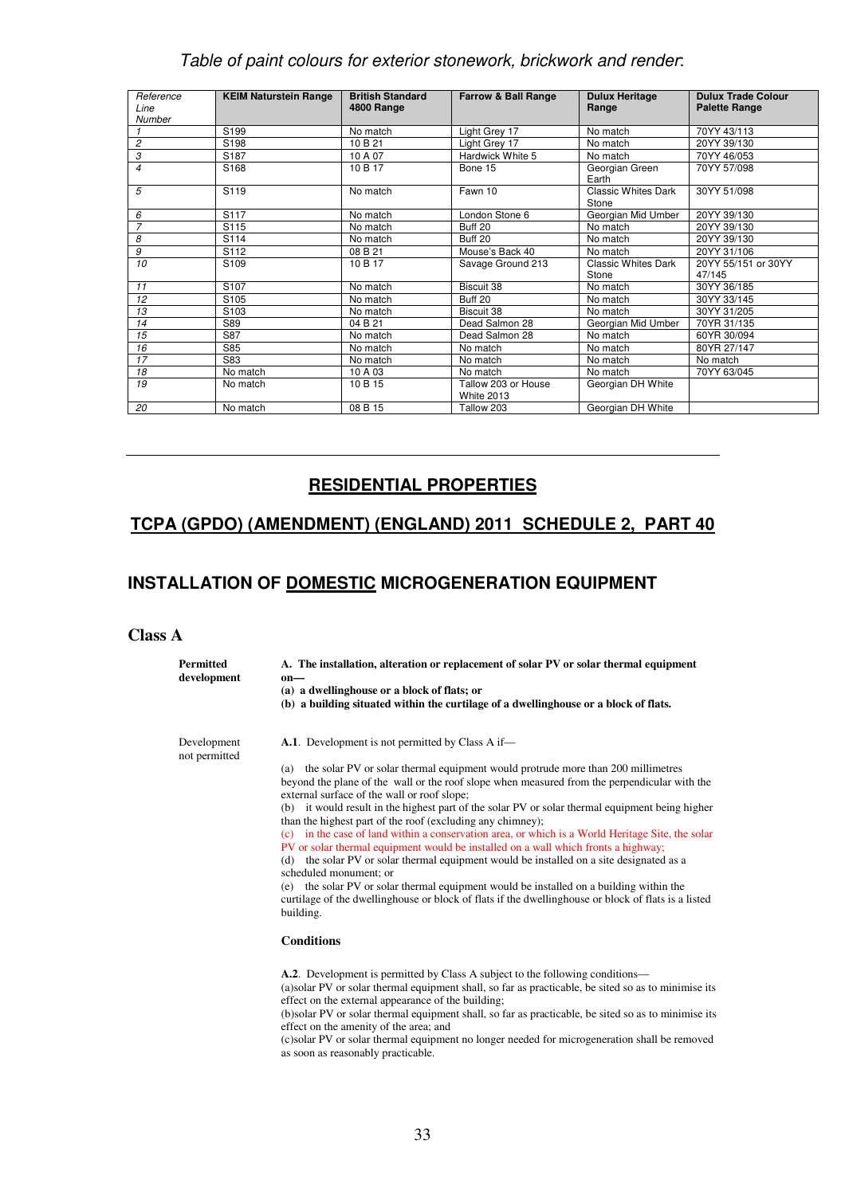*Table of paint colours for exterior stonework, brickwork and render.*

| *Reference Line Number* | KEIM Naturstein Range | British Standard 4800 Range | Farrow & Ball Range | Dulux Heritage Range | Dulux Trade Colour Palette Range |
|---|---|---|---|---|---|
| *1* | S199 | No match | Light Grey 17 | No match | 70YY 43/113 |
| *2* | S198 | 10 B 21 | Light Grey 17 | No match | 20YY 39/130 |
| *3* | S187 | 10 A 07 | Hardwick White 5 | No match | 70YY 46/053 |
| *4* | S168 | 10 B 17 | Bone 15 | Georgian Green Earth | 70YY 57/098 |
| *5* | S119 | No match | Fawn 10 | Classic Whites Dark Stone | 30YY 51/098 |
| *6* | S117 | No match | London Stone 6 | Georgian Mid Umber | 20YY 39/130 |
| *7* | S115 | No match | Buff 20 | No match | 20YY 39/130 |
| *8* | S114 | No match | Buff 20 | No match | 20YY 39/130 |
| *9* | S112 | 08 B 21 | Mouse's Back 40 | No match | 20YY 31/106 |
| *10* | S109 | 10 B 17 | Savage Ground 213 | Classic Whites Dark Stone | 20YY 55/151 or 30YY 47/145 |
| *11* | S107 | No match | Biscuit 38 | No match | 30YY 36/185 |
| *12* | S105 | No match | Buff 20 | No match | 30YY 33/145 |
| *13* | S103 | No match | Biscuit 38 | No match | 30YY 31/205 |
| *14* | S89 | 04 B 21 | Dead Salmon 28 | Georgian Mid Umber | 70YR 31/135 |
| *15* | S87 | No match | Dead Salmon 28 | No match | 60YR 30/094 |
| *16* | S85 | No match | No match | No match | 80YR 27/147 |
| *17* | S83 | No match | No match | No match | No match |
| *18* | No match | 10 A 03 | No match | No match | 70YY 63/045 |
| *19* | No match | 10 B 15 | Tallow 203 or House White 2013 | Georgian DH White | |
| *20* | No match | 08 B 15 | Tallow 203 | Georgian DH White | |

---

## RESIDENTIAL PROPERTIES

## TCPA (GPDO) (AMENDMENT) (ENGLAND) 2011 SCHEDULE 2, PART 40

## INSTALLATION OF DOMESTIC MICROGENERATION EQUIPMENT

### Class A

**Permitted development**

**A. The installation, alteration or replacement of solar PV or solar thermal equipment on—**

**(a) a dwellinghouse or a block of flats; or**

**(b) a building situated within the curtilage of a dwellinghouse or a block of flats.**

Development not permitted

**A.1**. Development is not permitted by Class A if—

(a) the solar PV or solar thermal equipment would protrude more than 200 millimetres beyond the plane of the wall or the roof slope when measured from the perpendicular with the external surface of the wall or roof slope;

(b) it would result in the highest part of the solar PV or solar thermal equipment being higher than the highest part of the roof (excluding any chimney);

(c) in the case of land within a conservation area, or which is a World Heritage Site, the solar PV or solar thermal equipment would be installed on a wall which fronts a highway;

(d) the solar PV or solar thermal equipment would be installed on a site designated as a scheduled monument; or

(e) the solar PV or solar thermal equipment would be installed on a building within the curtilage of the dwellinghouse or block of flats if the dwellinghouse or block of flats is a listed building.

**Conditions**

**A.2**. Development is permitted by Class A subject to the following conditions—

(a)solar PV or solar thermal equipment shall, so far as is practicable, be sited so as to minimise its effect on the external appearance of the building;

(b)solar PV or solar thermal equipment shall, so far as practicable, be sited so as to minimise its effect on the amenity of the area; and

(c)solar PV or solar thermal equipment no longer needed for microgeneration shall be removed as soon as reasonably practicable.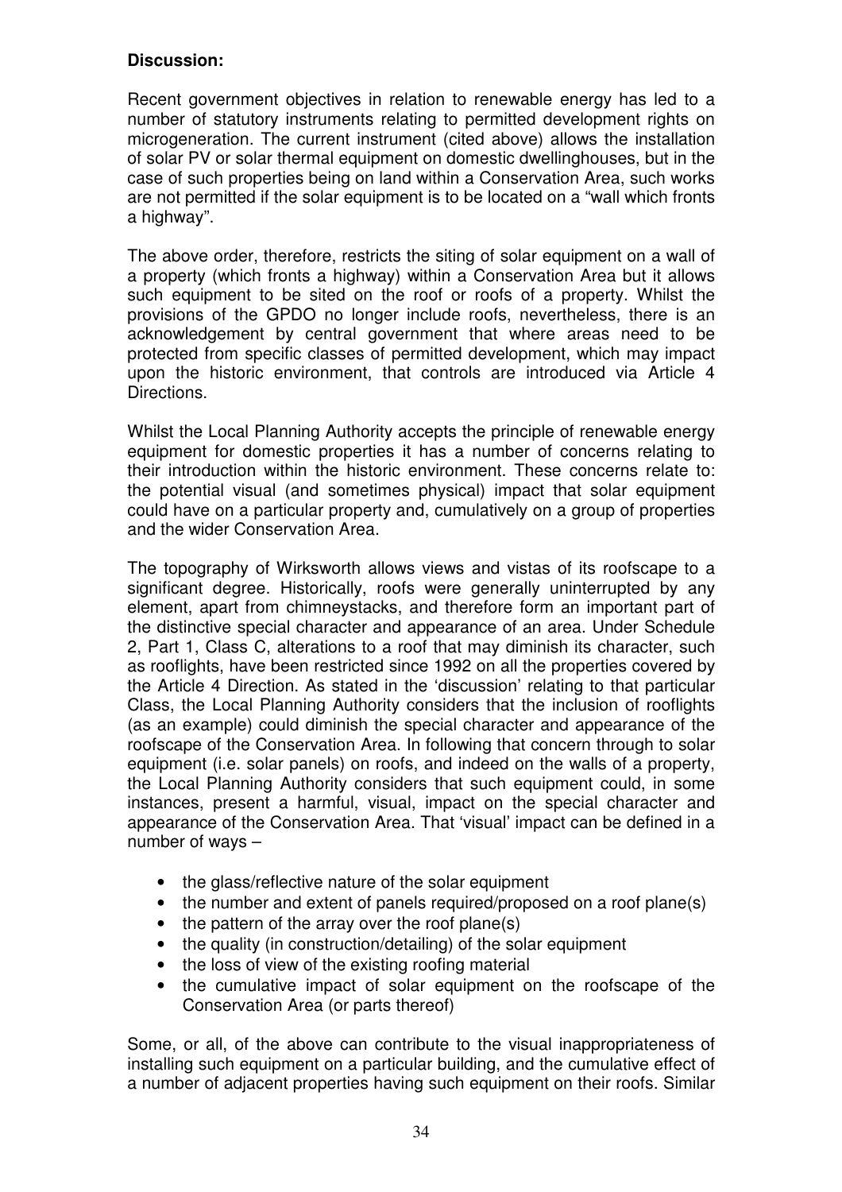**Discussion:**

Recent government objectives in relation to renewable energy has led to a number of statutory instruments relating to permitted development rights on microgeneration. The current instrument (cited above) allows the installation of solar PV or solar thermal equipment on domestic dwellinghouses, but in the case of such properties being on land within a Conservation Area, such works are not permitted if the solar equipment is to be located on a "wall which fronts a highway".

The above order, therefore, restricts the siting of solar equipment on a wall of a property (which fronts a highway) within a Conservation Area but it allows such equipment to be sited on the roof or roofs of a property. Whilst the provisions of the GPDO no longer include roofs, nevertheless, there is an acknowledgement by central government that where areas need to be protected from specific classes of permitted development, which may impact upon the historic environment, that controls are introduced via Article 4 Directions.

Whilst the Local Planning Authority accepts the principle of renewable energy equipment for domestic properties it has a number of concerns relating to their introduction within the historic environment. These concerns relate to: the potential visual (and sometimes physical) impact that solar equipment could have on a particular property and, cumulatively on a group of properties and the wider Conservation Area.

The topography of Wirksworth allows views and vistas of its roofscape to a significant degree. Historically, roofs were generally uninterrupted by any element, apart from chimneystacks, and therefore form an important part of the distinctive special character and appearance of an area. Under Schedule 2, Part 1, Class C, alterations to a roof that may diminish its character, such as rooflights, have been restricted since 1992 on all the properties covered by the Article 4 Direction. As stated in the 'discussion' relating to that particular Class, the Local Planning Authority considers that the inclusion of rooflights (as an example) could diminish the special character and appearance of the roofscape of the Conservation Area. In following that concern through to solar equipment (i.e. solar panels) on roofs, and indeed on the walls of a property, the Local Planning Authority considers that such equipment could, in some instances, present a harmful, visual, impact on the special character and appearance of the Conservation Area. That 'visual' impact can be defined in a number of ways –

- the glass/reflective nature of the solar equipment
- the number and extent of panels required/proposed on a roof plane(s)
- the pattern of the array over the roof plane(s)
- the quality (in construction/detailing) of the solar equipment
- the loss of view of the existing roofing material
- the cumulative impact of solar equipment on the roofscape of the Conservation Area (or parts thereof)

Some, or all, of the above can contribute to the visual inappropriateness of installing such equipment on a particular building, and the cumulative effect of a number of adjacent properties having such equipment on their roofs. Similar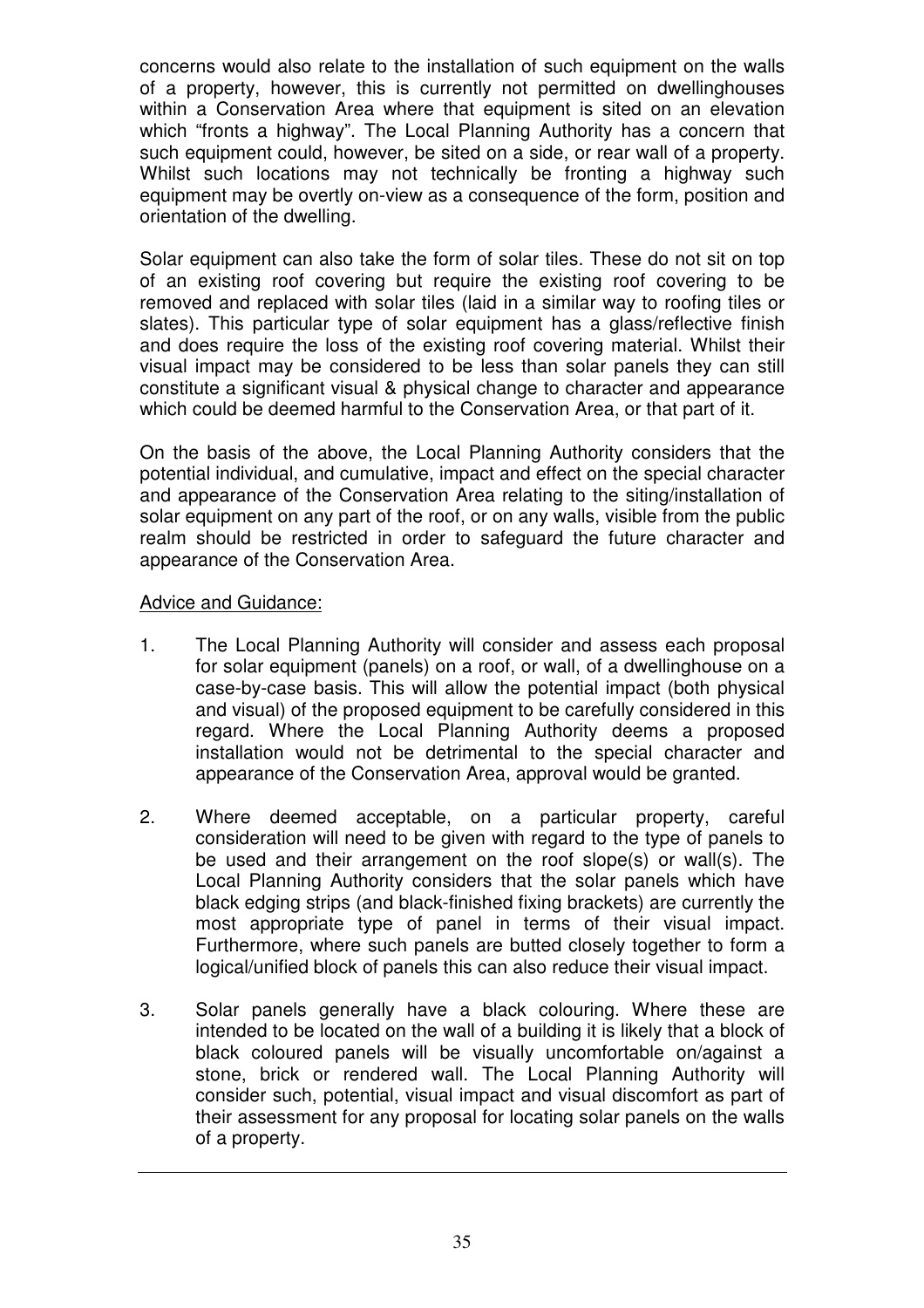concerns would also relate to the installation of such equipment on the walls of a property, however, this is currently not permitted on dwellinghouses within a Conservation Area where that equipment is sited on an elevation which "fronts a highway". The Local Planning Authority has a concern that such equipment could, however, be sited on a side, or rear wall of a property. Whilst such locations may not technically be fronting a highway such equipment may be overtly on-view as a consequence of the form, position and orientation of the dwelling.

Solar equipment can also take the form of solar tiles. These do not sit on top of an existing roof covering but require the existing roof covering to be removed and replaced with solar tiles (laid in a similar way to roofing tiles or slates). This particular type of solar equipment has a glass/reflective finish and does require the loss of the existing roof covering material. Whilst their visual impact may be considered to be less than solar panels they can still constitute a significant visual & physical change to character and appearance which could be deemed harmful to the Conservation Area, or that part of it.

On the basis of the above, the Local Planning Authority considers that the potential individual, and cumulative, impact and effect on the special character and appearance of the Conservation Area relating to the siting/installation of solar equipment on any part of the roof, or on any walls, visible from the public realm should be restricted in order to safeguard the future character and appearance of the Conservation Area.

<u>Advice and Guidance:</u>

1. The Local Planning Authority will consider and assess each proposal for solar equipment (panels) on a roof, or wall, of a dwellinghouse on a case-by-case basis. This will allow the potential impact (both physical and visual) of the proposed equipment to be carefully considered in this regard. Where the Local Planning Authority deems a proposed installation would not be detrimental to the special character and appearance of the Conservation Area, approval would be granted.

2. Where deemed acceptable, on a particular property, careful consideration will need to be given with regard to the type of panels to be used and their arrangement on the roof slope(s) or wall(s). The Local Planning Authority considers that the solar panels which have black edging strips (and black-finished fixing brackets) are currently the most appropriate type of panel in terms of their visual impact. Furthermore, where such panels are butted closely together to form a logical/unified block of panels this can also reduce their visual impact.

3. Solar panels generally have a black colouring. Where these are intended to be located on the wall of a building it is likely that a block of black coloured panels will be visually uncomfortable on/against a stone, brick or rendered wall. The Local Planning Authority will consider such, potential, visual impact and visual discomfort as part of their assessment for any proposal for locating solar panels on the walls of a property.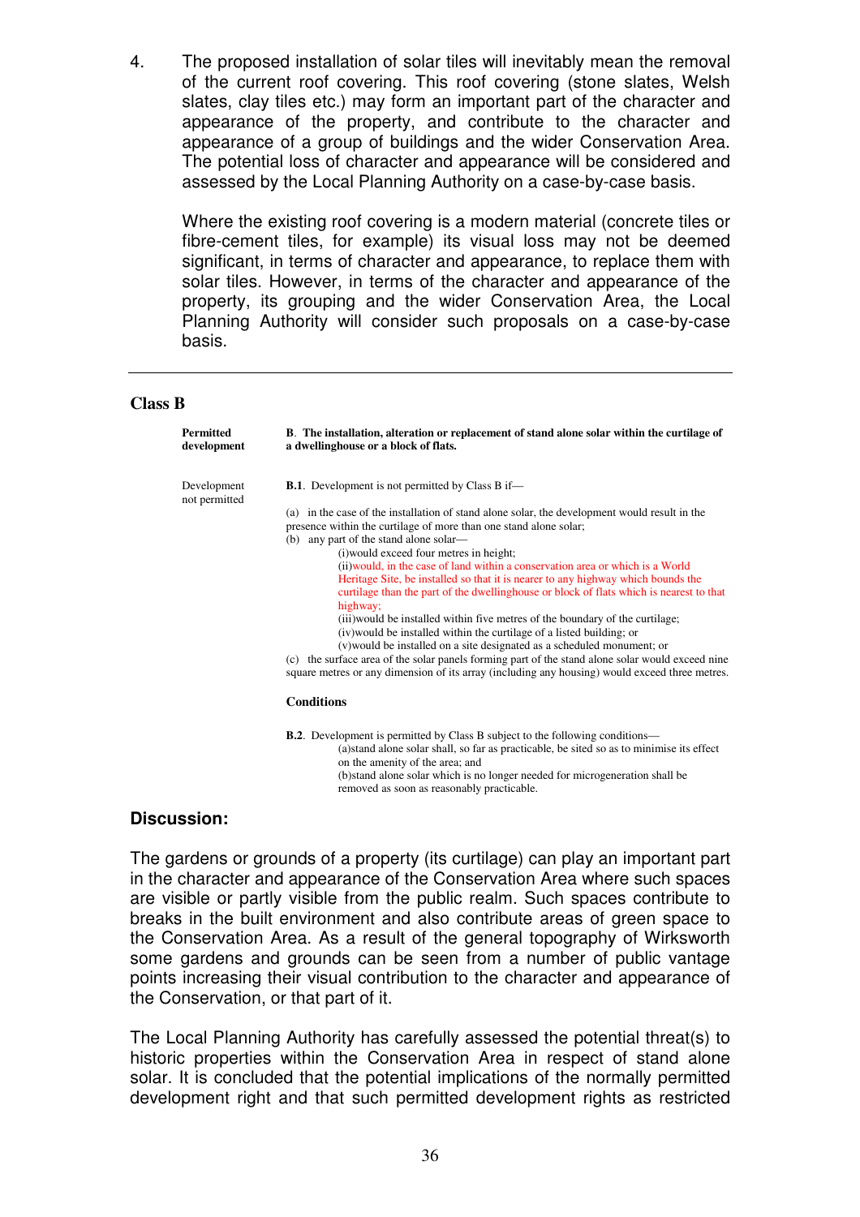4. The proposed installation of solar tiles will inevitably mean the removal of the current roof covering. This roof covering (stone slates, Welsh slates, clay tiles etc.) may form an important part of the character and appearance of the property, and contribute to the character and appearance of a group of buildings and the wider Conservation Area. The potential loss of character and appearance will be considered and assessed by the Local Planning Authority on a case-by-case basis.

   Where the existing roof covering is a modern material (concrete tiles or fibre-cement tiles, for example) its visual loss may not be deemed significant, in terms of character and appearance, to replace them with solar tiles. However, in terms of the character and appearance of the property, its grouping and the wider Conservation Area, the Local Planning Authority will consider such proposals on a case-by-case basis.

---

## Class B

| | |
|---|---|
| **Permitted development** | **B. The installation, alteration or replacement of stand alone solar within the curtilage of a dwellinghouse or a block of flats.** |
| Development not permitted | **B.1**. Development is not permitted by Class B if—<br><br>(a) in the case of the installation of stand alone solar, the development would result in the presence within the curtilage of more than one stand alone solar;<br>(b) any part of the stand alone solar—<br>(i)would exceed four metres in height;<br>(ii)would, in the case of land within a conservation area or which is a World Heritage Site, be installed so that it is nearer to any highway which bounds the curtilage than the part of the dwellinghouse or block of flats which is nearest to that highway;<br>(iii)would be installed within five metres of the boundary of the curtilage;<br>(iv)would be installed within the curtilage of a listed building; or<br>(v)would be installed on a site designated as a scheduled monument; or<br>(c) the surface area of the solar panels forming part of the stand alone solar would exceed nine square metres or any dimension of its array (including any housing) would exceed three metres. |
| | **Conditions**<br><br>**B.2**. Development is permitted by Class B subject to the following conditions—<br>(a)stand alone solar shall, so far as practicable, be sited so as to minimise its effect on the amenity of the area; and<br>(b)stand alone solar which is no longer needed for microgeneration shall be removed as soon as reasonably practicable. |

### Discussion:

The gardens or grounds of a property (its curtilage) can play an important part in the character and appearance of the Conservation Area where such spaces are visible or partly visible from the public realm. Such spaces contribute to breaks in the built environment and also contribute areas of green space to the Conservation Area. As a result of the general topography of Wirksworth some gardens and grounds can be seen from a number of public vantage points increasing their visual contribution to the character and appearance of the Conservation, or that part of it.

The Local Planning Authority has carefully assessed the potential threat(s) to historic properties within the Conservation Area in respect of stand alone solar. It is concluded that the potential implications of the normally permitted development right and that such permitted development rights as restricted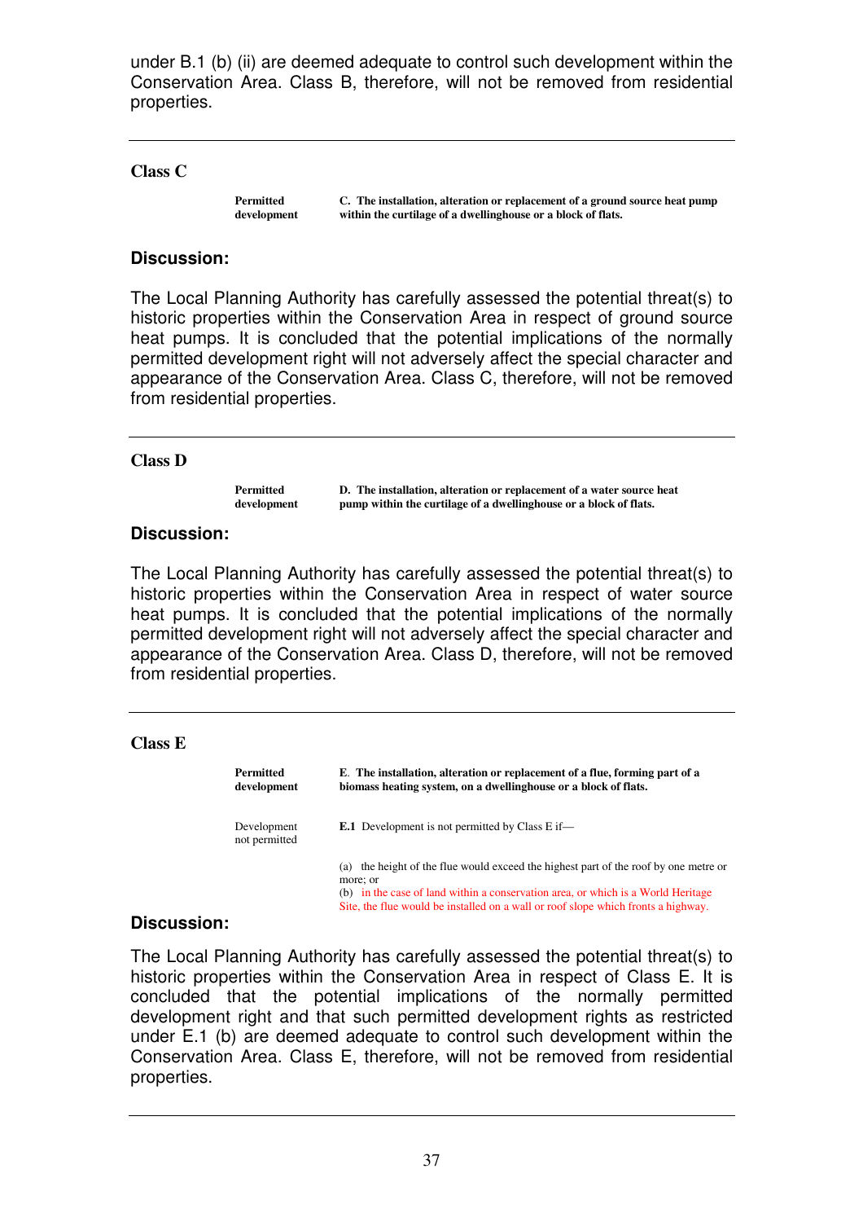under B.1 (b) (ii) are deemed adequate to control such development within the Conservation Area. Class B, therefore, will not be removed from residential properties.

---

**Class C**

| | |
|---|---|
| **Permitted development** | **C. The installation, alteration or replacement of a ground source heat pump within the curtilage of a dwellinghouse or a block of flats.** |

### Discussion:

The Local Planning Authority has carefully assessed the potential threat(s) to historic properties within the Conservation Area in respect of ground source heat pumps. It is concluded that the potential implications of the normally permitted development right will not adversely affect the special character and appearance of the Conservation Area. Class C, therefore, will not be removed from residential properties.

---

**Class D**

| | |
|---|---|
| **Permitted development** | **D. The installation, alteration or replacement of a water source heat pump within the curtilage of a dwellinghouse or a block of flats.** |

### Discussion:

The Local Planning Authority has carefully assessed the potential threat(s) to historic properties within the Conservation Area in respect of water source heat pumps. It is concluded that the potential implications of the normally permitted development right will not adversely affect the special character and appearance of the Conservation Area. Class D, therefore, will not be removed from residential properties.

---

**Class E**

| | |
|---|---|
| **Permitted development** | **E. The installation, alteration or replacement of a flue, forming part of a biomass heating system, on a dwellinghouse or a block of flats.** |
| Development not permitted | **E.1** Development is not permitted by Class E if— |
| | (a) the height of the flue would exceed the highest part of the roof by one metre or more; or<br>(b) in the case of land within a conservation area, or which is a World Heritage Site, the flue would be installed on a wall or roof slope which fronts a highway. |

### Discussion:

The Local Planning Authority has carefully assessed the potential threat(s) to historic properties within the Conservation Area in respect of Class E. It is concluded that the potential implications of the normally permitted development right and that such permitted development rights as restricted under E.1 (b) are deemed adequate to control such development within the Conservation Area. Class E, therefore, will not be removed from residential properties.

---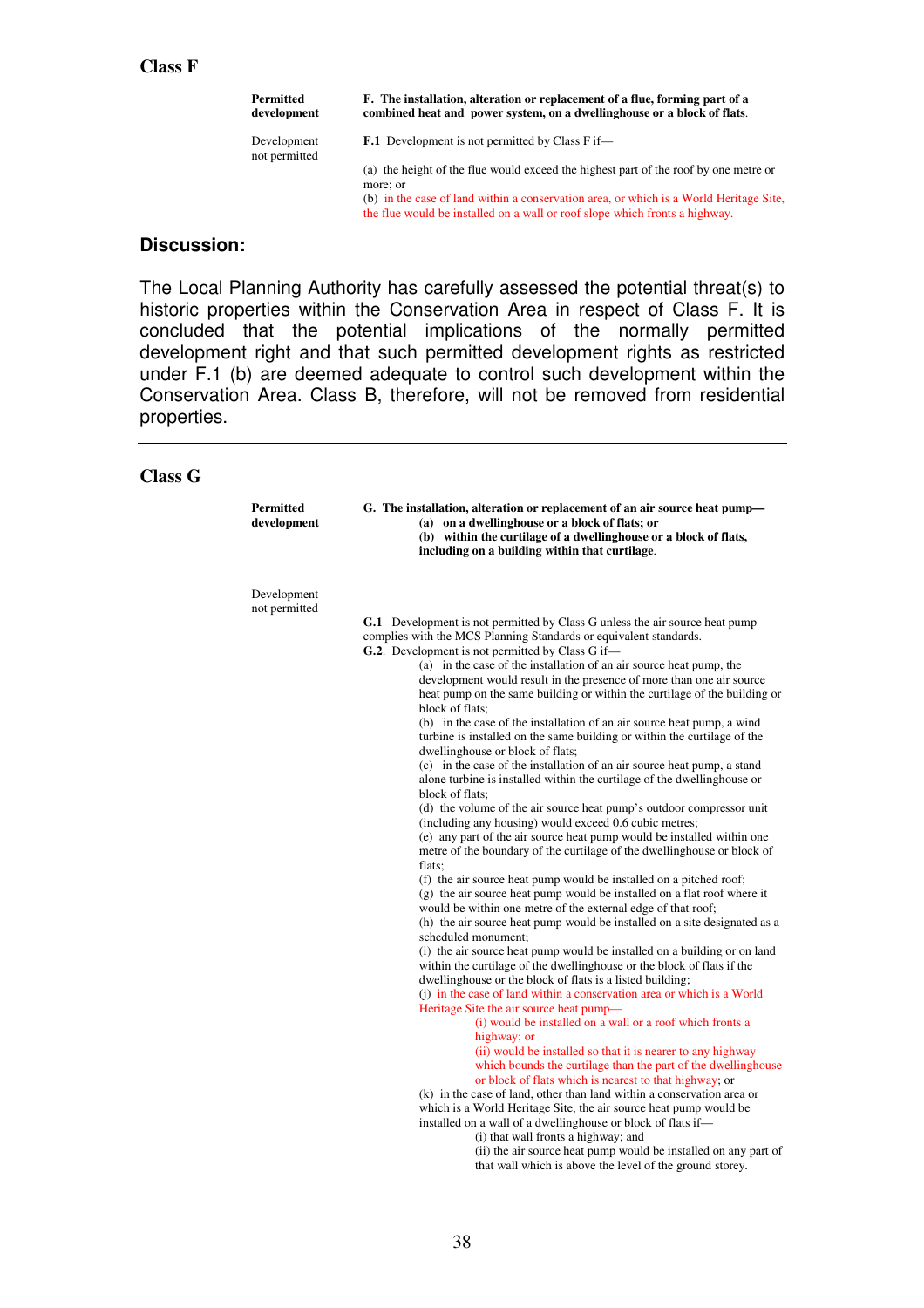### Class F

| | |
|---|---|
| **Permitted development** | **F. The installation, alteration or replacement of a flue, forming part of a combined heat and power system, on a dwellinghouse or a block of flats.** |
| Development not permitted | **F.1** Development is not permitted by Class F if—<br><br>(a) the height of the flue would exceed the highest part of the roof by one metre or more; or<br>(b) in the case of land within a conservation area, or which is a World Heritage Site, the flue would be installed on a wall or roof slope which fronts a highway. |

## Discussion:

The Local Planning Authority has carefully assessed the potential threat(s) to historic properties within the Conservation Area in respect of Class F. It is concluded that the potential implications of the normally permitted development right and that such permitted development rights as restricted under F.1 (b) are deemed adequate to control such development within the Conservation Area. Class B, therefore, will not be removed from residential properties.

---

### Class G

| | |
|---|---|
| **Permitted development** | **G. The installation, alteration or replacement of an air source heat pump—**<br>**(a) on a dwellinghouse or a block of flats; or**<br>**(b) within the curtilage of a dwellinghouse or a block of flats, including on a building within that curtilage.** |
| Development not permitted | **G.1** Development is not permitted by Class G unless the air source heat pump complies with the MCS Planning Standards or equivalent standards.<br>**G.2**. Development is not permitted by Class G if—<br>(a) in the case of the installation of an air source heat pump, the development would result in the presence of more than one air source heat pump on the same building or within the curtilage of the building or block of flats;<br>(b) in the case of the installation of an air source heat pump, a wind turbine is installed on the same building or within the curtilage of the dwellinghouse or block of flats;<br>(c) in the case of the installation of an air source heat pump, a stand alone turbine is installed within the curtilage of the dwellinghouse or block of flats;<br>(d) the volume of the air source heat pump's outdoor compressor unit (including any housing) would exceed 0.6 cubic metres;<br>(e) any part of the air source heat pump would be installed within one metre of the boundary of the curtilage of the dwellinghouse or block of flats;<br>(f) the air source heat pump would be installed on a pitched roof;<br>(g) the air source heat pump would be installed on a flat roof where it would be within one metre of the external edge of that roof;<br>(h) the air source heat pump would be installed on a site designated as a scheduled monument;<br>(i) the air source heat pump would be installed on a building or on land within the curtilage of the dwellinghouse or the block of flats if the dwellinghouse or the block of flats is a listed building;<br>(j) in the case of land within a conservation area or which is a World Heritage Site the air source heat pump—<br>(i) would be installed on a wall or a roof which fronts a highway; or<br>(ii) would be installed so that it is nearer to any highway which bounds the curtilage than the part of the dwellinghouse or block of flats which is nearest to that highway; or<br>(k) in the case of land, other than land within a conservation area or which is a World Heritage Site, the air source heat pump would be installed on a wall of a dwellinghouse or block of flats if—<br>(i) that wall fronts a highway; and<br>(ii) the air source heat pump would be installed on any part of that wall which is above the level of the ground storey. |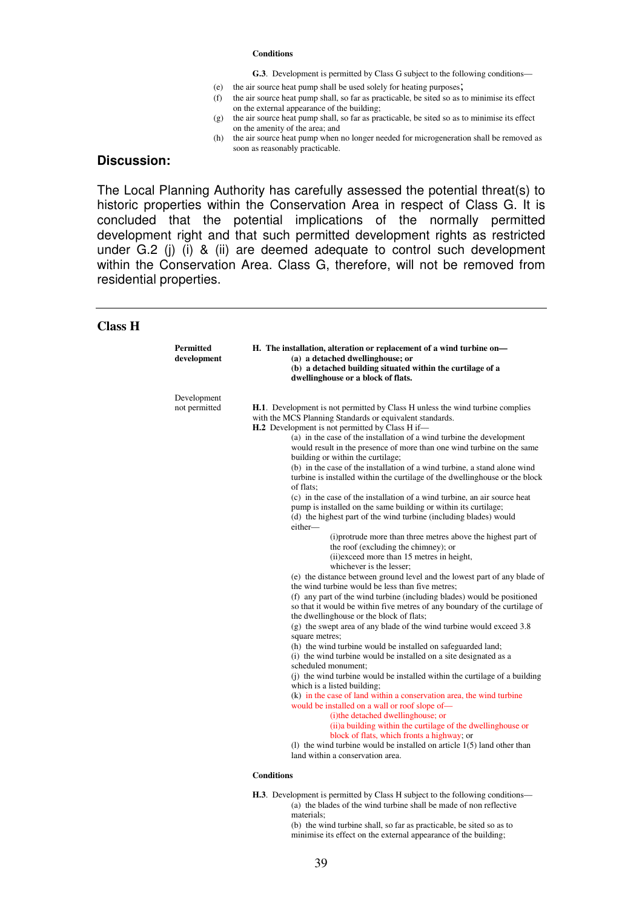**Conditions**

**G.3**. Development is permitted by Class G subject to the following conditions—

(e) the air source heat pump shall be used solely for heating purposes;
(f) the air source heat pump shall, so far as practicable, be sited so as to minimise its effect on the external appearance of the building;
(g) the air source heat pump shall, so far as practicable, be sited so as to minimise its effect on the amenity of the area; and
(h) the air source heat pump when no longer needed for microgeneration shall be removed as soon as reasonably practicable.

## Discussion:

The Local Planning Authority has carefully assessed the potential threat(s) to historic properties within the Conservation Area in respect of Class G. It is concluded that the potential implications of the normally permitted development right and that such permitted development rights as restricted under G.2 (j) (i) & (ii) are deemed adequate to control such development within the Conservation Area. Class G, therefore, will not be removed from residential properties.

---

## Class H

**Permitted development**

**H. The installation, alteration or replacement of a wind turbine on—**
**(a) a detached dwellinghouse; or**
**(b) a detached building situated within the curtilage of a dwellinghouse or a block of flats.**

Development not permitted

**H.1**. Development is not permitted by Class H unless the wind turbine complies with the MCS Planning Standards or equivalent standards.

**H.2** Development is not permitted by Class H if—

(a) in the case of the installation of a wind turbine the development would result in the presence of more than one wind turbine on the same building or within the curtilage;
(b) in the case of the installation of a wind turbine, a stand alone wind turbine is installed within the curtilage of the dwellinghouse or the block of flats;
(c) in the case of the installation of a wind turbine, an air source heat pump is installed on the same building or within its curtilage;
(d) the highest part of the wind turbine (including blades) would either—
 (i)protrude more than three metres above the highest part of the roof (excluding the chimney); or
 (ii)exceed more than 15 metres in height,
 whichever is the lesser;
(e) the distance between ground level and the lowest part of any blade of the wind turbine would be less than five metres;
(f) any part of the wind turbine (including blades) would be positioned so that it would be within five metres of any boundary of the curtilage of the dwellinghouse or the block of flats;
(g) the swept area of any blade of the wind turbine would exceed 3.8 square metres;
(h) the wind turbine would be installed on safeguarded land;
(i) the wind turbine would be installed on a site designated as a scheduled monument;
(j) the wind turbine would be installed within the curtilage of a building which is a listed building;
(k) in the case of land within a conservation area, the wind turbine would be installed on a wall or roof slope of—
 (i)the detached dwellinghouse; or
 (ii)a building within the curtilage of the dwellinghouse or block of flats, which fronts a highway; or
(l) the wind turbine would be installed on article 1(5) land other than land within a conservation area.

**Conditions**

**H.3**. Development is permitted by Class H subject to the following conditions—

(a) the blades of the wind turbine shall be made of non reflective materials;
(b) the wind turbine shall, so far as practicable, be sited so as to minimise its effect on the external appearance of the building;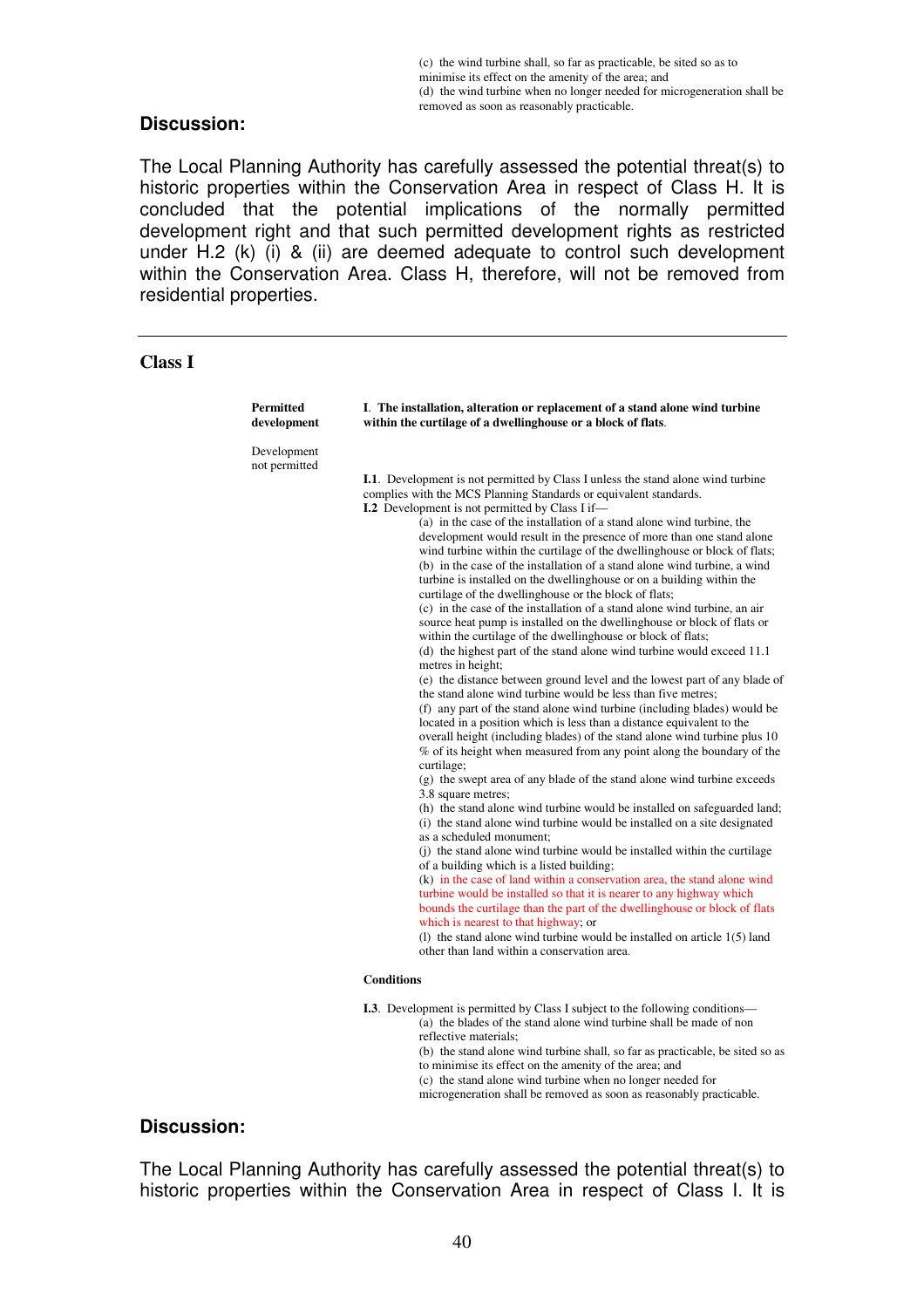(c) the wind turbine shall, so far as practicable, be sited so as to minimise its effect on the amenity of the area; and

(d) the wind turbine when no longer needed for microgeneration shall be removed as soon as reasonably practicable.

## Discussion:

The Local Planning Authority has carefully assessed the potential threat(s) to historic properties within the Conservation Area in respect of Class H. It is concluded that the potential implications of the normally permitted development right and that such permitted development rights as restricted under H.2 (k) (i) & (ii) are deemed adequate to control such development within the Conservation Area. Class H, therefore, will not be removed from residential properties.

---

## Class I

**Permitted development**

**I**. **The installation, alteration or replacement of a stand alone wind turbine within the curtilage of a dwellinghouse or a block of flats**.

Development not permitted

**I.1**. Development is not permitted by Class I unless the stand alone wind turbine complies with the MCS Planning Standards or equivalent standards.

**I.2** Development is not permitted by Class I if—

(a) in the case of the installation of a stand alone wind turbine, the development would result in the presence of more than one stand alone wind turbine within the curtilage of the dwellinghouse or block of flats;

(b) in the case of the installation of a stand alone wind turbine, a wind turbine is installed on the dwellinghouse or on a building within the curtilage of the dwellinghouse or the block of flats;

(c) in the case of the installation of a stand alone wind turbine, an air source heat pump is installed on the dwellinghouse or block of flats or within the curtilage of the dwellinghouse or block of flats;

(d) the highest part of the stand alone wind turbine would exceed 11.1 metres in height;

(e) the distance between ground level and the lowest part of any blade of the stand alone wind turbine would be less than five metres;

(f) any part of the stand alone wind turbine (including blades) would be located in a position which is less than a distance equivalent to the overall height (including blades) of the stand alone wind turbine plus 10 % of its height when measured from any point along the boundary of the curtilage;

(g) the swept area of any blade of the stand alone wind turbine exceeds 3.8 square metres;

(h) the stand alone wind turbine would be installed on safeguarded land;

(i) the stand alone wind turbine would be installed on a site designated as a scheduled monument;

(j) the stand alone wind turbine would be installed within the curtilage of a building which is a listed building;

(k) in the case of land within a conservation area, the stand alone wind turbine would be installed so that it is nearer to any highway which bounds the curtilage than the part of the dwellinghouse or block of flats which is nearest to that highway; or

(l) the stand alone wind turbine would be installed on article 1(5) land other than land within a conservation area.

**Conditions**

**I.3**. Development is permitted by Class I subject to the following conditions—

(a) the blades of the stand alone wind turbine shall be made of non reflective materials;

(b) the stand alone wind turbine shall, so far as practicable, be sited so as to minimise its effect on the amenity of the area; and

(c) the stand alone wind turbine when no longer needed for microgeneration shall be removed as soon as reasonably practicable.

## Discussion:

The Local Planning Authority has carefully assessed the potential threat(s) to historic properties within the Conservation Area in respect of Class I. It is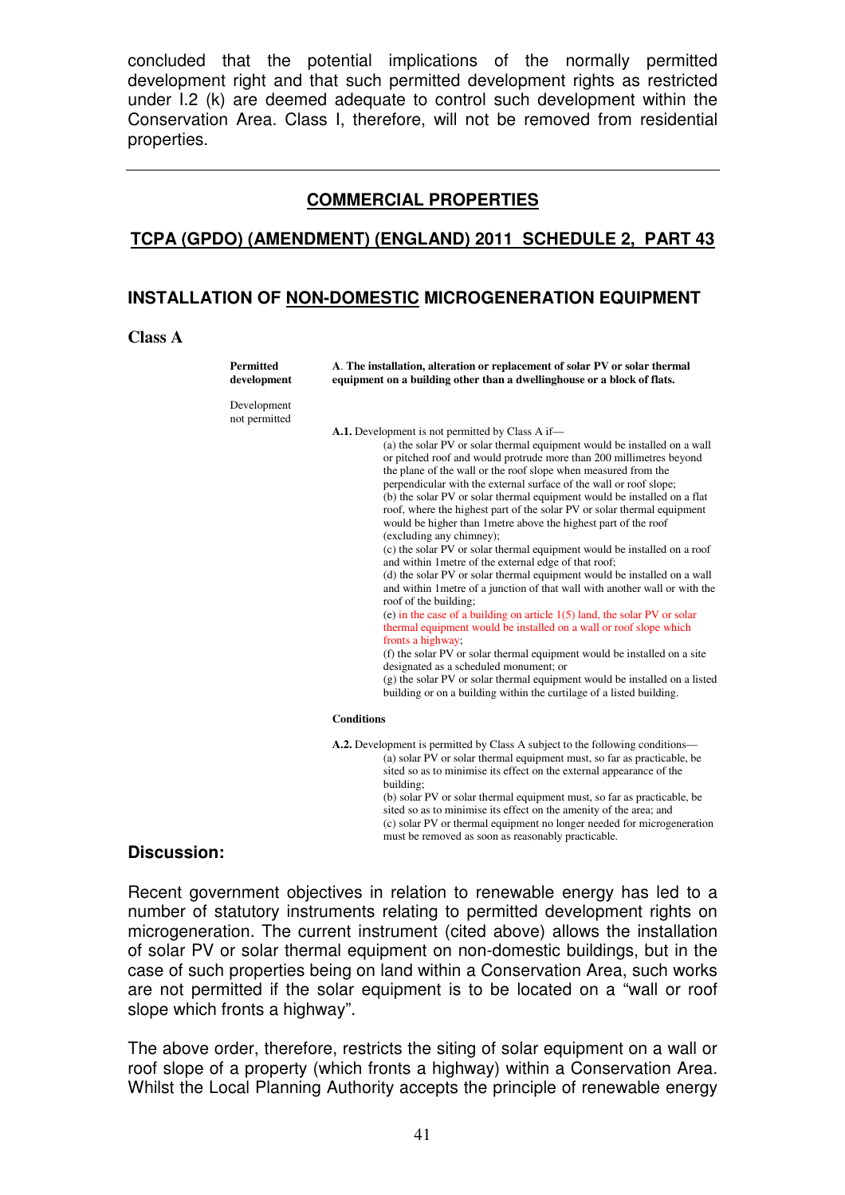concluded that the potential implications of the normally permitted development right and that such permitted development rights as restricted under I.2 (k) are deemed adequate to control such development within the Conservation Area. Class I, therefore, will not be removed from residential properties.

---

## COMMERCIAL PROPERTIES

## TCPA (GPDO) (AMENDMENT) (ENGLAND) 2011 SCHEDULE 2, PART 43

### INSTALLATION OF NON-DOMESTIC MICROGENERATION EQUIPMENT

**Class A**

**Permitted development**

**A. The installation, alteration or replacement of solar PV or solar thermal equipment on a building other than a dwellinghouse or a block of flats.**

Development not permitted

**A.1.** Development is not permitted by Class A if—

(a) the solar PV or solar thermal equipment would be installed on a wall or pitched roof and would protrude more than 200 millimetres beyond the plane of the wall or the roof slope when measured from the perpendicular with the external surface of the wall or roof slope;
(b) the solar PV or solar thermal equipment would be installed on a flat roof, where the highest part of the solar PV or solar thermal equipment would be higher than 1metre above the highest part of the roof (excluding any chimney);
(c) the solar PV or solar thermal equipment would be installed on a roof and within 1metre of the external edge of that roof;
(d) the solar PV or solar thermal equipment would be installed on a wall and within 1metre of a junction of that wall with another wall or with the roof of the building;
(e) in the case of a building on article 1(5) land, the solar PV or solar thermal equipment would be installed on a wall or roof slope which fronts a highway;
(f) the solar PV or solar thermal equipment would be installed on a site designated as a scheduled monument; or
(g) the solar PV or solar thermal equipment would be installed on a listed building or on a building within the curtilage of a listed building.

**Conditions**

**A.2.** Development is permitted by Class A subject to the following conditions—

(a) solar PV or solar thermal equipment must, so far as practicable, be sited so as to minimise its effect on the external appearance of the building;
(b) solar PV or solar thermal equipment must, so far as practicable, be sited so as to minimise its effect on the amenity of the area; and
(c) solar PV or thermal equipment no longer needed for microgeneration must be removed as soon as reasonably practicable.

### Discussion:

Recent government objectives in relation to renewable energy has led to a number of statutory instruments relating to permitted development rights on microgeneration. The current instrument (cited above) allows the installation of solar PV or solar thermal equipment on non-domestic buildings, but in the case of such properties being on land within a Conservation Area, such works are not permitted if the solar equipment is to be located on a "wall or roof slope which fronts a highway".

The above order, therefore, restricts the siting of solar equipment on a wall or roof slope of a property (which fronts a highway) within a Conservation Area. Whilst the Local Planning Authority accepts the principle of renewable energy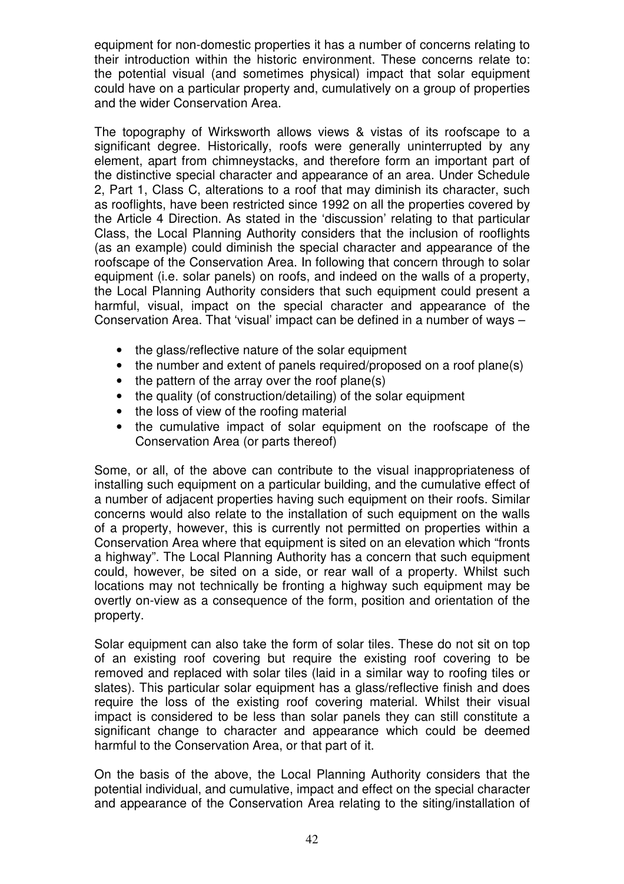equipment for non-domestic properties it has a number of concerns relating to their introduction within the historic environment. These concerns relate to: the potential visual (and sometimes physical) impact that solar equipment could have on a particular property and, cumulatively on a group of properties and the wider Conservation Area.

The topography of Wirksworth allows views & vistas of its roofscape to a significant degree. Historically, roofs were generally uninterrupted by any element, apart from chimneystacks, and therefore form an important part of the distinctive special character and appearance of an area. Under Schedule 2, Part 1, Class C, alterations to a roof that may diminish its character, such as rooflights, have been restricted since 1992 on all the properties covered by the Article 4 Direction. As stated in the 'discussion' relating to that particular Class, the Local Planning Authority considers that the inclusion of rooflights (as an example) could diminish the special character and appearance of the roofscape of the Conservation Area. In following that concern through to solar equipment (i.e. solar panels) on roofs, and indeed on the walls of a property, the Local Planning Authority considers that such equipment could present a harmful, visual, impact on the special character and appearance of the Conservation Area. That 'visual' impact can be defined in a number of ways –

- the glass/reflective nature of the solar equipment
- the number and extent of panels required/proposed on a roof plane(s)
- the pattern of the array over the roof plane(s)
- the quality (of construction/detailing) of the solar equipment
- the loss of view of the roofing material
- the cumulative impact of solar equipment on the roofscape of the Conservation Area (or parts thereof)

Some, or all, of the above can contribute to the visual inappropriateness of installing such equipment on a particular building, and the cumulative effect of a number of adjacent properties having such equipment on their roofs. Similar concerns would also relate to the installation of such equipment on the walls of a property, however, this is currently not permitted on properties within a Conservation Area where that equipment is sited on an elevation which "fronts a highway". The Local Planning Authority has a concern that such equipment could, however, be sited on a side, or rear wall of a property. Whilst such locations may not technically be fronting a highway such equipment may be overtly on-view as a consequence of the form, position and orientation of the property.

Solar equipment can also take the form of solar tiles. These do not sit on top of an existing roof covering but require the existing roof covering to be removed and replaced with solar tiles (laid in a similar way to roofing tiles or slates). This particular solar equipment has a glass/reflective finish and does require the loss of the existing roof covering material. Whilst their visual impact is considered to be less than solar panels they can still constitute a significant change to character and appearance which could be deemed harmful to the Conservation Area, or that part of it.

On the basis of the above, the Local Planning Authority considers that the potential individual, and cumulative, impact and effect on the special character and appearance of the Conservation Area relating to the siting/installation of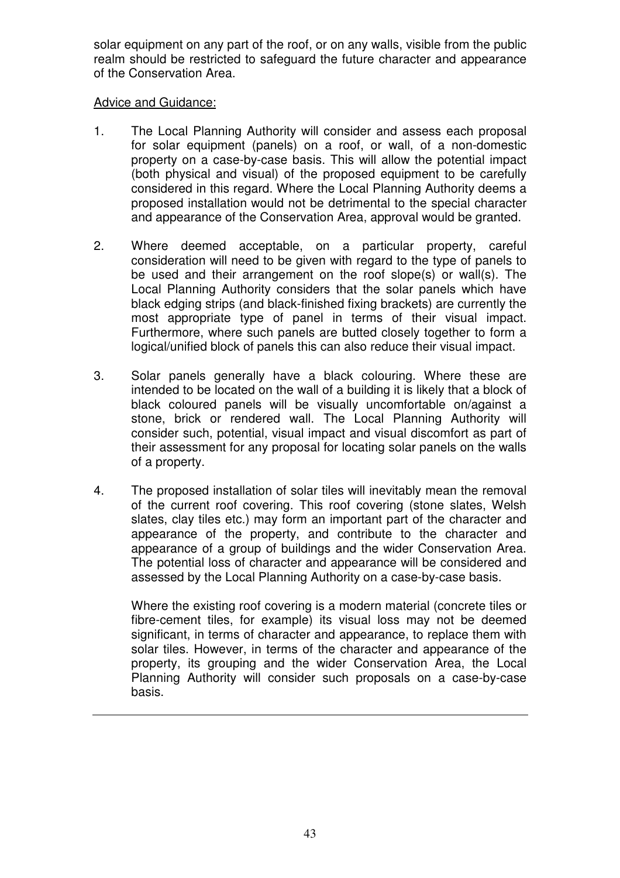solar equipment on any part of the roof, or on any walls, visible from the public realm should be restricted to safeguard the future character and appearance of the Conservation Area.

Advice and Guidance:

1. The Local Planning Authority will consider and assess each proposal for solar equipment (panels) on a roof, or wall, of a non-domestic property on a case-by-case basis. This will allow the potential impact (both physical and visual) of the proposed equipment to be carefully considered in this regard. Where the Local Planning Authority deems a proposed installation would not be detrimental to the special character and appearance of the Conservation Area, approval would be granted.

2. Where deemed acceptable, on a particular property, careful consideration will need to be given with regard to the type of panels to be used and their arrangement on the roof slope(s) or wall(s). The Local Planning Authority considers that the solar panels which have black edging strips (and black-finished fixing brackets) are currently the most appropriate type of panel in terms of their visual impact. Furthermore, where such panels are butted closely together to form a logical/unified block of panels this can also reduce their visual impact.

3. Solar panels generally have a black colouring. Where these are intended to be located on the wall of a building it is likely that a block of black coloured panels will be visually uncomfortable on/against a stone, brick or rendered wall. The Local Planning Authority will consider such, potential, visual impact and visual discomfort as part of their assessment for any proposal for locating solar panels on the walls of a property.

4. The proposed installation of solar tiles will inevitably mean the removal of the current roof covering. This roof covering (stone slates, Welsh slates, clay tiles etc.) may form an important part of the character and appearance of the property, and contribute to the character and appearance of a group of buildings and the wider Conservation Area. The potential loss of character and appearance will be considered and assessed by the Local Planning Authority on a case-by-case basis.

   Where the existing roof covering is a modern material (concrete tiles or fibre-cement tiles, for example) its visual loss may not be deemed significant, in terms of character and appearance, to replace them with solar tiles. However, in terms of the character and appearance of the property, its grouping and the wider Conservation Area, the Local Planning Authority will consider such proposals on a case-by-case basis.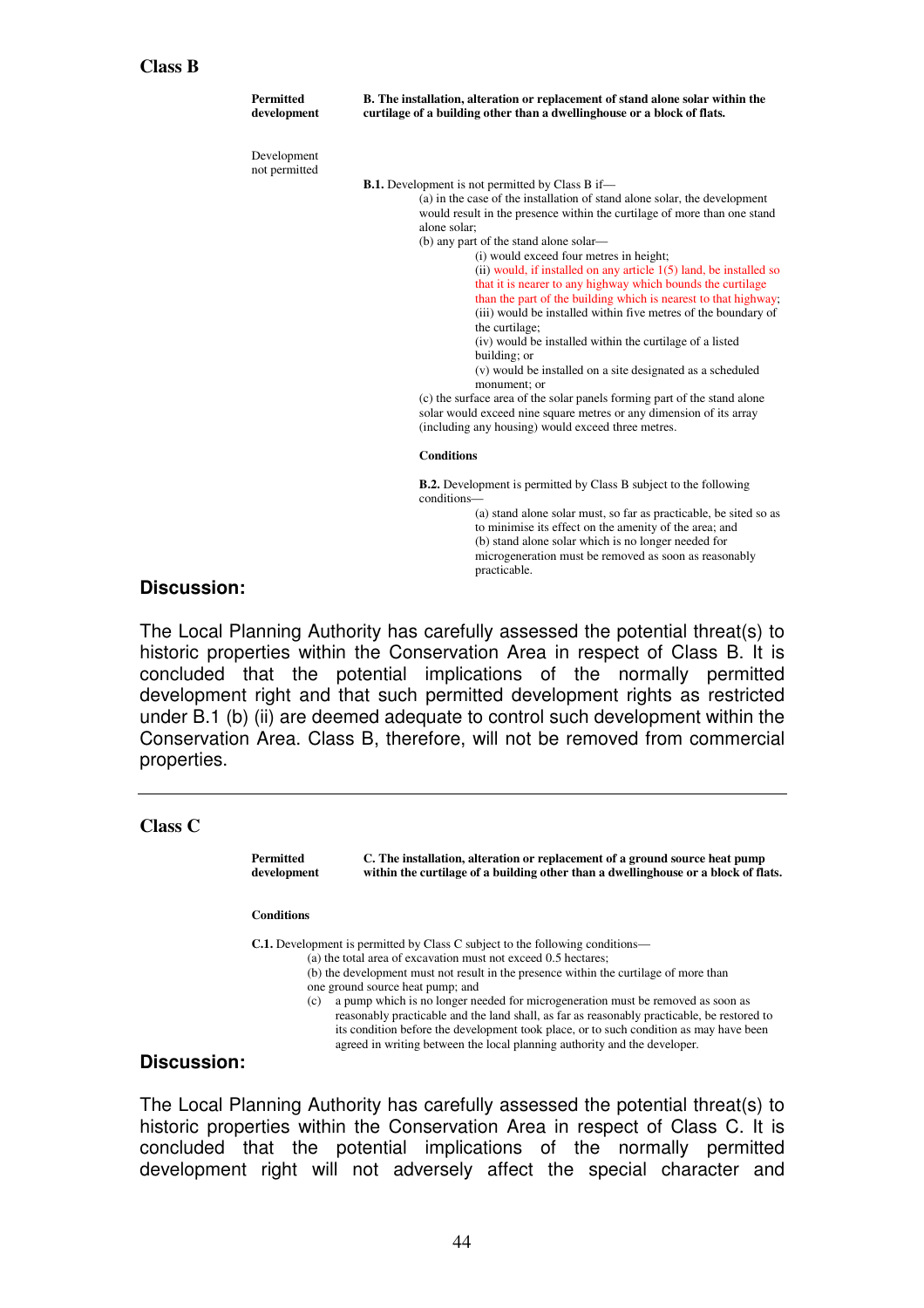## Class B

**Permitted development** — **B. The installation, alteration or replacement of stand alone solar within the curtilage of a building other than a dwellinghouse or a block of flats.**

Development not permitted

**B.1.** Development is not permitted by Class B if—

(a) in the case of the installation of stand alone solar, the development would result in the presence within the curtilage of more than one stand alone solar;

(b) any part of the stand alone solar—

(i) would exceed four metres in height;

(ii) would, if installed on any article 1(5) land, be installed so that it is nearer to any highway which bounds the curtilage than the part of the building which is nearest to that highway;

(iii) would be installed within five metres of the boundary of the curtilage;

(iv) would be installed within the curtilage of a listed building; or

(v) would be installed on a site designated as a scheduled monument; or

(c) the surface area of the solar panels forming part of the stand alone solar would exceed nine square metres or any dimension of its array (including any housing) would exceed three metres.

**Conditions**

**B.2.** Development is permitted by Class B subject to the following conditions—

(a) stand alone solar must, so far as practicable, be sited so as to minimise its effect on the amenity of the area; and

(b) stand alone solar which is no longer needed for microgeneration must be removed as soon as reasonably practicable.

### Discussion:

The Local Planning Authority has carefully assessed the potential threat(s) to historic properties within the Conservation Area in respect of Class B. It is concluded that the potential implications of the normally permitted development right and that such permitted development rights as restricted under B.1 (b) (ii) are deemed adequate to control such development within the Conservation Area. Class B, therefore, will not be removed from commercial properties.

---

## Class C

**Permitted development** — **C. The installation, alteration or replacement of a ground source heat pump within the curtilage of a building other than a dwellinghouse or a block of flats.**

**Conditions**

**C.1.** Development is permitted by Class C subject to the following conditions—

(a) the total area of excavation must not exceed 0.5 hectares;

(b) the development must not result in the presence within the curtilage of more than one ground source heat pump; and

(c) a pump which is no longer needed for microgeneration must be removed as soon as reasonably practicable and the land shall, as far as reasonably practicable, be restored to its condition before the development took place, or to such condition as may have been agreed in writing between the local planning authority and the developer.

### Discussion:

The Local Planning Authority has carefully assessed the potential threat(s) to historic properties within the Conservation Area in respect of Class C. It is concluded that the potential implications of the normally permitted development right will not adversely affect the special character and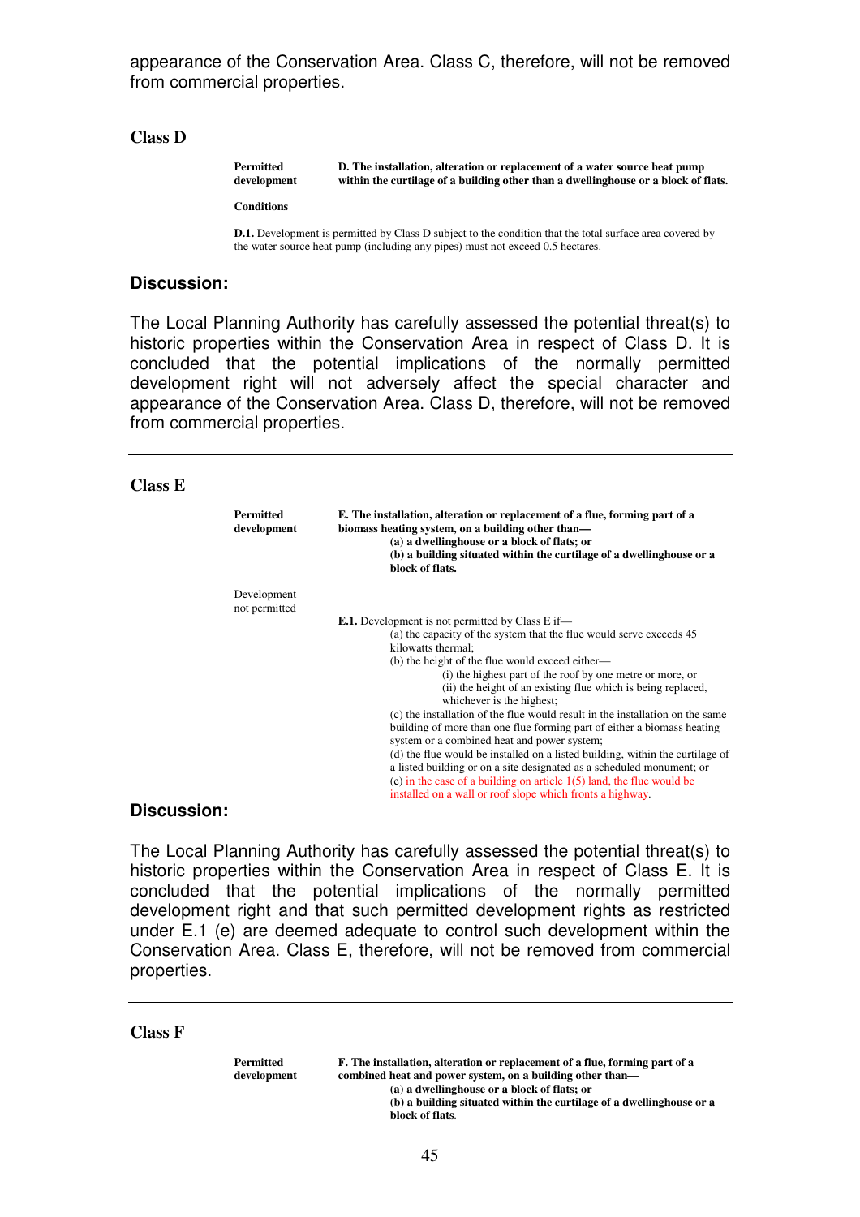appearance of the Conservation Area. Class C, therefore, will not be removed from commercial properties.

---

### Class D

| | |
|---|---|
| **Permitted development** | **D. The installation, alteration or replacement of a water source heat pump within the curtilage of a building other than a dwellinghouse or a block of flats.** |
| **Conditions** | |
| | **D.1.** Development is permitted by Class D subject to the condition that the total surface area covered by the water source heat pump (including any pipes) must not exceed 0.5 hectares. |

### Discussion:

The Local Planning Authority has carefully assessed the potential threat(s) to historic properties within the Conservation Area in respect of Class D. It is concluded that the potential implications of the normally permitted development right will not adversely affect the special character and appearance of the Conservation Area. Class D, therefore, will not be removed from commercial properties.

---

### Class E

| | |
|---|---|
| **Permitted development** | **E. The installation, alteration or replacement of a flue, forming part of a biomass heating system, on a building other than—** <br> **(a) a dwellinghouse or a block of flats; or** <br> **(b) a building situated within the curtilage of a dwellinghouse or a block of flats.** |
| Development not permitted | **E.1.** Development is not permitted by Class E if— <br> (a) the capacity of the system that the flue would serve exceeds 45 kilowatts thermal; <br> (b) the height of the flue would exceed either— <br> (i) the highest part of the roof by one metre or more, or <br> (ii) the height of an existing flue which is being replaced, <br> whichever is the highest; <br> (c) the installation of the flue would result in the installation on the same building of more than one flue forming part of either a biomass heating system or a combined heat and power system; <br> (d) the flue would be installed on a listed building, within the curtilage of a listed building or on a site designated as a scheduled monument; or <br> (e) in the case of a building on article 1(5) land, the flue would be installed on a wall or roof slope which fronts a highway. |

### Discussion:

The Local Planning Authority has carefully assessed the potential threat(s) to historic properties within the Conservation Area in respect of Class E. It is concluded that the potential implications of the normally permitted development right and that such permitted development rights as restricted under E.1 (e) are deemed adequate to control such development within the Conservation Area. Class E, therefore, will not be removed from commercial properties.

---

### Class F

| | |
|---|---|
| **Permitted development** | **F. The installation, alteration or replacement of a flue, forming part of a combined heat and power system, on a building other than—** <br> **(a) a dwellinghouse or a block of flats; or** <br> **(b) a building situated within the curtilage of a dwellinghouse or a block of flats**. |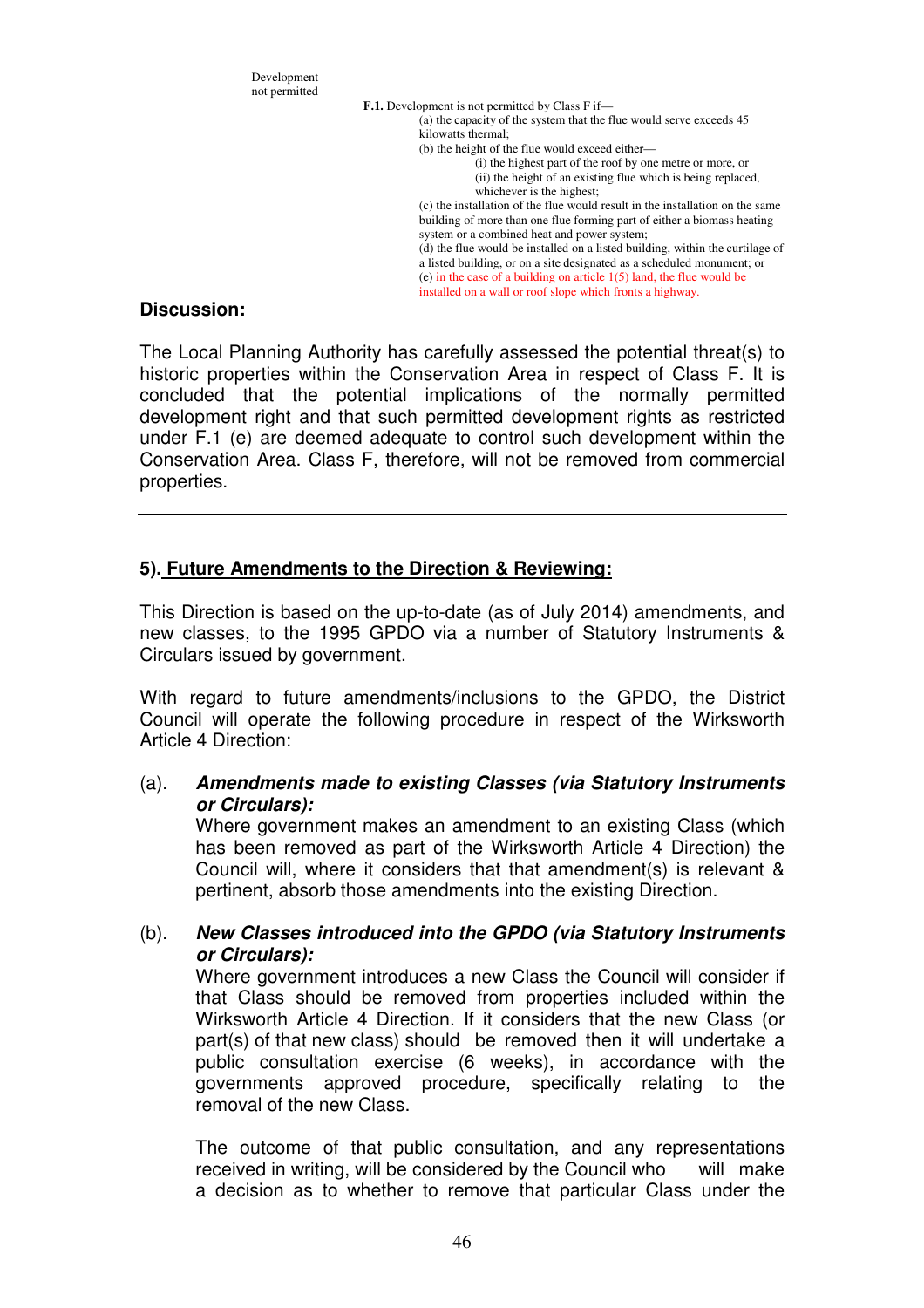Development not permitted

**F.1.** Development is not permitted by Class F if—

(a) the capacity of the system that the flue would serve exceeds 45 kilowatts thermal;

(b) the height of the flue would exceed either—

(i) the highest part of the roof by one metre or more, or

(ii) the height of an existing flue which is being replaced,

whichever is the highest;

(c) the installation of the flue would result in the installation on the same building of more than one flue forming part of either a biomass heating system or a combined heat and power system;

(d) the flue would be installed on a listed building, within the curtilage of a listed building, or on a site designated as a scheduled monument; or

(e) in the case of a building on article 1(5) land, the flue would be installed on a wall or roof slope which fronts a highway.

**Discussion:**

The Local Planning Authority has carefully assessed the potential threat(s) to historic properties within the Conservation Area in respect of Class F. It is concluded that the potential implications of the normally permitted development right and that such permitted development rights as restricted under F.1 (e) are deemed adequate to control such development within the Conservation Area. Class F, therefore, will not be removed from commercial properties.

---

## 5). <u>Future Amendments to the Direction & Reviewing:</u>

This Direction is based on the up-to-date (as of July 2014) amendments, and new classes, to the 1995 GPDO via a number of Statutory Instruments & Circulars issued by government.

With regard to future amendments/inclusions to the GPDO, the District Council will operate the following procedure in respect of the Wirksworth Article 4 Direction:

(a). ***Amendments made to existing Classes (via Statutory Instruments or Circulars):***
Where government makes an amendment to an existing Class (which has been removed as part of the Wirksworth Article 4 Direction) the Council will, where it considers that that amendment(s) is relevant & pertinent, absorb those amendments into the existing Direction.

(b). ***New Classes introduced into the GPDO (via Statutory Instruments or Circulars):***
Where government introduces a new Class the Council will consider if that Class should be removed from properties included within the Wirksworth Article 4 Direction. If it considers that the new Class (or part(s) of that new class) should be removed then it will undertake a public consultation exercise (6 weeks), in accordance with the governments approved procedure, specifically relating to the removal of the new Class.

The outcome of that public consultation, and any representations received in writing, will be considered by the Council who will make a decision as to whether to remove that particular Class under the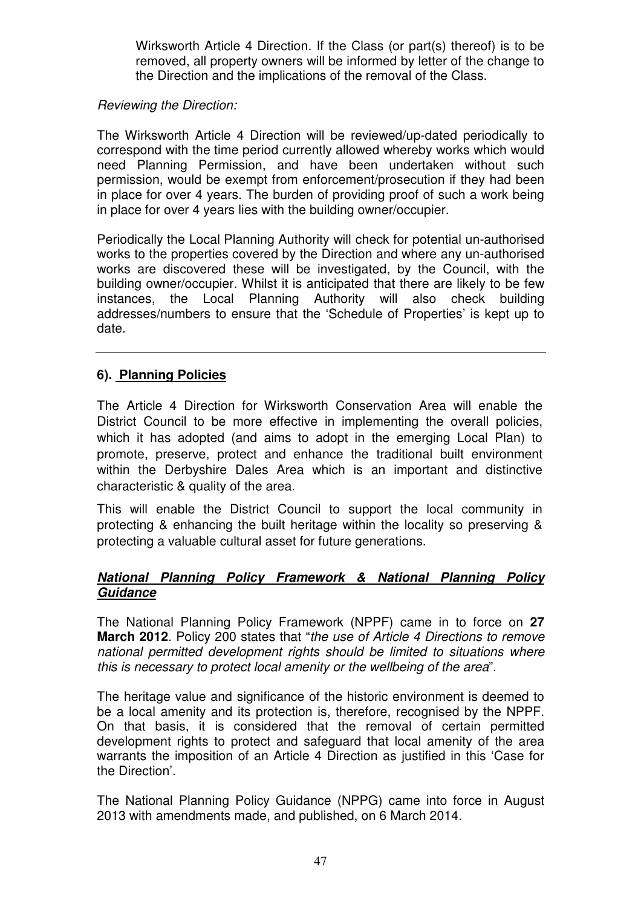Wirksworth Article 4 Direction. If the Class (or part(s) thereof) is to be removed, all property owners will be informed by letter of the change to the Direction and the implications of the removal of the Class.

*Reviewing the Direction:*

The Wirksworth Article 4 Direction will be reviewed/up-dated periodically to correspond with the time period currently allowed whereby works which would need Planning Permission, and have been undertaken without such permission, would be exempt from enforcement/prosecution if they had been in place for over 4 years. The burden of providing proof of such a work being in place for over 4 years lies with the building owner/occupier.

Periodically the Local Planning Authority will check for potential un-authorised works to the properties covered by the Direction and where any un-authorised works are discovered these will be investigated, by the Council, with the building owner/occupier. Whilst it is anticipated that there are likely to be few instances, the Local Planning Authority will also check building addresses/numbers to ensure that the 'Schedule of Properties' is kept up to date.

---

## 6). Planning Policies

The Article 4 Direction for Wirksworth Conservation Area will enable the District Council to be more effective in implementing the overall policies, which it has adopted (and aims to adopt in the emerging Local Plan) to promote, preserve, protect and enhance the traditional built environment within the Derbyshire Dales Area which is an important and distinctive characteristic & quality of the area.

This will enable the District Council to support the local community in protecting & enhancing the built heritage within the locality so preserving & protecting a valuable cultural asset for future generations.

### ***National Planning Policy Framework & National Planning Policy Guidance***

The National Planning Policy Framework (NPPF) came in to force on **27 March 2012**. Policy 200 states that "*the use of Article 4 Directions to remove national permitted development rights should be limited to situations where this is necessary to protect local amenity or the wellbeing of the area*".

The heritage value and significance of the historic environment is deemed to be a local amenity and its protection is, therefore, recognised by the NPPF. On that basis, it is considered that the removal of certain permitted development rights to protect and safeguard that local amenity of the area warrants the imposition of an Article 4 Direction as justified in this 'Case for the Direction'.

The National Planning Policy Guidance (NPPG) came into force in August 2013 with amendments made, and published, on 6 March 2014.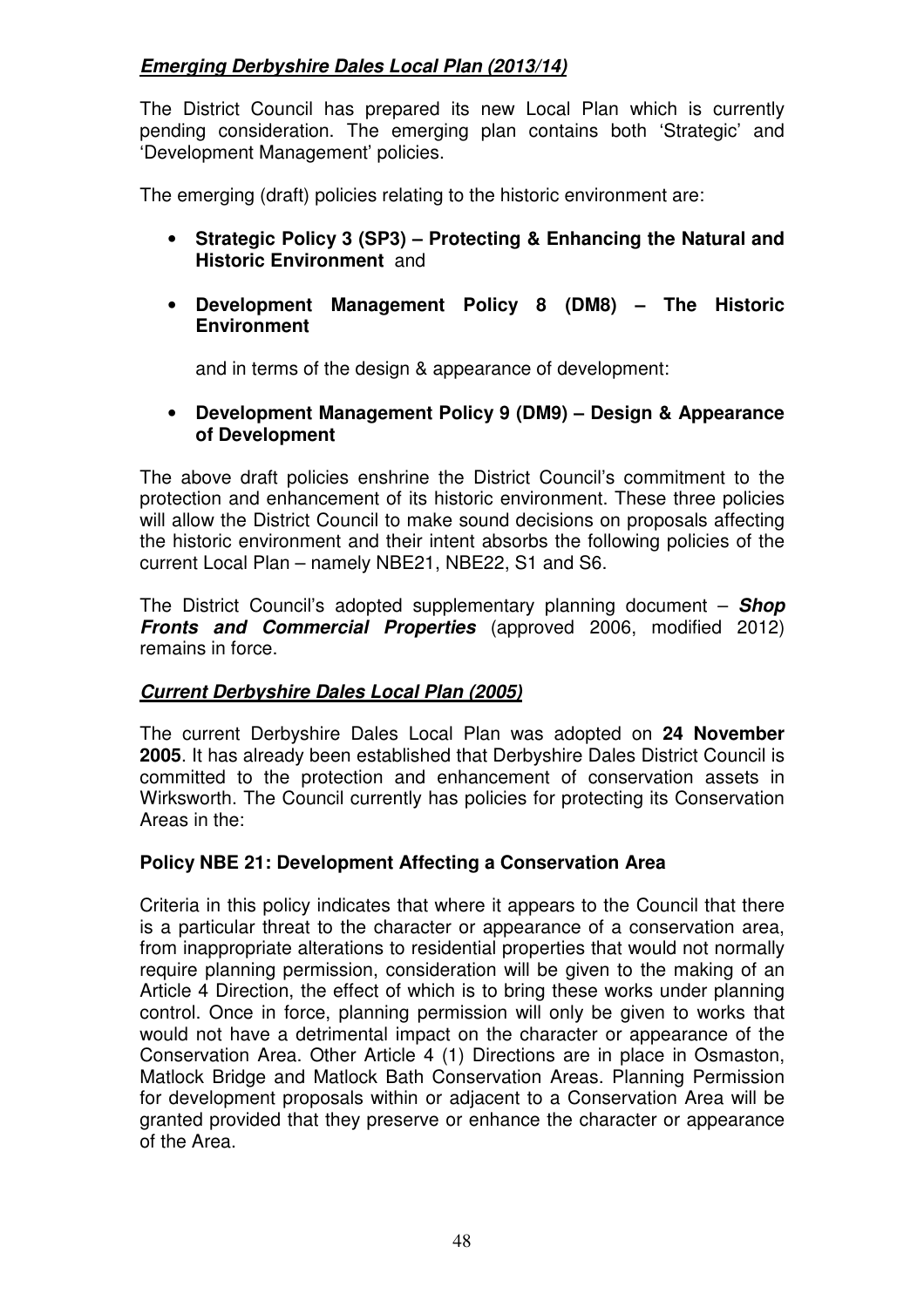***Emerging Derbyshire Dales Local Plan (2013/14)***

The District Council has prepared its new Local Plan which is currently pending consideration. The emerging plan contains both 'Strategic' and 'Development Management' policies.

The emerging (draft) policies relating to the historic environment are:

- **Strategic Policy 3 (SP3) – Protecting & Enhancing the Natural and Historic Environment** and
- **Development Management Policy 8 (DM8) – The Historic Environment**

  and in terms of the design & appearance of development:

- **Development Management Policy 9 (DM9) – Design & Appearance of Development**

The above draft policies enshrine the District Council's commitment to the protection and enhancement of its historic environment. These three policies will allow the District Council to make sound decisions on proposals affecting the historic environment and their intent absorbs the following policies of the current Local Plan – namely NBE21, NBE22, S1 and S6.

The District Council's adopted supplementary planning document – ***Shop Fronts and Commercial Properties*** (approved 2006, modified 2012) remains in force.

***Current Derbyshire Dales Local Plan (2005)***

The current Derbyshire Dales Local Plan was adopted on **24 November 2005**. It has already been established that Derbyshire Dales District Council is committed to the protection and enhancement of conservation assets in Wirksworth. The Council currently has policies for protecting its Conservation Areas in the:

**Policy NBE 21: Development Affecting a Conservation Area**

Criteria in this policy indicates that where it appears to the Council that there is a particular threat to the character or appearance of a conservation area, from inappropriate alterations to residential properties that would not normally require planning permission, consideration will be given to the making of an Article 4 Direction, the effect of which is to bring these works under planning control. Once in force, planning permission will only be given to works that would not have a detrimental impact on the character or appearance of the Conservation Area. Other Article 4 (1) Directions are in place in Osmaston, Matlock Bridge and Matlock Bath Conservation Areas. Planning Permission for development proposals within or adjacent to a Conservation Area will be granted provided that they preserve or enhance the character or appearance of the Area.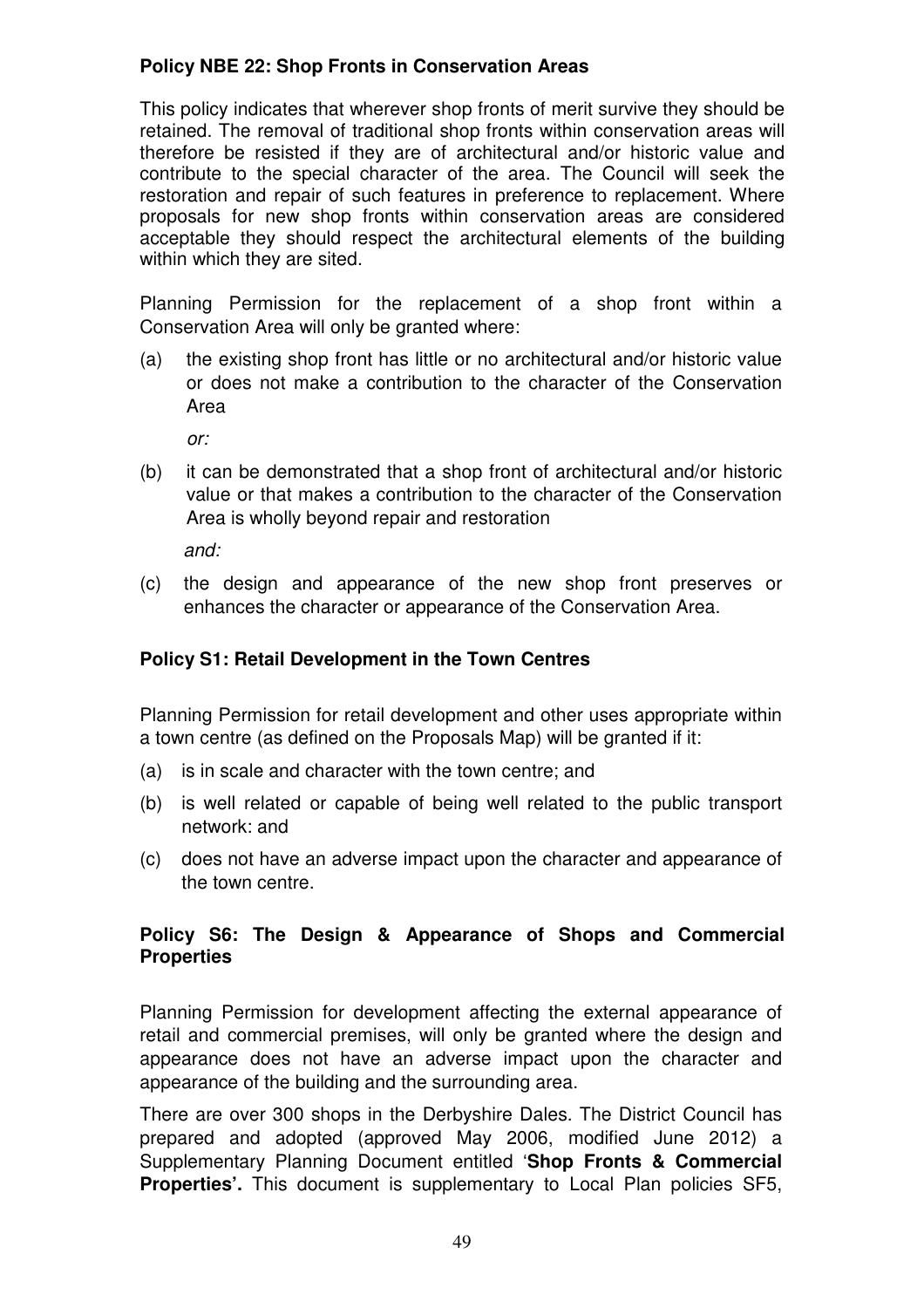### Policy NBE 22: Shop Fronts in Conservation Areas

This policy indicates that wherever shop fronts of merit survive they should be retained. The removal of traditional shop fronts within conservation areas will therefore be resisted if they are of architectural and/or historic value and contribute to the special character of the area. The Council will seek the restoration and repair of such features in preference to replacement. Where proposals for new shop fronts within conservation areas are considered acceptable they should respect the architectural elements of the building within which they are sited.

Planning Permission for the replacement of a shop front within a Conservation Area will only be granted where:

(a) the existing shop front has little or no architectural and/or historic value or does not make a contribution to the character of the Conservation Area

*or:*

(b) it can be demonstrated that a shop front of architectural and/or historic value or that makes a contribution to the character of the Conservation Area is wholly beyond repair and restoration

*and:*

(c) the design and appearance of the new shop front preserves or enhances the character or appearance of the Conservation Area.

### Policy S1: Retail Development in the Town Centres

Planning Permission for retail development and other uses appropriate within a town centre (as defined on the Proposals Map) will be granted if it:

(a) is in scale and character with the town centre; and

(b) is well related or capable of being well related to the public transport network: and

(c) does not have an adverse impact upon the character and appearance of the town centre.

### Policy S6: The Design & Appearance of Shops and Commercial Properties

Planning Permission for development affecting the external appearance of retail and commercial premises, will only be granted where the design and appearance does not have an adverse impact upon the character and appearance of the building and the surrounding area.

There are over 300 shops in the Derbyshire Dales. The District Council has prepared and adopted (approved May 2006, modified June 2012) a Supplementary Planning Document entitled '**Shop Fronts & Commercial Properties'.** This document is supplementary to Local Plan policies SF5,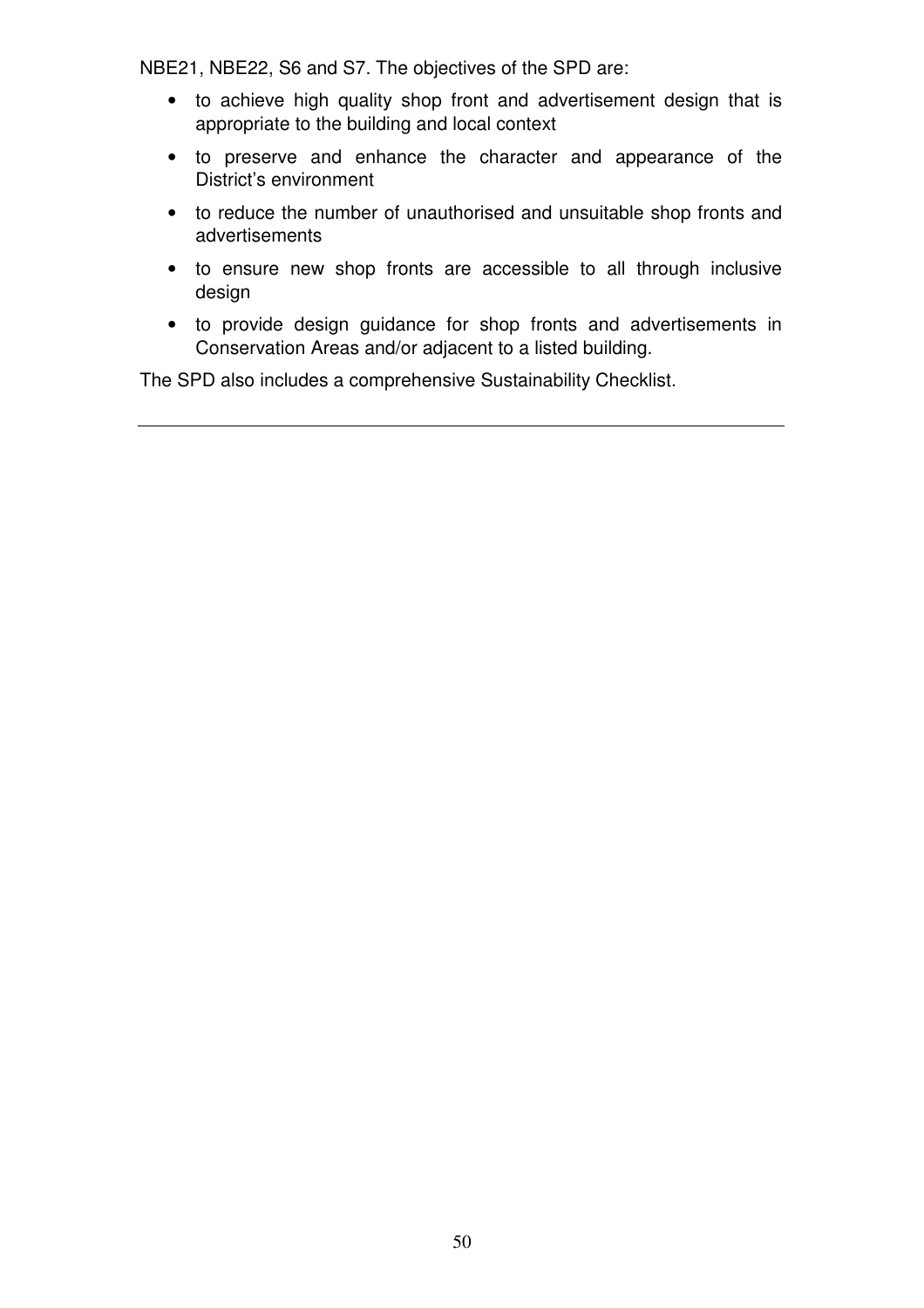NBE21, NBE22, S6 and S7. The objectives of the SPD are:

- to achieve high quality shop front and advertisement design that is appropriate to the building and local context
- to preserve and enhance the character and appearance of the District's environment
- to reduce the number of unauthorised and unsuitable shop fronts and advertisements
- to ensure new shop fronts are accessible to all through inclusive design
- to provide design guidance for shop fronts and advertisements in Conservation Areas and/or adjacent to a listed building.

The SPD also includes a comprehensive Sustainability Checklist.

---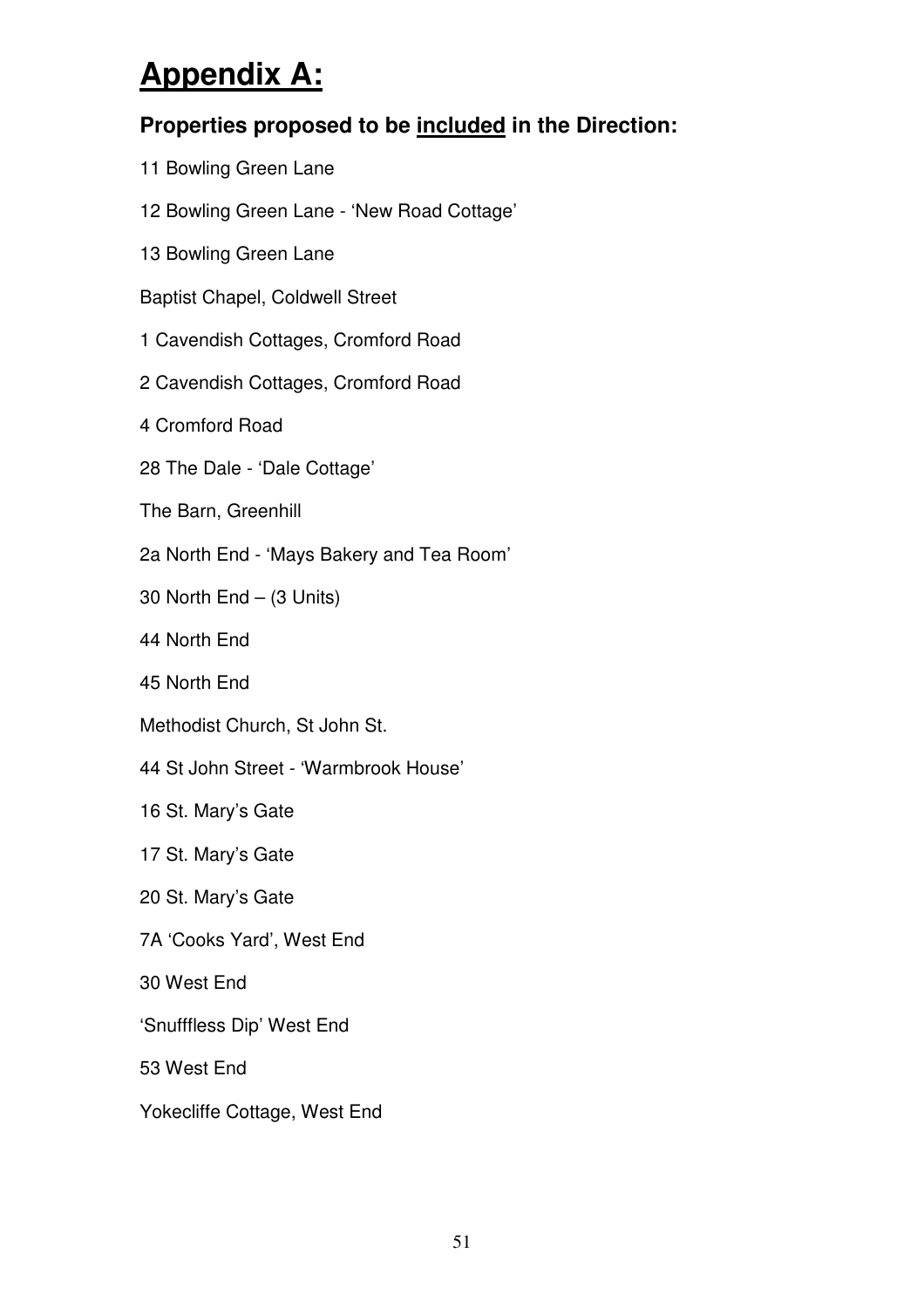# Appendix A:

## Properties proposed to be included in the Direction:

11 Bowling Green Lane

12 Bowling Green Lane - 'New Road Cottage'

13 Bowling Green Lane

Baptist Chapel, Coldwell Street

1 Cavendish Cottages, Cromford Road

2 Cavendish Cottages, Cromford Road

4 Cromford Road

28 The Dale - 'Dale Cottage'

The Barn, Greenhill

2a North End - 'Mays Bakery and Tea Room'

30 North End – (3 Units)

44 North End

45 North End

Methodist Church, St John St.

44 St John Street - 'Warmbrook House'

16 St. Mary's Gate

17 St. Mary's Gate

20 St. Mary's Gate

7A 'Cooks Yard', West End

30 West End

'Snufffless Dip' West End

53 West End

Yokecliffe Cottage, West End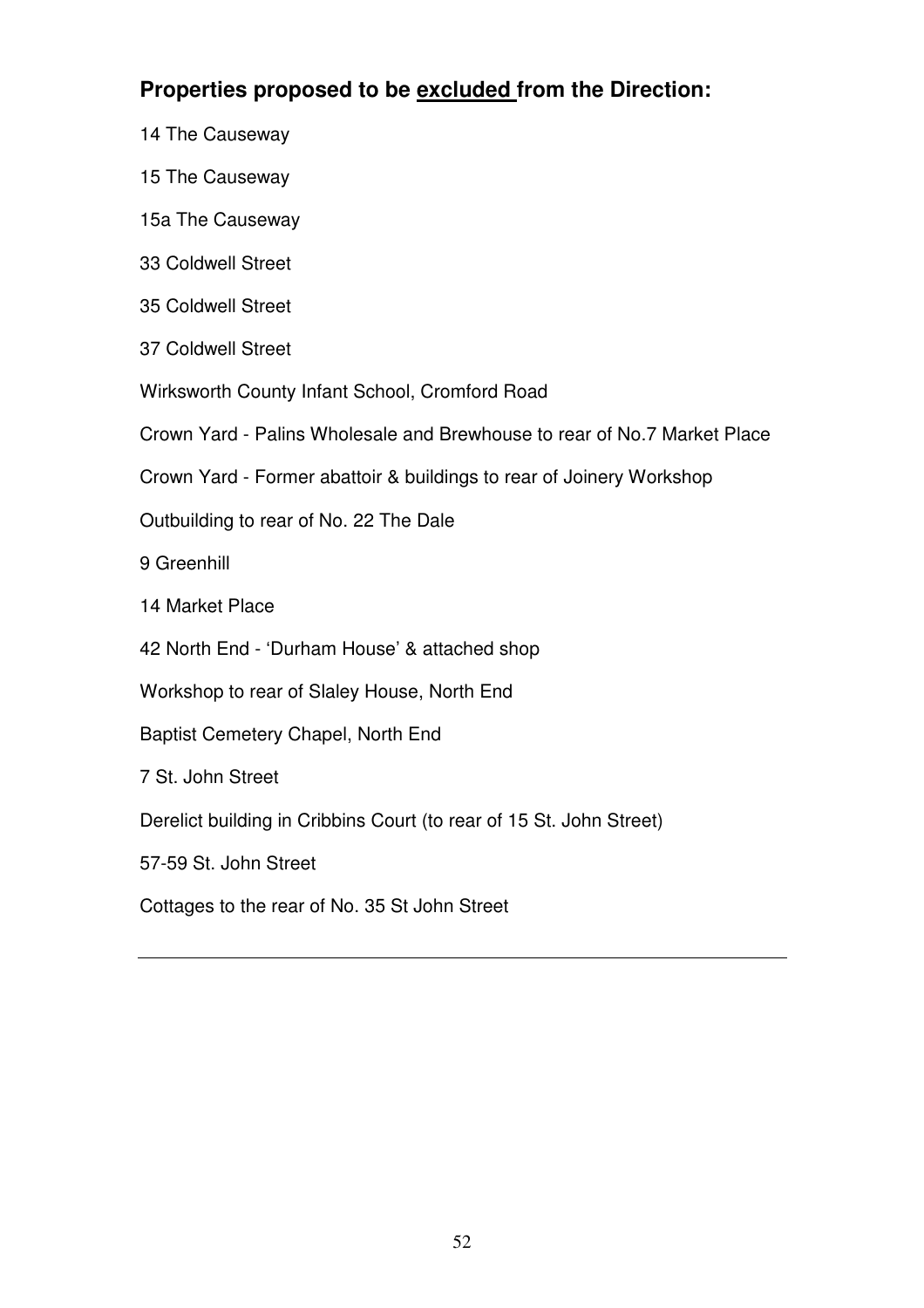## Properties proposed to be <u>excluded</u> from the Direction:

14 The Causeway

15 The Causeway

15a The Causeway

33 Coldwell Street

35 Coldwell Street

37 Coldwell Street

Wirksworth County Infant School, Cromford Road

Crown Yard - Palins Wholesale and Brewhouse to rear of No.7 Market Place

Crown Yard - Former abattoir & buildings to rear of Joinery Workshop

Outbuilding to rear of No. 22 The Dale

9 Greenhill

14 Market Place

42 North End - 'Durham House' & attached shop

Workshop to rear of Slaley House, North End

Baptist Cemetery Chapel, North End

7 St. John Street

Derelict building in Cribbins Court (to rear of 15 St. John Street)

57-59 St. John Street

Cottages to the rear of No. 35 St John Street

---